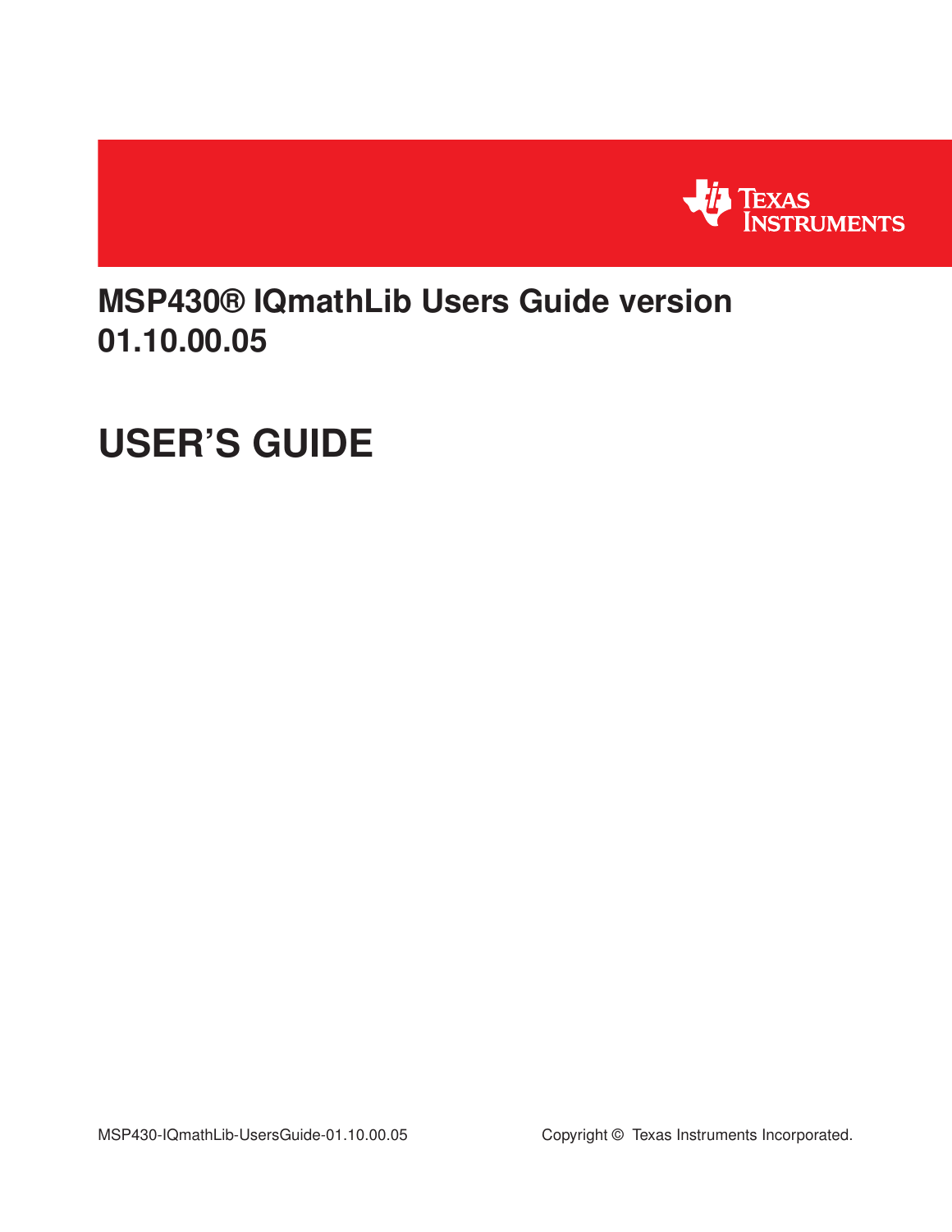# MSP430® IQmathLib Users Guide version 01.10.00.05

# USER'S GUIDE

MSP430-IQmathLib-UsersGuide-01.10.00.05

Copyright © Texas Instruments Incorporated.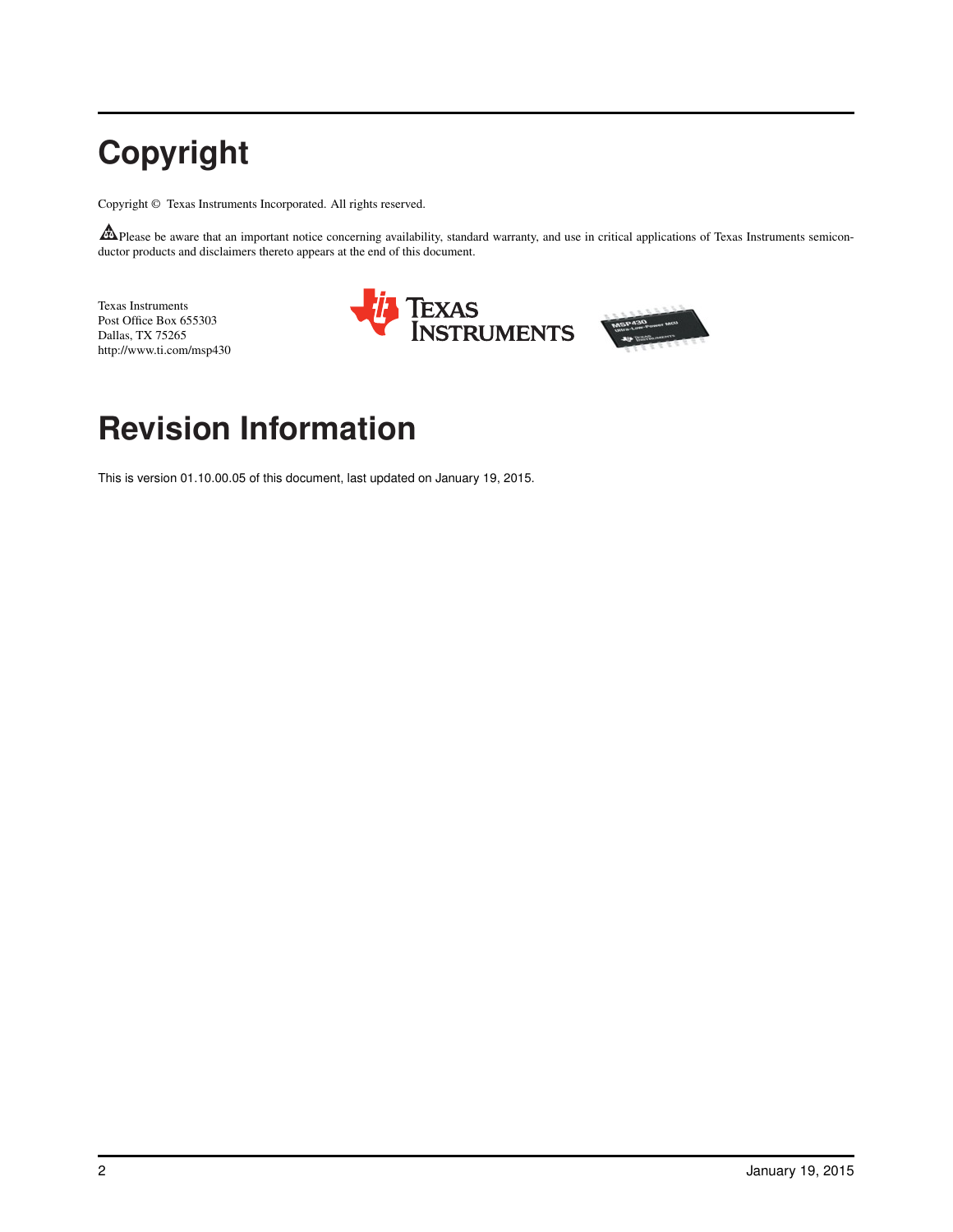# Copyright

Copyright © Texas Instruments Incorporated. All rights reserved.

Please be aware that an important notice concerning availability, standard warranty, and use in critical applications of Texas Instruments semiconductor products and disclaimers thereto appears at the end of this document.

Texas Instruments
Post Office Box 655303
Dallas, TX 75265
http://www.ti.com/msp430

# Revision Information

This is version 01.10.00.05 of this document, last updated on January 19, 2015.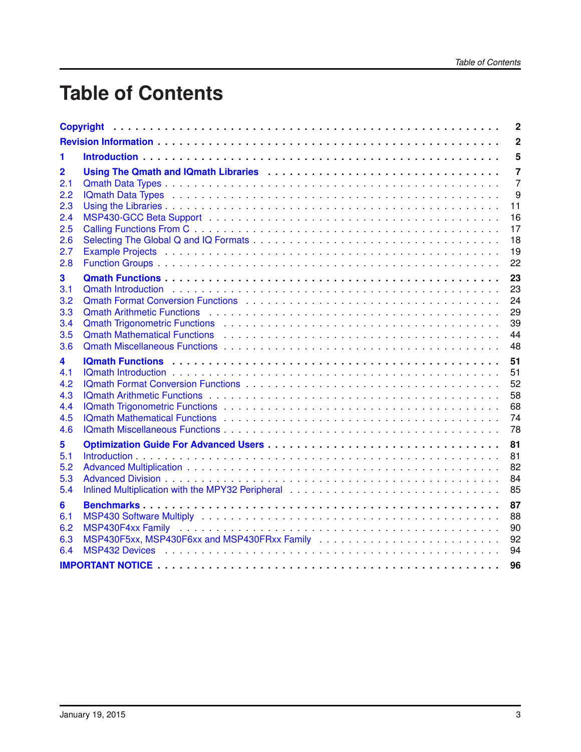# Table of Contents

| | | |
|---|---|---|
| **Copyright** | | **2** |
| **Revision Information** | | **2** |
| **1** | **Introduction** | **5** |
| **2** | **Using The Qmath and IQmath Libraries** | **7** |
| 2.1 | Qmath Data Types | 7 |
| 2.2 | IQmath Data Types | 9 |
| 2.3 | Using the Libraries | 11 |
| 2.4 | MSP430-GCC Beta Support | 16 |
| 2.5 | Calling Functions From C | 17 |
| 2.6 | Selecting The Global Q and IQ Formats | 18 |
| 2.7 | Example Projects | 19 |
| 2.8 | Function Groups | 22 |
| **3** | **Qmath Functions** | **23** |
| 3.1 | Qmath Introduction | 23 |
| 3.2 | Qmath Format Conversion Functions | 24 |
| 3.3 | Qmath Arithmetic Functions | 29 |
| 3.4 | Qmath Trigonometric Functions | 39 |
| 3.5 | Qmath Mathematical Functions | 44 |
| 3.6 | Qmath Miscellaneous Functions | 48 |
| **4** | **IQmath Functions** | **51** |
| 4.1 | IQmath Introduction | 51 |
| 4.2 | IQmath Format Conversion Functions | 52 |
| 4.3 | IQmath Arithmetic Functions | 58 |
| 4.4 | IQmath Trigonometric Functions | 68 |
| 4.5 | IQmath Mathematical Functions | 74 |
| 4.6 | IQmath Miscellaneous Functions | 78 |
| **5** | **Optimization Guide For Advanced Users** | **81** |
| 5.1 | Introduction | 81 |
| 5.2 | Advanced Multiplication | 82 |
| 5.3 | Advanced Division | 84 |
| 5.4 | Inlined Multiplication with the MPY32 Peripheral | 85 |
| **6** | **Benchmarks** | **87** |
| 6.1 | MSP430 Software Multiply | 88 |
| 6.2 | MSP430F4xx Family | 90 |
| 6.3 | MSP430F5xx, MSP430F6xx and MSP430FRxx Family | 92 |
| 6.4 | MSP432 Devices | 94 |
| **IMPORTANT NOTICE** | | **96** |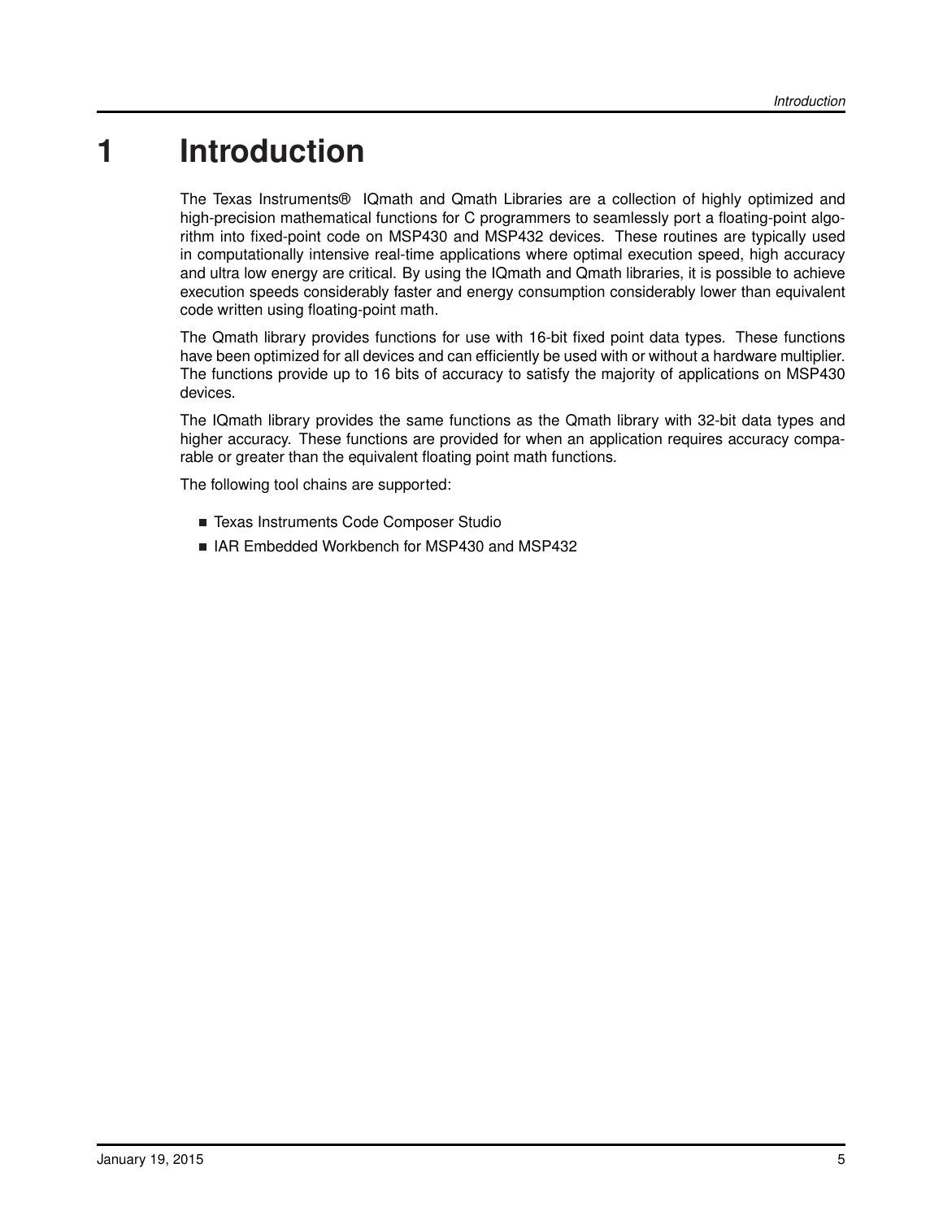# 1 Introduction

The Texas Instruments® IQmath and Qmath Libraries are a collection of highly optimized and high-precision mathematical functions for C programmers to seamlessly port a floating-point algorithm into fixed-point code on MSP430 and MSP432 devices. These routines are typically used in computationally intensive real-time applications where optimal execution speed, high accuracy and ultra low energy are critical. By using the IQmath and Qmath libraries, it is possible to achieve execution speeds considerably faster and energy consumption considerably lower than equivalent code written using floating-point math.

The Qmath library provides functions for use with 16-bit fixed point data types. These functions have been optimized for all devices and can efficiently be used with or without a hardware multiplier. The functions provide up to 16 bits of accuracy to satisfy the majority of applications on MSP430 devices.

The IQmath library provides the same functions as the Qmath library with 32-bit data types and higher accuracy. These functions are provided for when an application requires accuracy comparable or greater than the equivalent floating point math functions.

The following tool chains are supported:

- Texas Instruments Code Composer Studio
- IAR Embedded Workbench for MSP430 and MSP432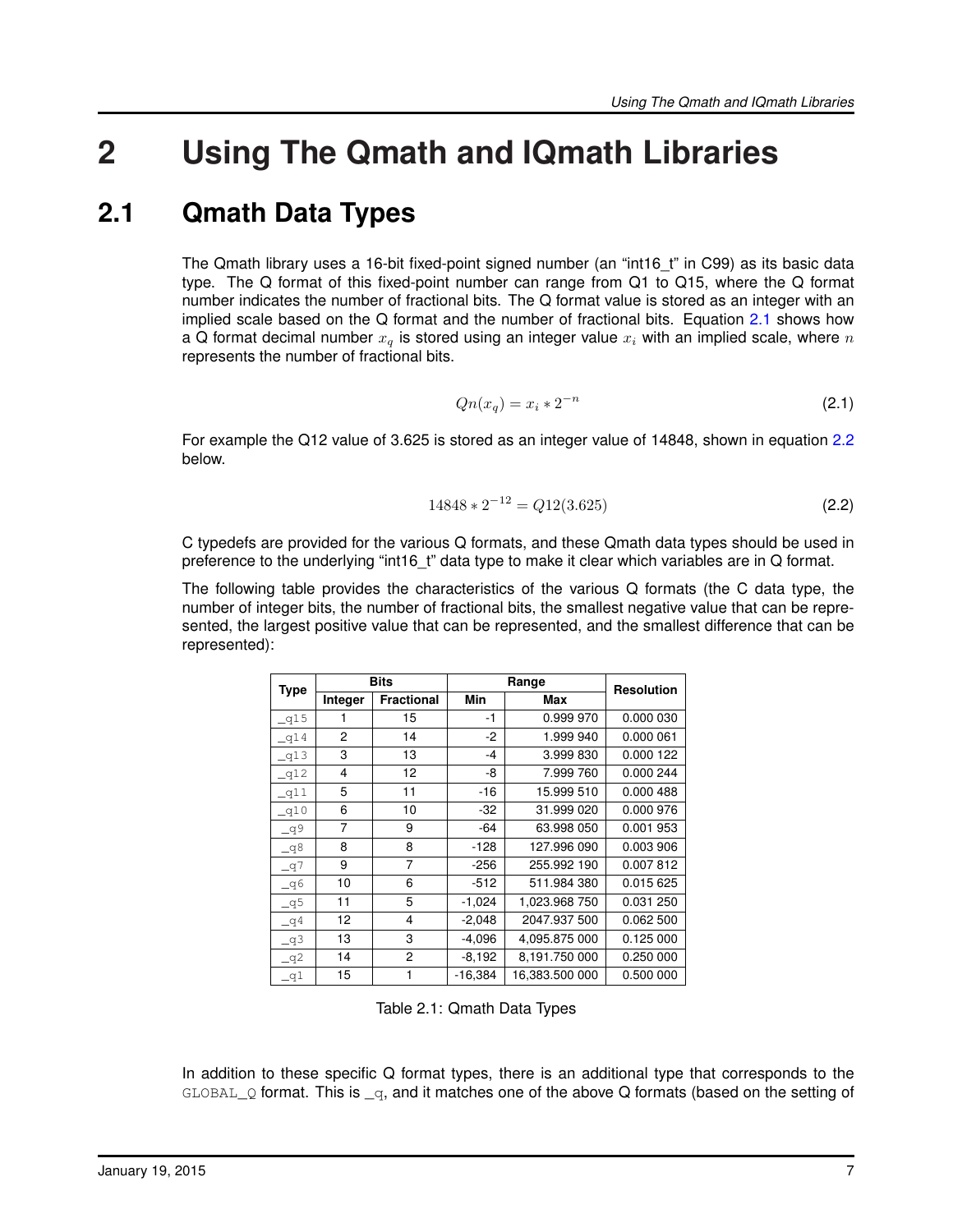# 2 Using The Qmath and IQmath Libraries

## 2.1 Qmath Data Types

The Qmath library uses a 16-bit fixed-point signed number (an "int16_t" in C99) as its basic data type. The Q format of this fixed-point number can range from Q1 to Q15, where the Q format number indicates the number of fractional bits. The Q format value is stored as an integer with an implied scale based on the Q format and the number of fractional bits. Equation 2.1 shows how a Q format decimal number $x_q$ is stored using an integer value $x_i$ with an implied scale, where $n$ represents the number of fractional bits.

$$Qn(x_q) = x_i * 2^{-n} \tag{2.1}$$

For example the Q12 value of 3.625 is stored as an integer value of 14848, shown in equation 2.2 below.

$$14848 * 2^{-12} = Q12(3.625) \tag{2.2}$$

C typedefs are provided for the various Q formats, and these Qmath data types should be used in preference to the underlying "int16_t" data type to make it clear which variables are in Q format.

The following table provides the characteristics of the various Q formats (the C data type, the number of integer bits, the number of fractional bits, the smallest negative value that can be represented, the largest positive value that can be represented, and the smallest difference that can be represented):

| Type | Bits | | Range | | Resolution |
|---|---|---|---|---|---|
| | Integer | Fractional | Min | Max | |
| `_q15` | 1 | 15 | -1 | 0.999 970 | 0.000 030 |
| `_q14` | 2 | 14 | -2 | 1.999 940 | 0.000 061 |
| `_q13` | 3 | 13 | -4 | 3.999 830 | 0.000 122 |
| `_q12` | 4 | 12 | -8 | 7.999 760 | 0.000 244 |
| `_q11` | 5 | 11 | -16 | 15.999 510 | 0.000 488 |
| `_q10` | 6 | 10 | -32 | 31.999 020 | 0.000 976 |
| `_q9` | 7 | 9 | -64 | 63.998 050 | 0.001 953 |
| `_q8` | 8 | 8 | -128 | 127.996 090 | 0.003 906 |
| `_q7` | 9 | 7 | -256 | 255.992 190 | 0.007 812 |
| `_q6` | 10 | 6 | -512 | 511.984 380 | 0.015 625 |
| `_q5` | 11 | 5 | -1,024 | 1,023.968 750 | 0.031 250 |
| `_q4` | 12 | 4 | -2,048 | 2047.937 500 | 0.062 500 |
| `_q3` | 13 | 3 | -4,096 | 4,095.875 000 | 0.125 000 |
| `_q2` | 14 | 2 | -8,192 | 8,191.750 000 | 0.250 000 |
| `_q1` | 15 | 1 | -16,384 | 16,383.500 000 | 0.500 000 |

Table 2.1: Qmath Data Types

In addition to these specific Q format types, there is an additional type that corresponds to the `GLOBAL_Q` format. This is `_q`, and it matches one of the above Q formats (based on the setting of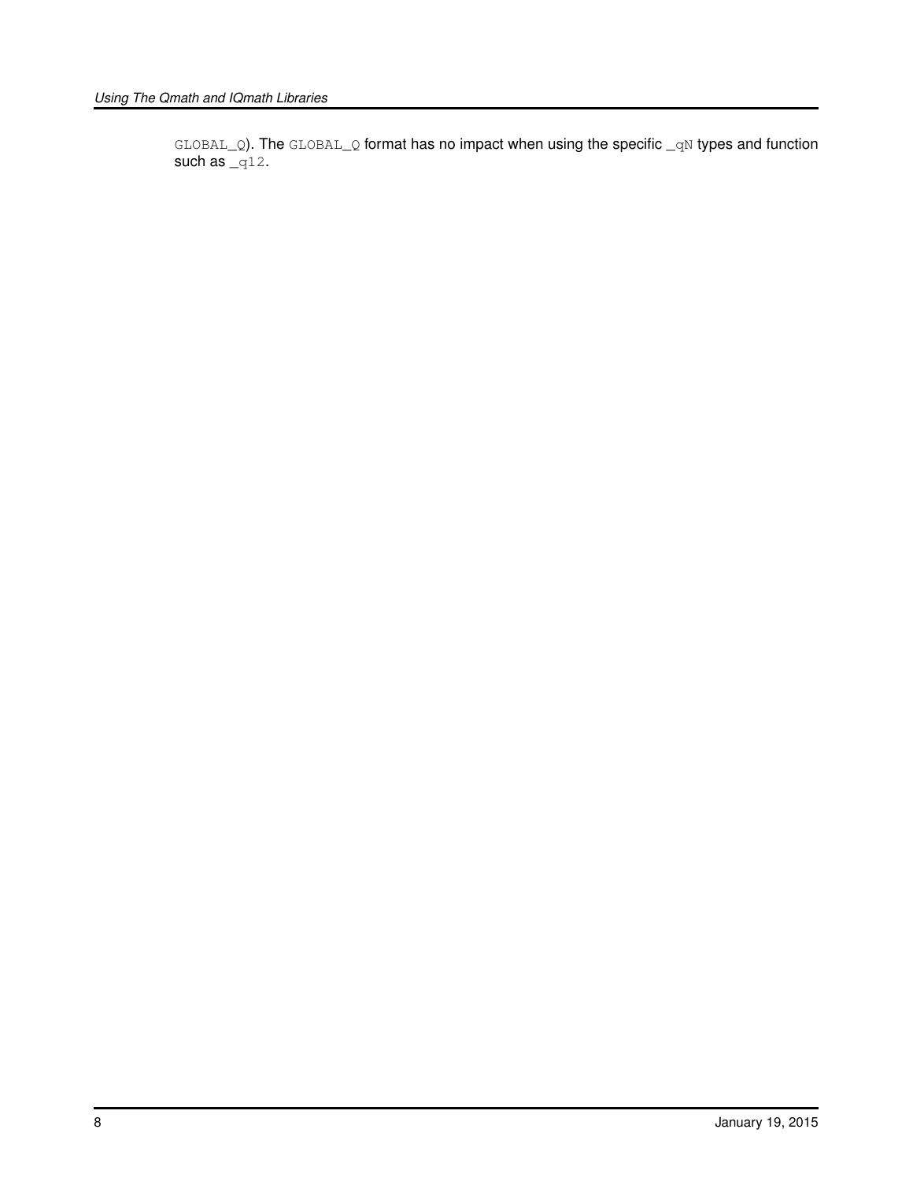GLOBAL_Q). The GLOBAL_Q format has no impact when using the specific _qN types and function such as _q12.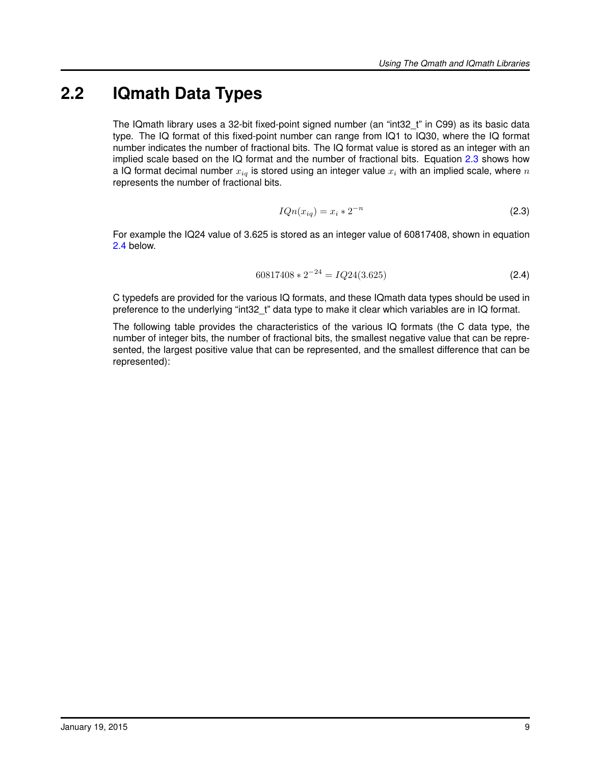## 2.2 IQmath Data Types

The IQmath library uses a 32-bit fixed-point signed number (an "int32_t" in C99) as its basic data type. The IQ format of this fixed-point number can range from IQ1 to IQ30, where the IQ format number indicates the number of fractional bits. The IQ format value is stored as an integer with an implied scale based on the IQ format and the number of fractional bits. Equation 2.3 shows how a IQ format decimal number $x_{iq}$ is stored using an integer value $x_i$ with an implied scale, where $n$ represents the number of fractional bits.

$$IQn(x_{iq}) = x_i * 2^{-n} \tag{2.3}$$

For example the IQ24 value of 3.625 is stored as an integer value of 60817408, shown in equation 2.4 below.

$$60817408 * 2^{-24} = IQ24(3.625) \tag{2.4}$$

C typedefs are provided for the various IQ formats, and these IQmath data types should be used in preference to the underlying "int32_t" data type to make it clear which variables are in IQ format.

The following table provides the characteristics of the various IQ formats (the C data type, the number of integer bits, the number of fractional bits, the smallest negative value that can be represented, the largest positive value that can be represented, and the smallest difference that can be represented):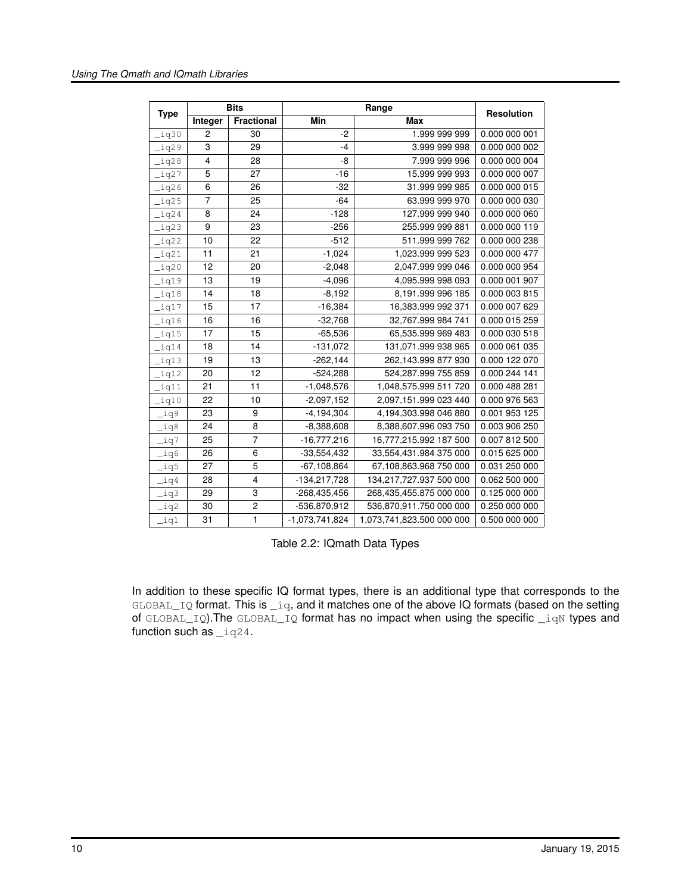| Type | Bits | | Range | | Resolution |
|---|---|---|---|---|---|
| | Integer | Fractional | Min | Max | |
| _iq30 | 2 | 30 | -2 | 1.999 999 999 | 0.000 000 001 |
| _iq29 | 3 | 29 | -4 | 3.999 999 998 | 0.000 000 002 |
| _iq28 | 4 | 28 | -8 | 7.999 999 996 | 0.000 000 004 |
| _iq27 | 5 | 27 | -16 | 15.999 999 993 | 0.000 000 007 |
| _iq26 | 6 | 26 | -32 | 31.999 999 985 | 0.000 000 015 |
| _iq25 | 7 | 25 | -64 | 63.999 999 970 | 0.000 000 030 |
| _iq24 | 8 | 24 | -128 | 127.999 999 940 | 0.000 000 060 |
| _iq23 | 9 | 23 | -256 | 255.999 999 881 | 0.000 000 119 |
| _iq22 | 10 | 22 | -512 | 511.999 999 762 | 0.000 000 238 |
| _iq21 | 11 | 21 | -1,024 | 1,023.999 999 523 | 0.000 000 477 |
| _iq20 | 12 | 20 | -2,048 | 2,047.999 999 046 | 0.000 000 954 |
| _iq19 | 13 | 19 | -4,096 | 4,095.999 998 093 | 0.000 001 907 |
| _iq18 | 14 | 18 | -8,192 | 8,191.999 996 185 | 0.000 003 815 |
| _iq17 | 15 | 17 | -16,384 | 16,383.999 992 371 | 0.000 007 629 |
| _iq16 | 16 | 16 | -32,768 | 32,767.999 984 741 | 0.000 015 259 |
| _iq15 | 17 | 15 | -65,536 | 65,535.999 969 483 | 0.000 030 518 |
| _iq14 | 18 | 14 | -131,072 | 131,071.999 938 965 | 0.000 061 035 |
| _iq13 | 19 | 13 | -262,144 | 262,143.999 877 930 | 0.000 122 070 |
| _iq12 | 20 | 12 | -524,288 | 524,287.999 755 859 | 0.000 244 141 |
| _iq11 | 21 | 11 | -1,048,576 | 1,048,575.999 511 720 | 0.000 488 281 |
| _iq10 | 22 | 10 | -2,097,152 | 2,097,151.999 023 440 | 0.000 976 563 |
| _iq9 | 23 | 9 | -4,194,304 | 4,194,303.998 046 880 | 0.001 953 125 |
| _iq8 | 24 | 8 | -8,388,608 | 8,388,607.996 093 750 | 0.003 906 250 |
| _iq7 | 25 | 7 | -16,777,216 | 16,777,215.992 187 500 | 0.007 812 500 |
| _iq6 | 26 | 6 | -33,554,432 | 33,554,431.984 375 000 | 0.015 625 000 |
| _iq5 | 27 | 5 | -67,108,864 | 67,108,863.968 750 000 | 0.031 250 000 |
| _iq4 | 28 | 4 | -134,217,728 | 134,217,727.937 500 000 | 0.062 500 000 |
| _iq3 | 29 | 3 | -268,435,456 | 268,435,455.875 000 000 | 0.125 000 000 |
| _iq2 | 30 | 2 | -536,870,912 | 536,870,911.750 000 000 | 0.250 000 000 |
| _iq1 | 31 | 1 | -1,073,741,824 | 1,073,741,823.500 000 000 | 0.500 000 000 |

Table 2.2: IQmath Data Types

In addition to these specific IQ format types, there is an additional type that corresponds to the `GLOBAL_IQ` format. This is `_iq`, and it matches one of the above IQ formats (based on the setting of `GLOBAL_IQ`).The `GLOBAL_IQ` format has no impact when using the specific `_iqN` types and function such as `_iq24`.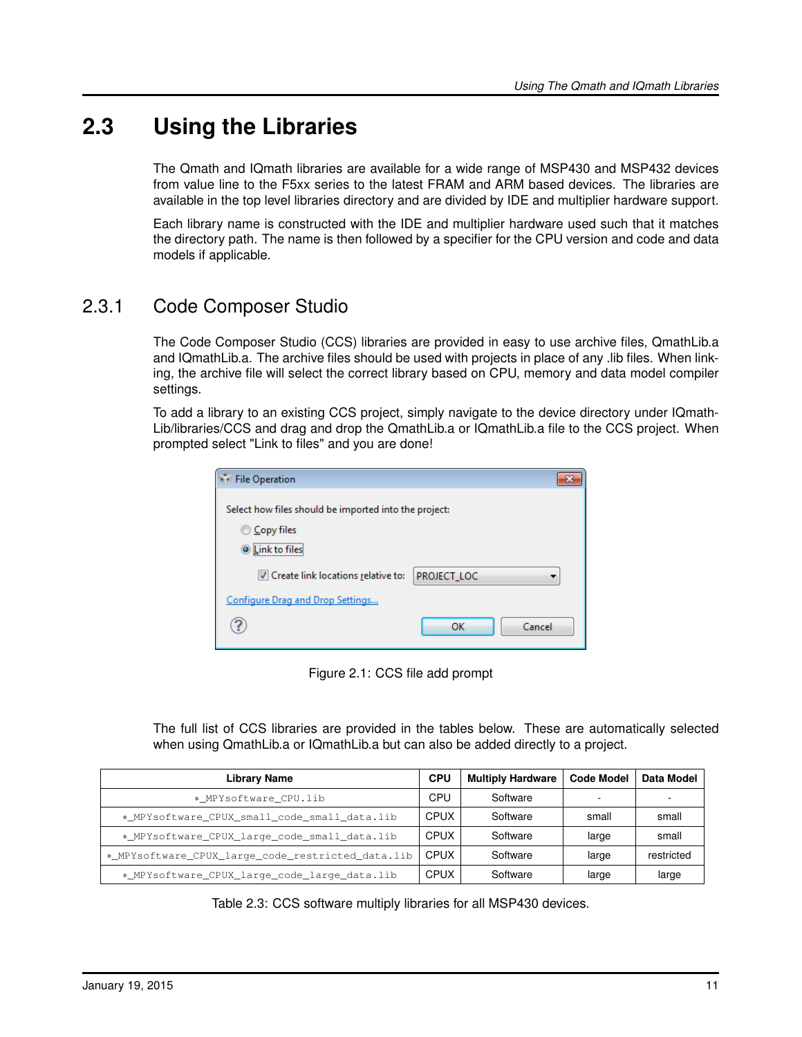## 2.3 Using the Libraries

The Qmath and IQmath libraries are available for a wide range of MSP430 and MSP432 devices from value line to the F5xx series to the latest FRAM and ARM based devices. The libraries are available in the top level libraries directory and are divided by IDE and multiplier hardware support.

Each library name is constructed with the IDE and multiplier hardware used such that it matches the directory path. The name is then followed by a specifier for the CPU version and code and data models if applicable.

### 2.3.1 Code Composer Studio

The Code Composer Studio (CCS) libraries are provided in easy to use archive files, QmathLib.a and IQmathLib.a. The archive files should be used with projects in place of any .lib files. When linking, the archive file will select the correct library based on CPU, memory and data model compiler settings.

To add a library to an existing CCS project, simply navigate to the device directory under IQmathLib/libraries/CCS and drag and drop the QmathLib.a or IQmathLib.a file to the CCS project. When prompted select "Link to files" and you are done!

File Operation

Select how files should be imported into the project:

- Copy files
- Link to files

Create link locations relative to: PROJECT_LOC

Configure Drag and Drop Settings...

OK Cancel

Figure 2.1: CCS file add prompt

The full list of CCS libraries are provided in the tables below. These are automatically selected when using QmathLib.a or IQmathLib.a but can also be added directly to a project.

| Library Name | CPU | Multiply Hardware | Code Model | Data Model |
|---|---|---|---|---|
| *_MPYsoftware_CPU.lib | CPU | Software | - | - |
| *_MPYsoftware_CPUX_small_code_small_data.lib | CPUX | Software | small | small |
| *_MPYsoftware_CPUX_large_code_small_data.lib | CPUX | Software | large | small |
| *_MPYsoftware_CPUX_large_code_restricted_data.lib | CPUX | Software | large | restricted |
| *_MPYsoftware_CPUX_large_code_large_data.lib | CPUX | Software | large | large |

Table 2.3: CCS software multiply libraries for all MSP430 devices.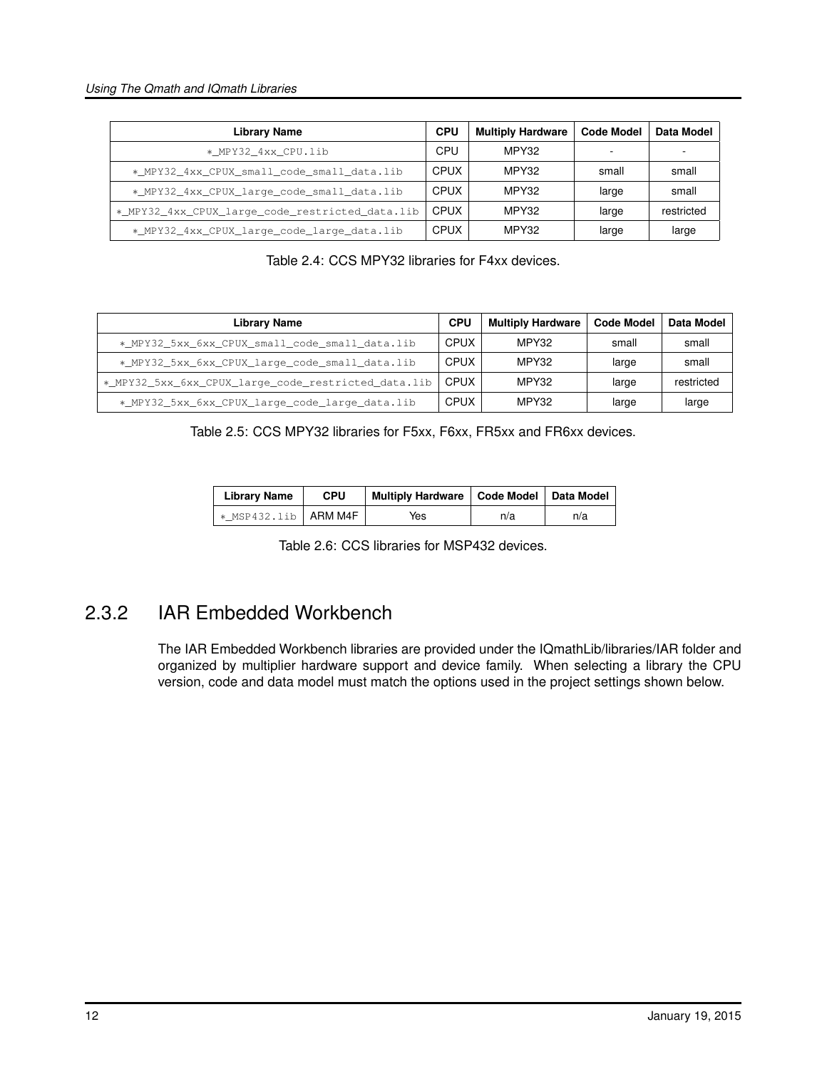| Library Name | CPU | Multiply Hardware | Code Model | Data Model |
|---|---|---|---|---|
| *_MPY32_4xx_CPU.lib | CPU | MPY32 | - | - |
| *_MPY32_4xx_CPUX_small_code_small_data.lib | CPUX | MPY32 | small | small |
| *_MPY32_4xx_CPUX_large_code_small_data.lib | CPUX | MPY32 | large | small |
| *_MPY32_4xx_CPUX_large_code_restricted_data.lib | CPUX | MPY32 | large | restricted |
| *_MPY32_4xx_CPUX_large_code_large_data.lib | CPUX | MPY32 | large | large |

Table 2.4: CCS MPY32 libraries for F4xx devices.

| Library Name | CPU | Multiply Hardware | Code Model | Data Model |
|---|---|---|---|---|
| *_MPY32_5xx_6xx_CPUX_small_code_small_data.lib | CPUX | MPY32 | small | small |
| *_MPY32_5xx_6xx_CPUX_large_code_small_data.lib | CPUX | MPY32 | large | small |
| *_MPY32_5xx_6xx_CPUX_large_code_restricted_data.lib | CPUX | MPY32 | large | restricted |
| *_MPY32_5xx_6xx_CPUX_large_code_large_data.lib | CPUX | MPY32 | large | large |

Table 2.5: CCS MPY32 libraries for F5xx, F6xx, FR5xx and FR6xx devices.

| Library Name | CPU | Multiply Hardware | Code Model | Data Model |
|---|---|---|---|---|
| *_MSP432.lib | ARM M4F | Yes | n/a | n/a |

Table 2.6: CCS libraries for MSP432 devices.

### 2.3.2 IAR Embedded Workbench

The IAR Embedded Workbench libraries are provided under the IQmathLib/libraries/IAR folder and organized by multiplier hardware support and device family. When selecting a library the CPU version, code and data model must match the options used in the project settings shown below.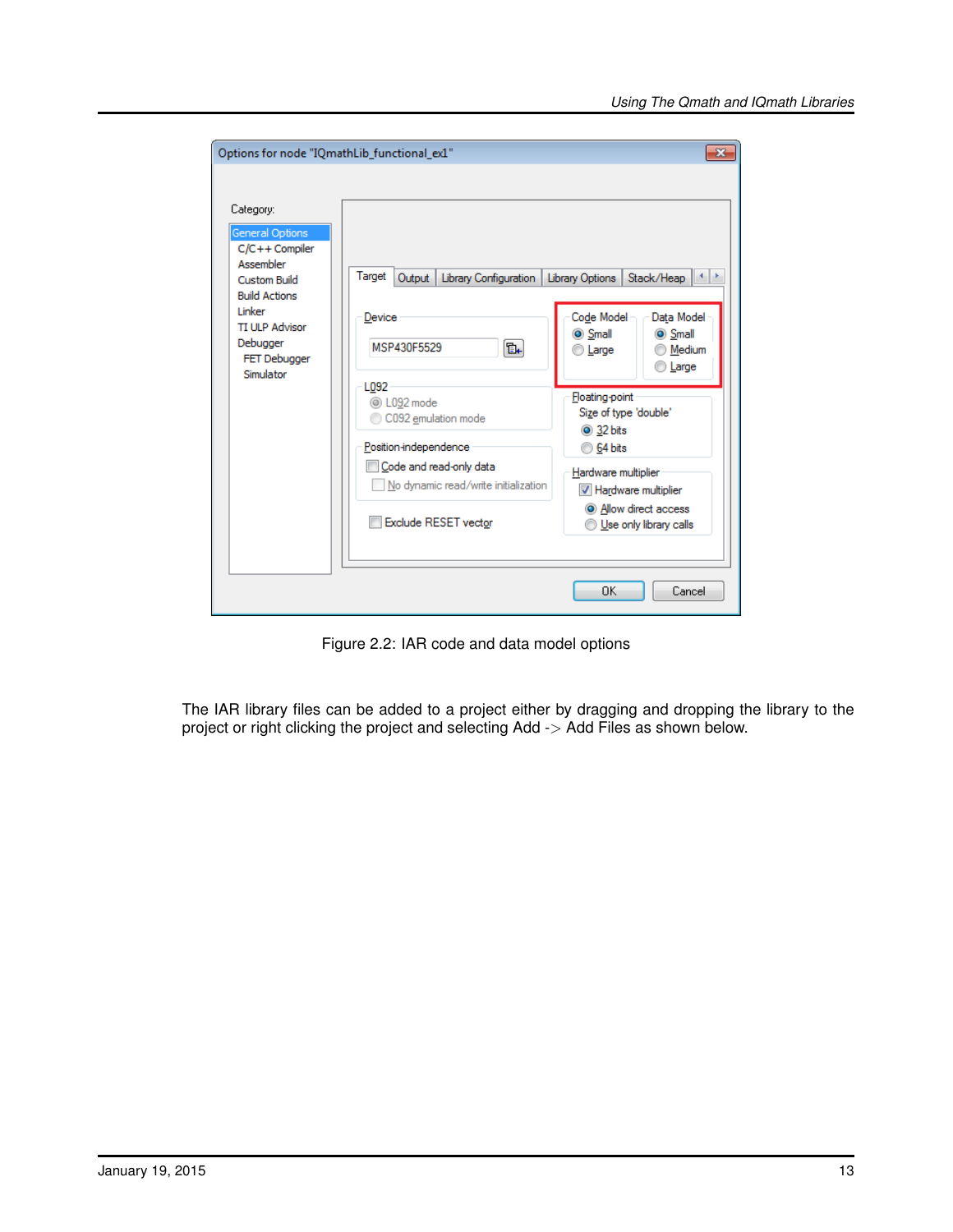Figure 2.2: IAR code and data model options

The IAR library files can be added to a project either by dragging and dropping the library to the project or right clicking the project and selecting Add -> Add Files as shown below.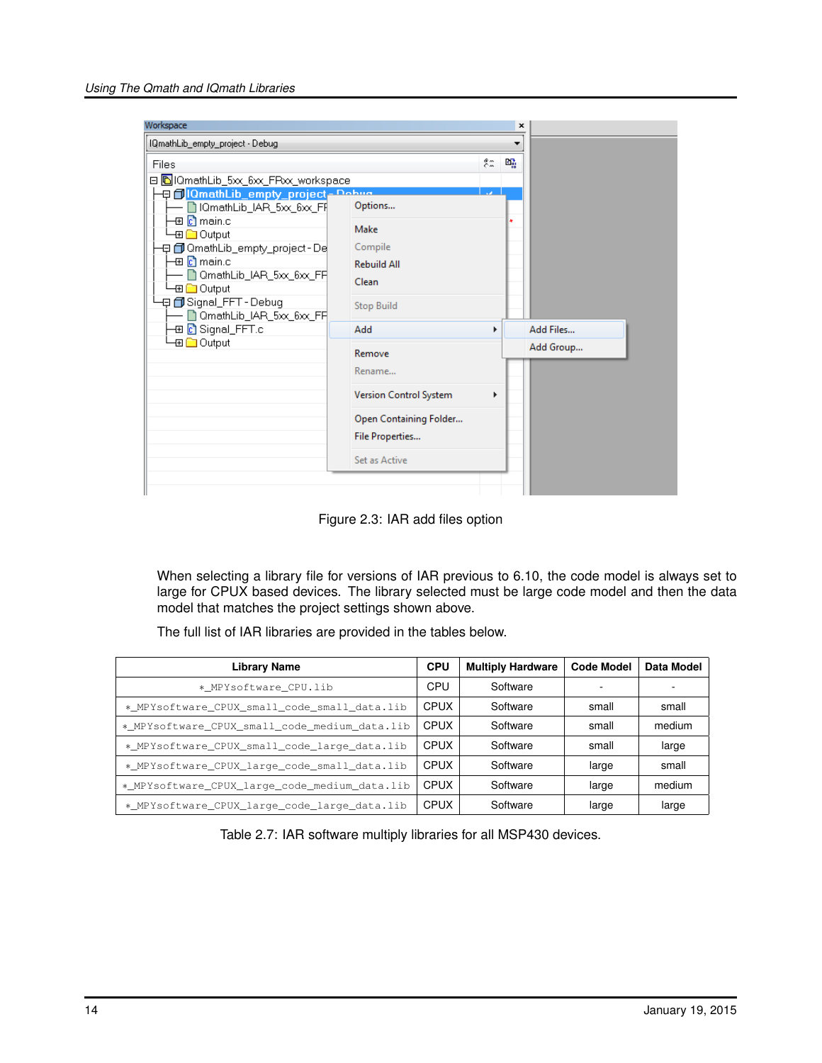Figure 2.3: IAR add files option

When selecting a library file for versions of IAR previous to 6.10, the code model is always set to large for CPUX based devices. The library selected must be large code model and then the data model that matches the project settings shown above.

The full list of IAR libraries are provided in the tables below.

| Library Name | CPU | Multiply Hardware | Code Model | Data Model |
|---|---|---|---|---|
| *_MPYsoftware_CPU.lib | CPU | Software | - | - |
| *_MPYsoftware_CPUX_small_code_small_data.lib | CPUX | Software | small | small |
| *_MPYsoftware_CPUX_small_code_medium_data.lib | CPUX | Software | small | medium |
| *_MPYsoftware_CPUX_small_code_large_data.lib | CPUX | Software | small | large |
| *_MPYsoftware_CPUX_large_code_small_data.lib | CPUX | Software | large | small |
| *_MPYsoftware_CPUX_large_code_medium_data.lib | CPUX | Software | large | medium |
| *_MPYsoftware_CPUX_large_code_large_data.lib | CPUX | Software | large | large |

Table 2.7: IAR software multiply libraries for all MSP430 devices.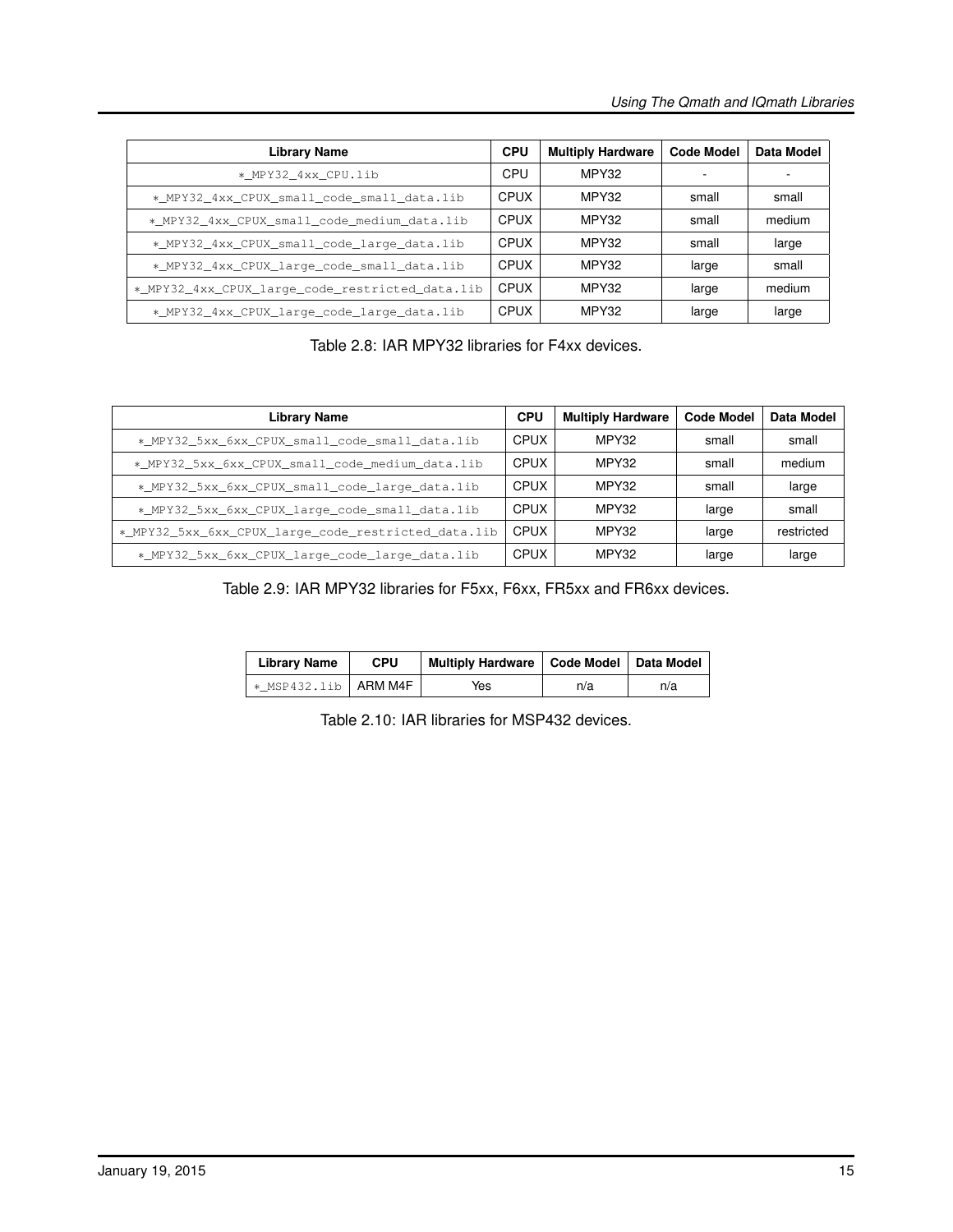| Library Name | CPU | Multiply Hardware | Code Model | Data Model |
|---|---|---|---|---|
| *_MPY32_4xx_CPU.lib | CPU | MPY32 | - | - |
| *_MPY32_4xx_CPUX_small_code_small_data.lib | CPUX | MPY32 | small | small |
| *_MPY32_4xx_CPUX_small_code_medium_data.lib | CPUX | MPY32 | small | medium |
| *_MPY32_4xx_CPUX_small_code_large_data.lib | CPUX | MPY32 | small | large |
| *_MPY32_4xx_CPUX_large_code_small_data.lib | CPUX | MPY32 | large | small |
| *_MPY32_4xx_CPUX_large_code_restricted_data.lib | CPUX | MPY32 | large | medium |
| *_MPY32_4xx_CPUX_large_code_large_data.lib | CPUX | MPY32 | large | large |

Table 2.8: IAR MPY32 libraries for F4xx devices.

| Library Name | CPU | Multiply Hardware | Code Model | Data Model |
|---|---|---|---|---|
| *_MPY32_5xx_6xx_CPUX_small_code_small_data.lib | CPUX | MPY32 | small | small |
| *_MPY32_5xx_6xx_CPUX_small_code_medium_data.lib | CPUX | MPY32 | small | medium |
| *_MPY32_5xx_6xx_CPUX_small_code_large_data.lib | CPUX | MPY32 | small | large |
| *_MPY32_5xx_6xx_CPUX_large_code_small_data.lib | CPUX | MPY32 | large | small |
| *_MPY32_5xx_6xx_CPUX_large_code_restricted_data.lib | CPUX | MPY32 | large | restricted |
| *_MPY32_5xx_6xx_CPUX_large_code_large_data.lib | CPUX | MPY32 | large | large |

Table 2.9: IAR MPY32 libraries for F5xx, F6xx, FR5xx and FR6xx devices.

| Library Name | CPU | Multiply Hardware | Code Model | Data Model |
|---|---|---|---|---|
| *_MSP432.lib | ARM M4F | Yes | n/a | n/a |

Table 2.10: IAR libraries for MSP432 devices.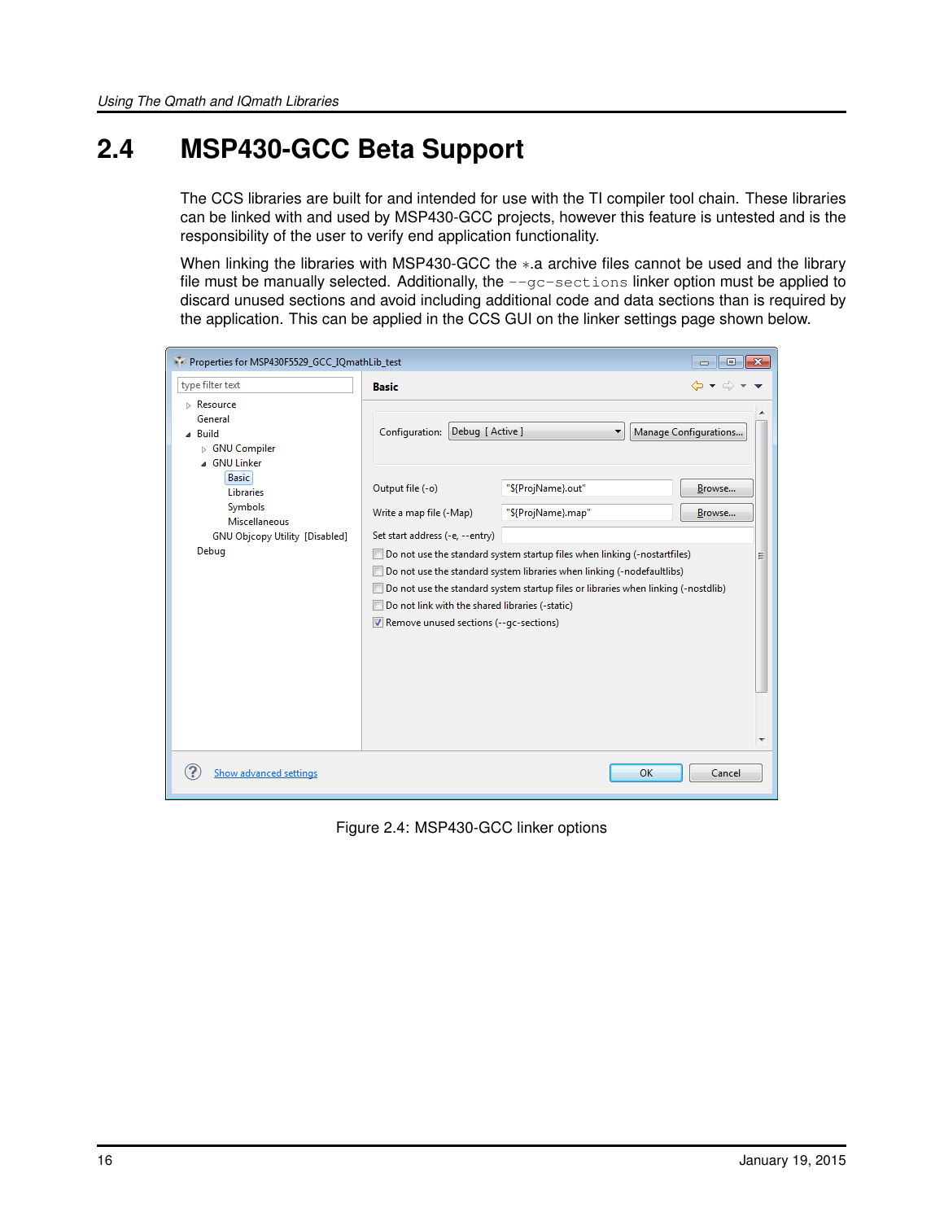## 2.4 MSP430-GCC Beta Support

The CCS libraries are built for and intended for use with the TI compiler tool chain. These libraries can be linked with and used by MSP430-GCC projects, however this feature is untested and is the responsibility of the user to verify end application functionality.

When linking the libraries with MSP430-GCC the *.a archive files cannot be used and the library file must be manually selected. Additionally, the `--gc-sections` linker option must be applied to discard unused sections and avoid including additional code and data sections than is required by the application. This can be applied in the CCS GUI on the linker settings page shown below.

Figure 2.4: MSP430-GCC linker options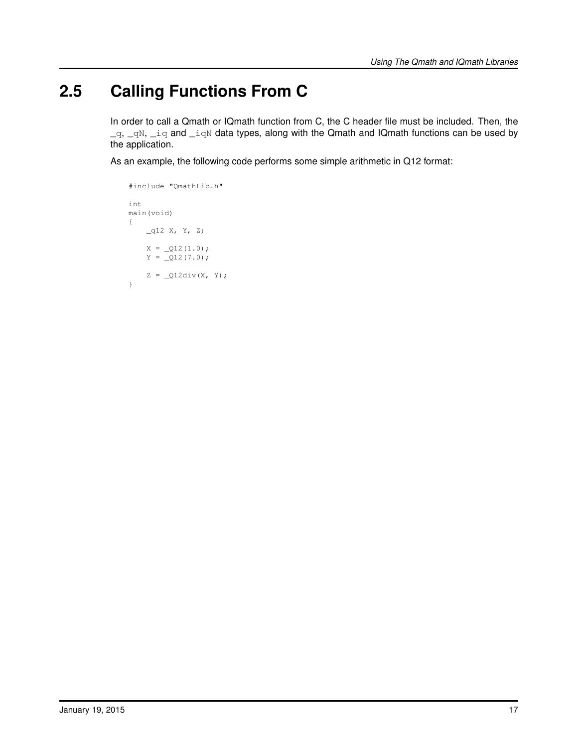## 2.5 Calling Functions From C

In order to call a Qmath or IQmath function from C, the C header file must be included. Then, the `_q`, `_qN`, `_iq` and `_iqN` data types, along with the Qmath and IQmath functions can be used by the application.

As an example, the following code performs some simple arithmetic in Q12 format:

```
#include "QmathLib.h"

int
main(void)
{
    _q12 X, Y, Z;

    X = _Q12(1.0);
    Y = _Q12(7.0);

    Z = _Q12div(X, Y);
}
```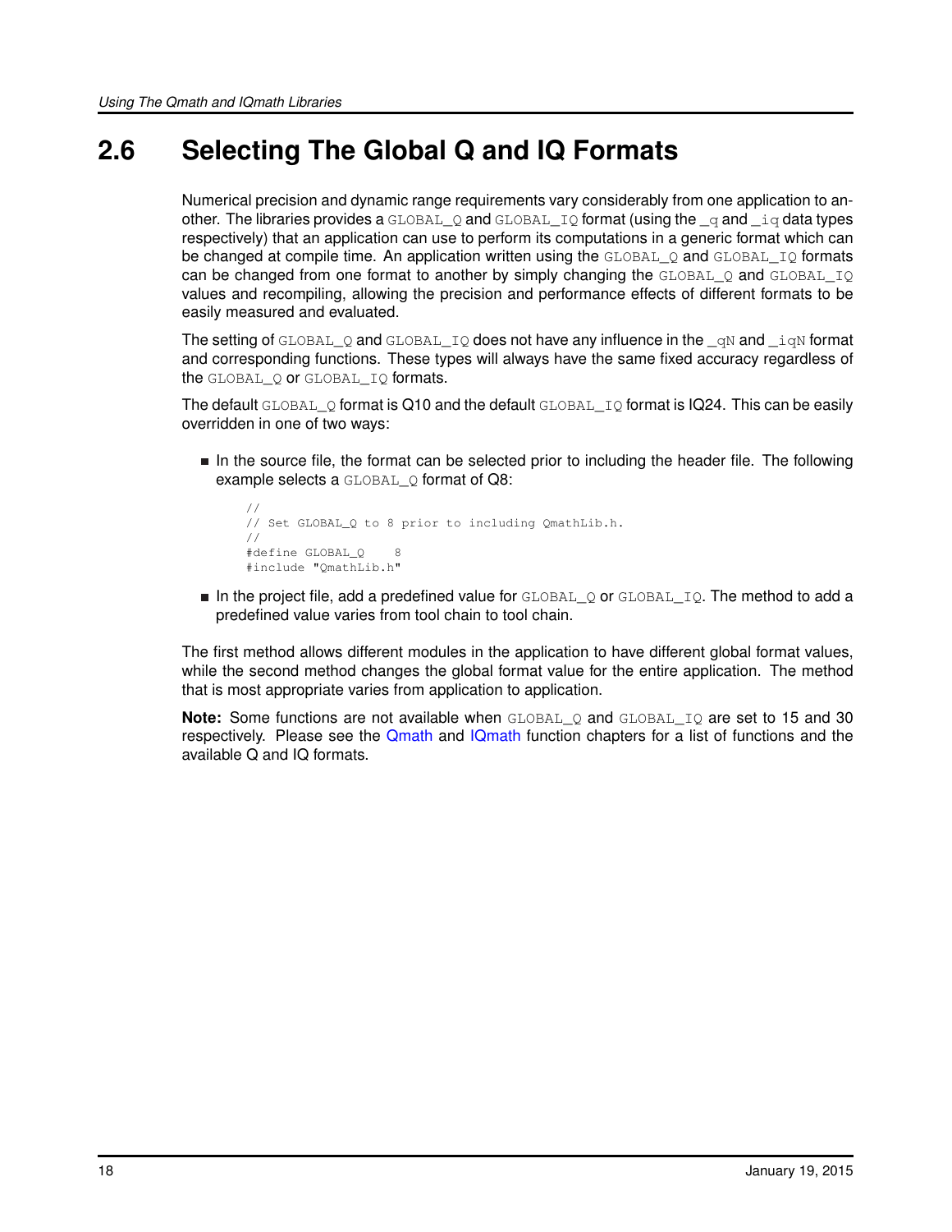## 2.6 Selecting The Global Q and IQ Formats

Numerical precision and dynamic range requirements vary considerably from one application to another. The libraries provides a `GLOBAL_Q` and `GLOBAL_IQ` format (using the `_q` and `_iq` data types respectively) that an application can use to perform its computations in a generic format which can be changed at compile time. An application written using the `GLOBAL_Q` and `GLOBAL_IQ` formats can be changed from one format to another by simply changing the `GLOBAL_Q` and `GLOBAL_IQ` values and recompiling, allowing the precision and performance effects of different formats to be easily measured and evaluated.

The setting of `GLOBAL_Q` and `GLOBAL_IQ` does not have any influence in the `_qN` and `_iqN` format and corresponding functions. These types will always have the same fixed accuracy regardless of the `GLOBAL_Q` or `GLOBAL_IQ` formats.

The default `GLOBAL_Q` format is Q10 and the default `GLOBAL_IQ` format is IQ24. This can be easily overridden in one of two ways:

- In the source file, the format can be selected prior to including the header file. The following example selects a `GLOBAL_Q` format of Q8:

```
//
// Set GLOBAL_Q to 8 prior to including QmathLib.h.
//
#define GLOBAL_Q    8
#include "QmathLib.h"
```

- In the project file, add a predefined value for `GLOBAL_Q` or `GLOBAL_IQ`. The method to add a predefined value varies from tool chain to tool chain.

The first method allows different modules in the application to have different global format values, while the second method changes the global format value for the entire application. The method that is most appropriate varies from application to application.

**Note:** Some functions are not available when `GLOBAL_Q` and `GLOBAL_IQ` are set to 15 and 30 respectively. Please see the Qmath and IQmath function chapters for a list of functions and the available Q and IQ formats.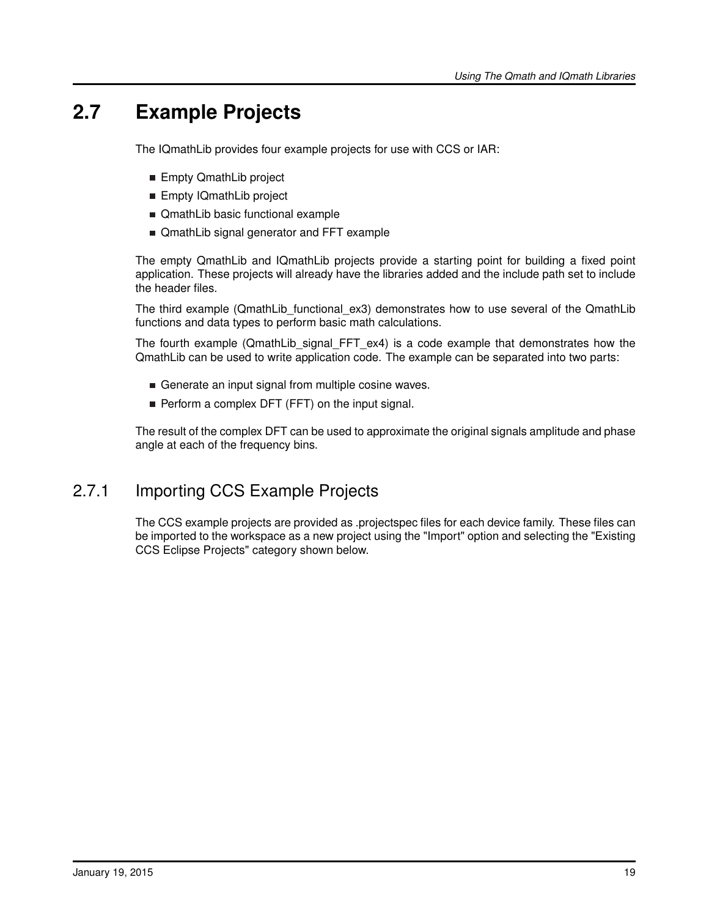## 2.7 Example Projects

The IQmathLib provides four example projects for use with CCS or IAR:

- Empty QmathLib project
- Empty IQmathLib project
- QmathLib basic functional example
- QmathLib signal generator and FFT example

The empty QmathLib and IQmathLib projects provide a starting point for building a fixed point application. These projects will already have the libraries added and the include path set to include the header files.

The third example (QmathLib_functional_ex3) demonstrates how to use several of the QmathLib functions and data types to perform basic math calculations.

The fourth example (QmathLib_signal_FFT_ex4) is a code example that demonstrates how the QmathLib can be used to write application code. The example can be separated into two parts:

- Generate an input signal from multiple cosine waves.
- Perform a complex DFT (FFT) on the input signal.

The result of the complex DFT can be used to approximate the original signals amplitude and phase angle at each of the frequency bins.

### 2.7.1 Importing CCS Example Projects

The CCS example projects are provided as .projectspec files for each device family. These files can be imported to the workspace as a new project using the "Import" option and selecting the "Existing CCS Eclipse Projects" category shown below.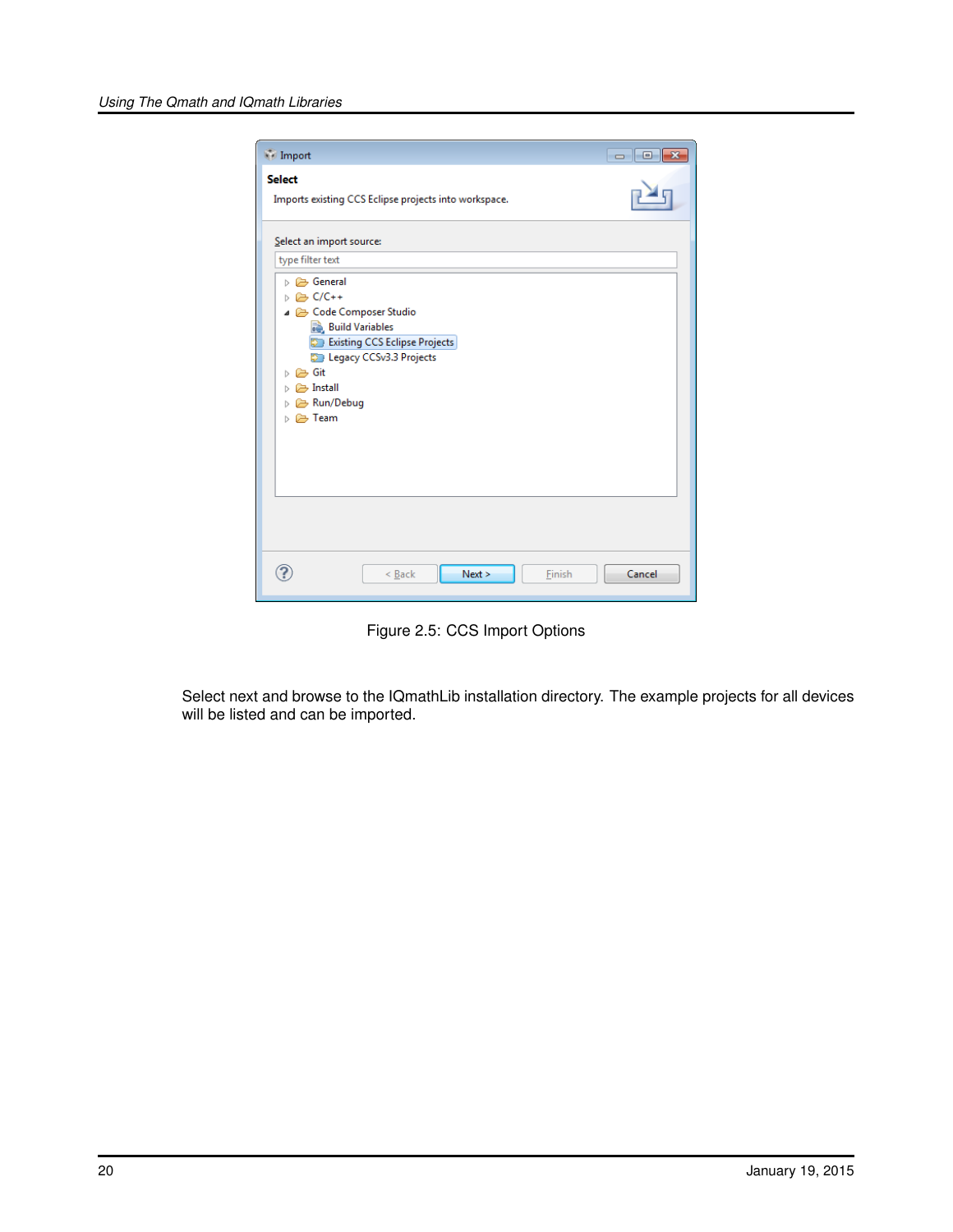Figure 2.5: CCS Import Options

Select next and browse to the IQmathLib installation directory. The example projects for all devices will be listed and can be imported.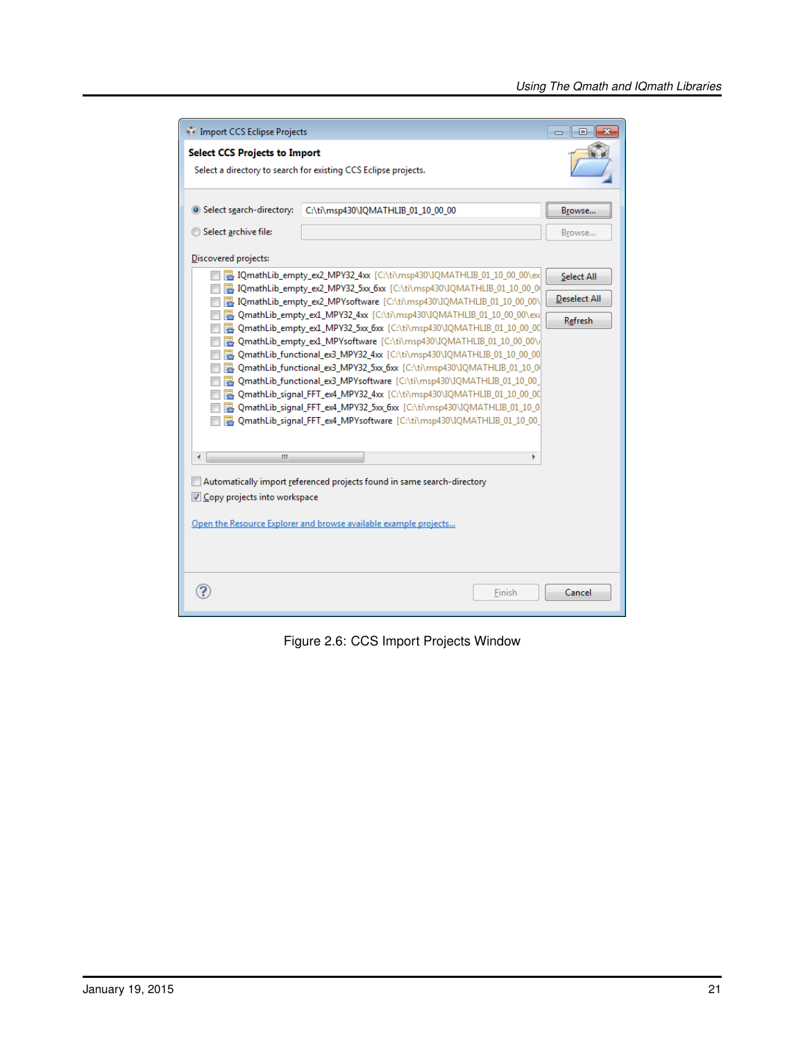Figure 2.6: CCS Import Projects Window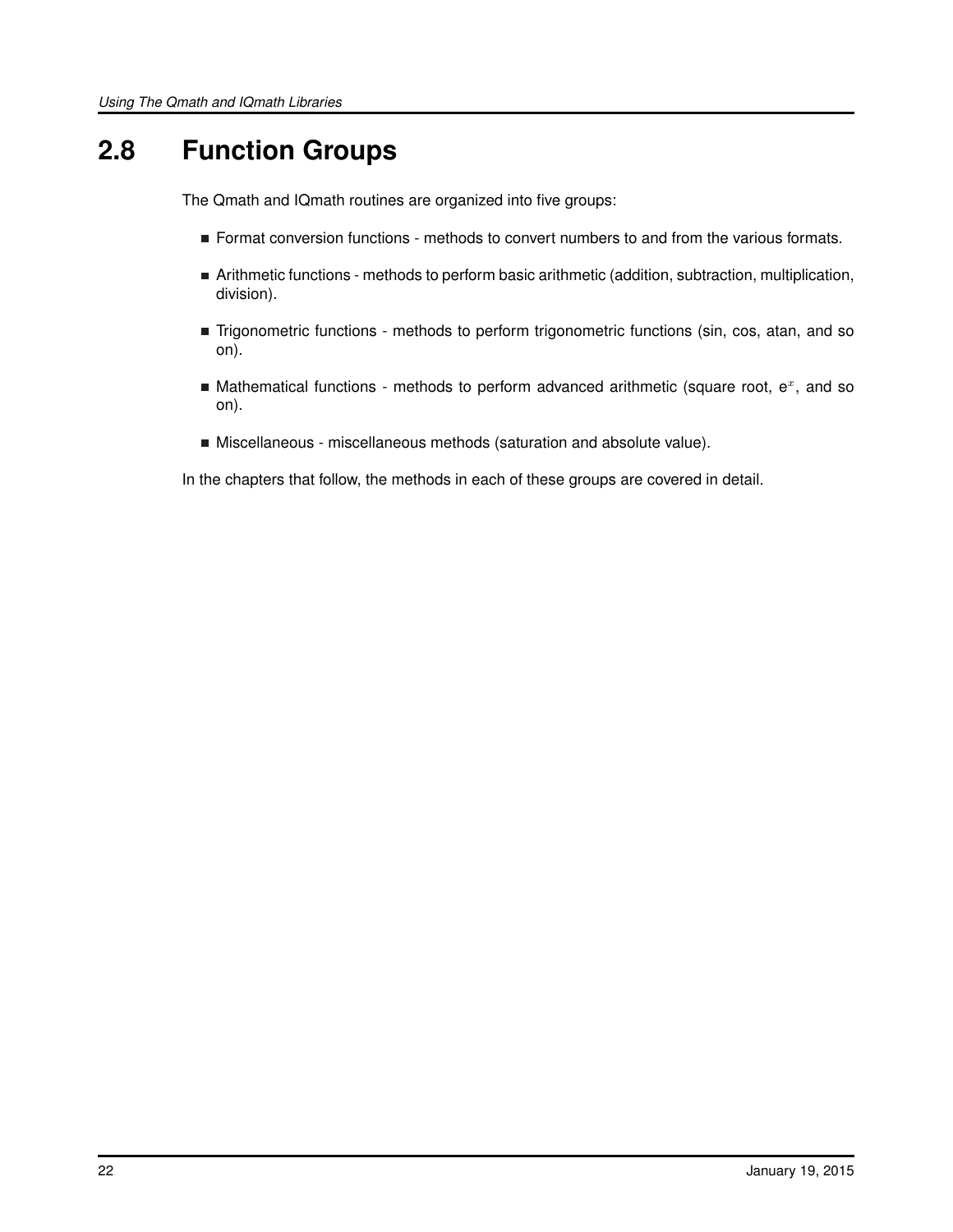## 2.8 Function Groups

The Qmath and IQmath routines are organized into five groups:

- Format conversion functions - methods to convert numbers to and from the various formats.
- Arithmetic functions - methods to perform basic arithmetic (addition, subtraction, multiplication, division).
- Trigonometric functions - methods to perform trigonometric functions (sin, cos, atan, and so on).
- Mathematical functions - methods to perform advanced arithmetic (square root, $e^x$, and so on).
- Miscellaneous - miscellaneous methods (saturation and absolute value).

In the chapters that follow, the methods in each of these groups are covered in detail.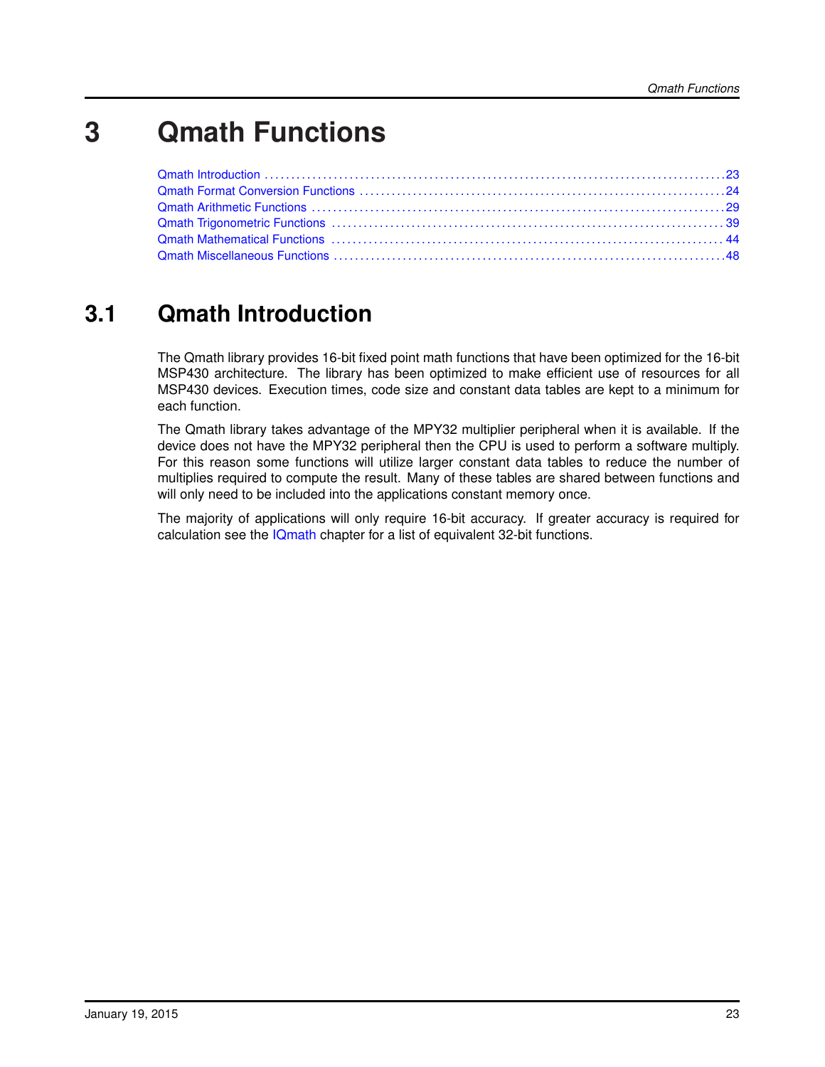# 3 Qmath Functions

- Qmath Introduction . . . 23
- Qmath Format Conversion Functions . . . 24
- Qmath Arithmetic Functions . . . 29
- Qmath Trigonometric Functions . . . 39
- Qmath Mathematical Functions . . . 44
- Qmath Miscellaneous Functions . . . 48

## 3.1 Qmath Introduction

The Qmath library provides 16-bit fixed point math functions that have been optimized for the 16-bit MSP430 architecture. The library has been optimized to make efficient use of resources for all MSP430 devices. Execution times, code size and constant data tables are kept to a minimum for each function.

The Qmath library takes advantage of the MPY32 multiplier peripheral when it is available. If the device does not have the MPY32 peripheral then the CPU is used to perform a software multiply. For this reason some functions will utilize larger constant data tables to reduce the number of multiplies required to compute the result. Many of these tables are shared between functions and will only need to be included into the applications constant memory once.

The majority of applications will only require 16-bit accuracy. If greater accuracy is required for calculation see the IQmath chapter for a list of equivalent 32-bit functions.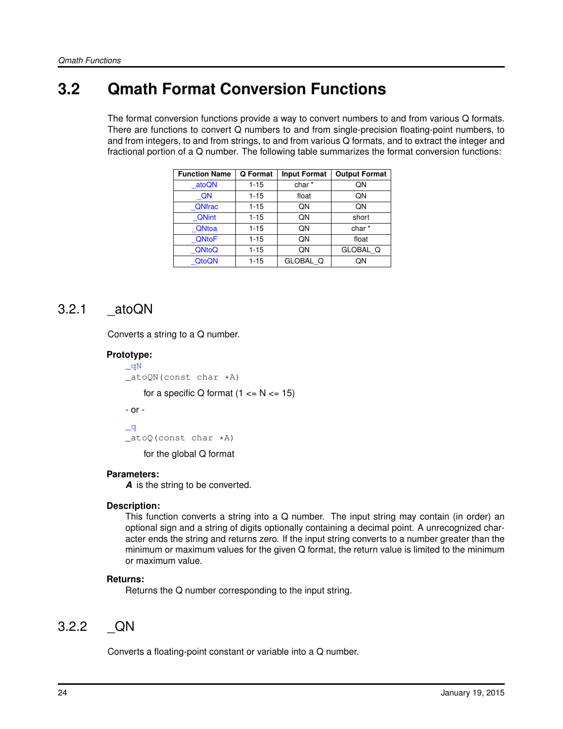## 3.2 Qmath Format Conversion Functions

The format conversion functions provide a way to convert numbers to and from various Q formats. There are functions to convert Q numbers to and from single-precision floating-point numbers, to and from integers, to and from strings, to and from various Q formats, and to extract the integer and fractional portion of a Q number. The following table summarizes the format conversion functions:

| Function Name | Q Format | Input Format | Output Format |
|---|---|---|---|
| _atoQN | 1-15 | char * | QN |
| _QN | 1-15 | float | QN |
| _QNfrac | 1-15 | QN | QN |
| _QNint | 1-15 | QN | short |
| _QNtoa | 1-15 | QN | char * |
| _QNtoF | 1-15 | QN | float |
| _QNtoQ | 1-15 | QN | GLOBAL_Q |
| _QtoQN | 1-15 | GLOBAL_Q | QN |

### 3.2.1 _atoQN

Converts a string to a Q number.

**Prototype:**

```
_qN
_atoQN(const char *A)
```

for a specific Q format (1 <= N <= 15)

- or -

```
_q
_atoQ(const char *A)
```

for the global Q format

**Parameters:**

***A*** is the string to be converted.

**Description:**

This function converts a string into a Q number. The input string may contain (in order) an optional sign and a string of digits optionally containing a decimal point. A unrecognized character ends the string and returns zero. If the input string converts to a number greater than the minimum or maximum values for the given Q format, the return value is limited to the minimum or maximum value.

**Returns:**

Returns the Q number corresponding to the input string.

### 3.2.2 _QN

Converts a floating-point constant or variable into a Q number.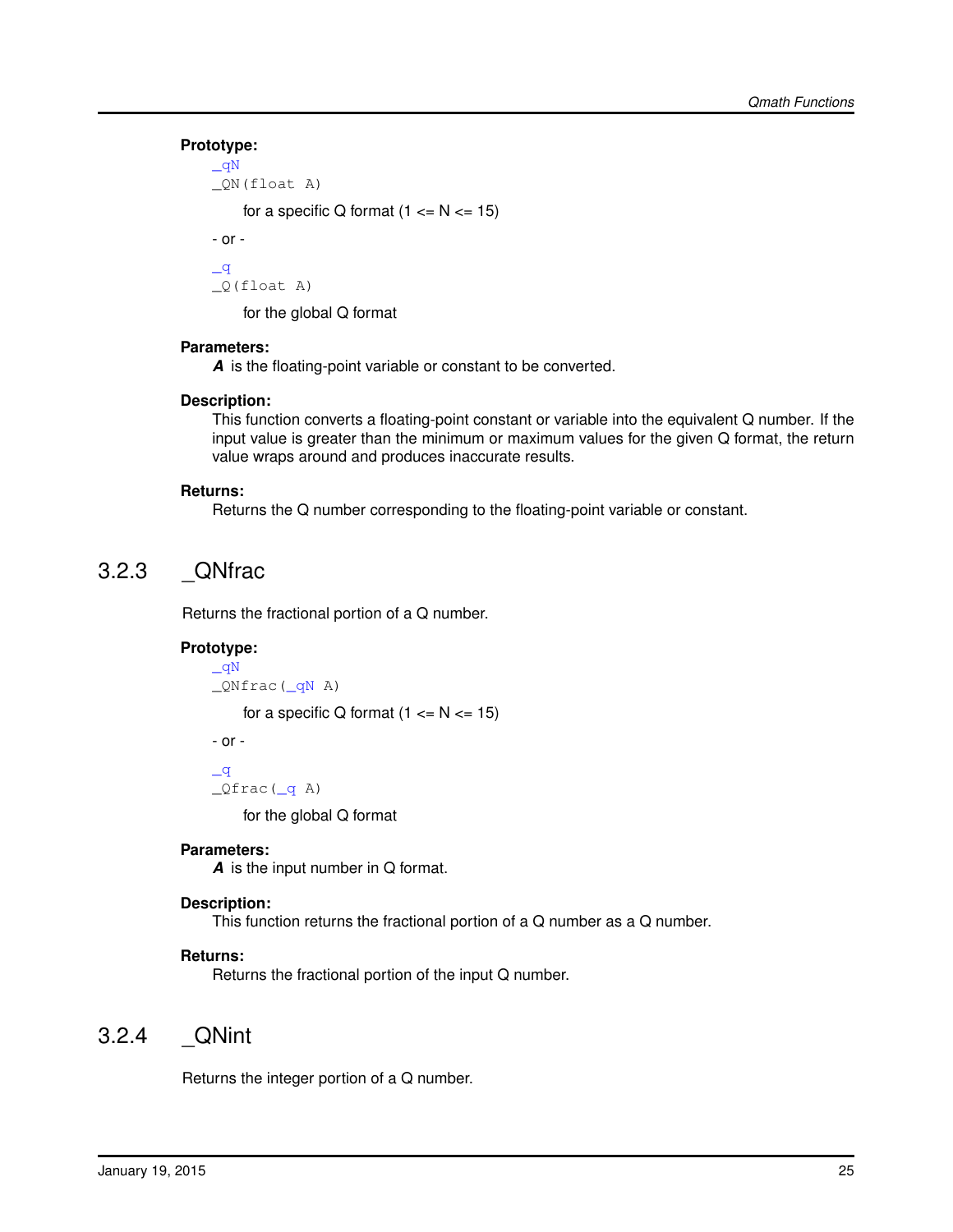**Prototype:**

```
_qN
_QN(float A)
```

for a specific Q format (1 <= N <= 15)

- or -

```
_q
_Q(float A)
```

for the global Q format

**Parameters:**

***A*** is the floating-point variable or constant to be converted.

**Description:**

This function converts a floating-point constant or variable into the equivalent Q number. If the input value is greater than the minimum or maximum values for the given Q format, the return value wraps around and produces inaccurate results.

**Returns:**

Returns the Q number corresponding to the floating-point variable or constant.

## 3.2.3 _QNfrac

Returns the fractional portion of a Q number.

**Prototype:**

```
_qN
_QNfrac(_qN A)
```

for a specific Q format (1 <= N <= 15)

- or -

```
_q
_Qfrac(_q A)
```

for the global Q format

**Parameters:**

***A*** is the input number in Q format.

**Description:**

This function returns the fractional portion of a Q number as a Q number.

**Returns:**

Returns the fractional portion of the input Q number.

## 3.2.4 _QNint

Returns the integer portion of a Q number.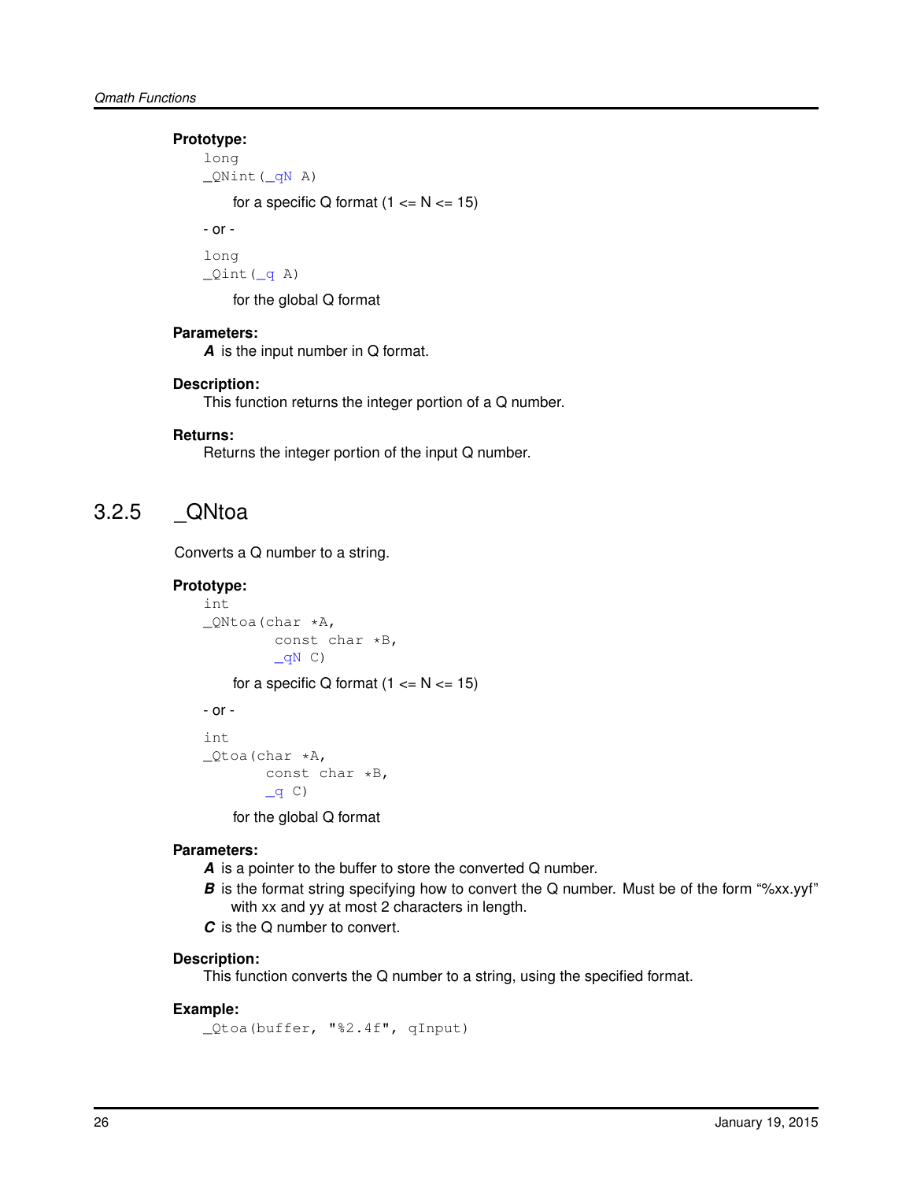**Prototype:**

```
long
_QNint(_qN A)
```

for a specific Q format (1 <= N <= 15)

- or -

```
long
_Qint(_q A)
```

for the global Q format

**Parameters:**

***A*** is the input number in Q format.

**Description:**

This function returns the integer portion of a Q number.

**Returns:**

Returns the integer portion of the input Q number.

### 3.2.5 _QNtoa

Converts a Q number to a string.

**Prototype:**

```
int
_QNtoa(char *A,
        const char *B,
        _qN C)
```

for a specific Q format (1 <= N <= 15)

- or -

```
int
_Qtoa(char *A,
       const char *B,
       _q C)
```

for the global Q format

**Parameters:**

***A*** is a pointer to the buffer to store the converted Q number.

***B*** is the format string specifying how to convert the Q number. Must be of the form "%xx.yyf" with xx and yy at most 2 characters in length.

***C*** is the Q number to convert.

**Description:**

This function converts the Q number to a string, using the specified format.

**Example:**

```
_Qtoa(buffer, "%2.4f", qInput)
```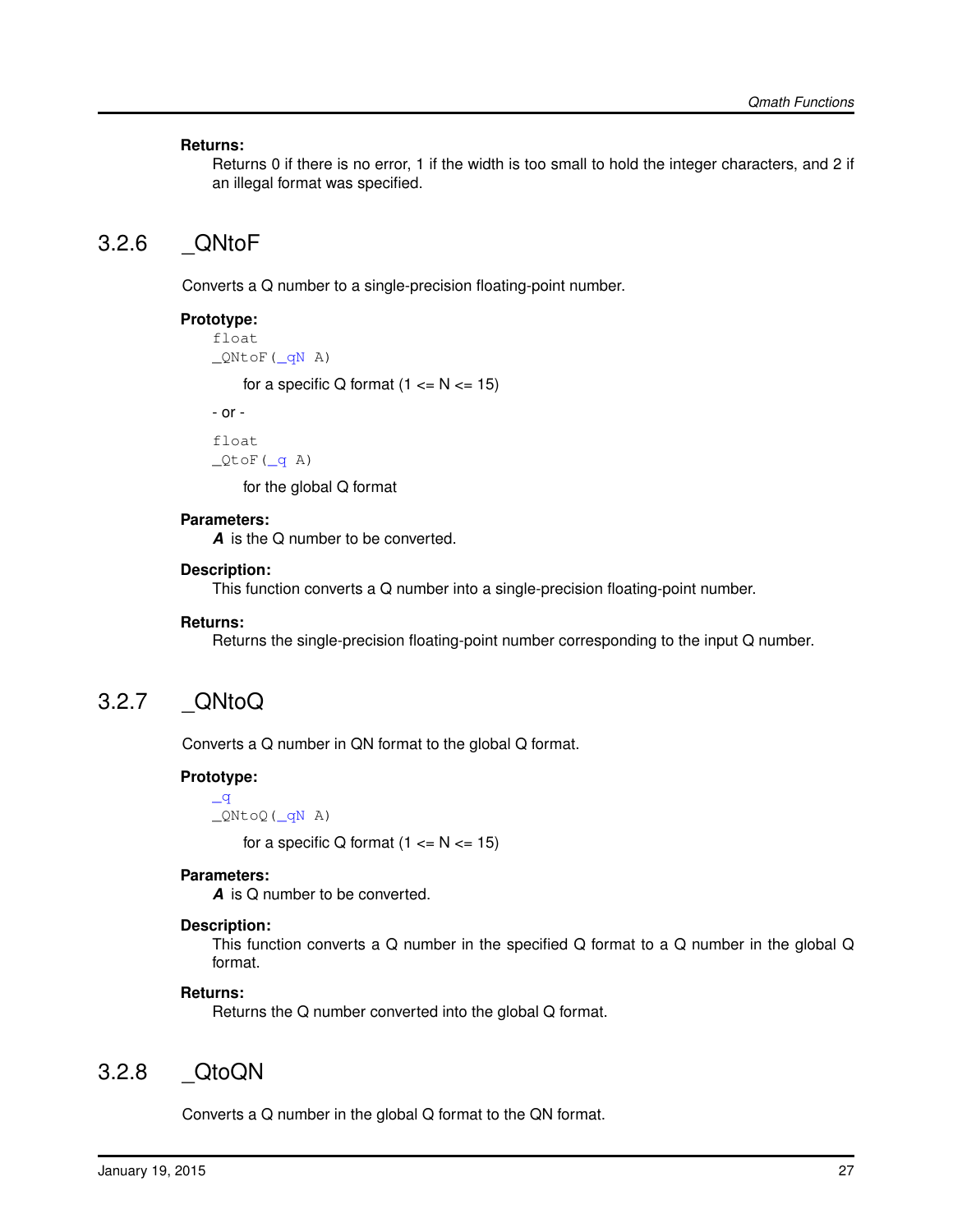**Returns:**

Returns 0 if there is no error, 1 if the width is too small to hold the integer characters, and 2 if an illegal format was specified.

### 3.2.6 _QNtoF

Converts a Q number to a single-precision floating-point number.

**Prototype:**

```
float
_QNtoF(_qN A)
```

for a specific Q format (1 <= N <= 15)

- or -

```
float
_QtoF(_q A)
```

for the global Q format

**Parameters:**

***A*** is the Q number to be converted.

**Description:**

This function converts a Q number into a single-precision floating-point number.

**Returns:**

Returns the single-precision floating-point number corresponding to the input Q number.

### 3.2.7 _QNtoQ

Converts a Q number in QN format to the global Q format.

**Prototype:**

```
_q
_QNtoQ(_qN A)
```

for a specific Q format (1 <= N <= 15)

**Parameters:**

***A*** is Q number to be converted.

**Description:**

This function converts a Q number in the specified Q format to a Q number in the global Q format.

**Returns:**

Returns the Q number converted into the global Q format.

### 3.2.8 _QtoQN

Converts a Q number in the global Q format to the QN format.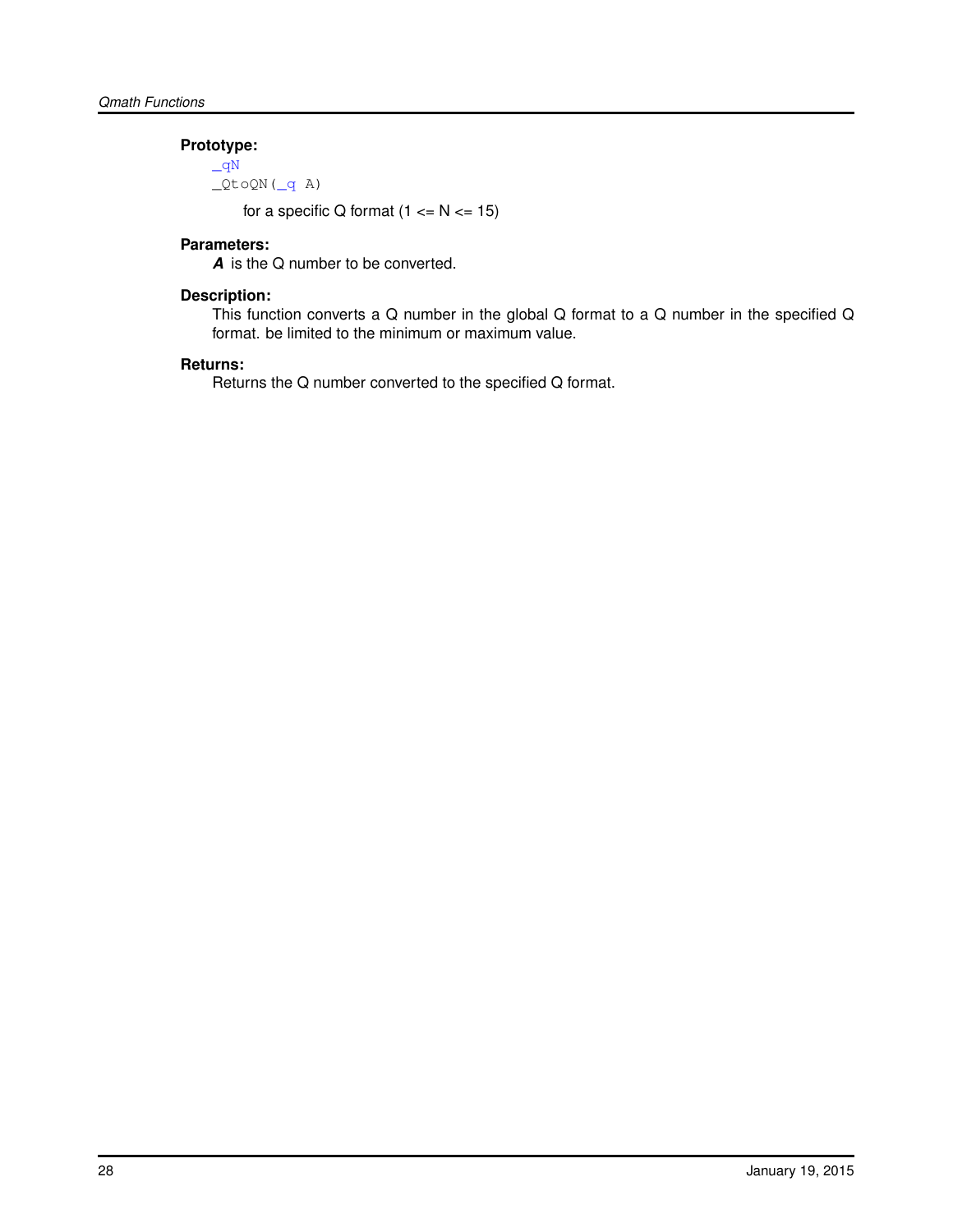**Prototype:**

```
_qN
_QtoQN(_q A)
```

for a specific Q format (1 <= N <= 15)

**Parameters:**

***A*** is the Q number to be converted.

**Description:**

This function converts a Q number in the global Q format to a Q number in the specified Q format. be limited to the minimum or maximum value.

**Returns:**

Returns the Q number converted to the specified Q format.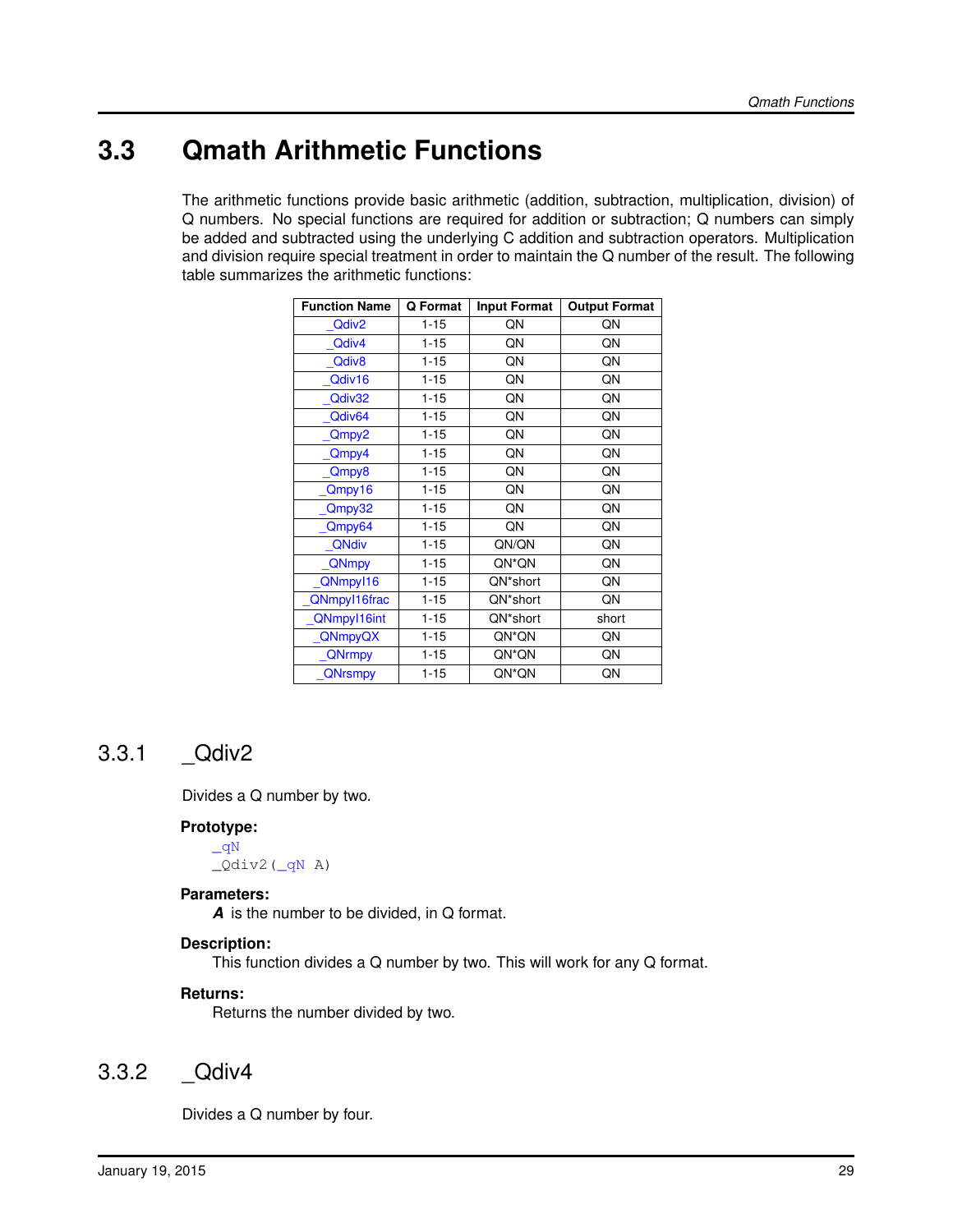## 3.3 Qmath Arithmetic Functions

The arithmetic functions provide basic arithmetic (addition, subtraction, multiplication, division) of Q numbers. No special functions are required for addition or subtraction; Q numbers can simply be added and subtracted using the underlying C addition and subtraction operators. Multiplication and division require special treatment in order to maintain the Q number of the result. The following table summarizes the arithmetic functions:

| Function Name | Q Format | Input Format | Output Format |
|---|---|---|---|
| _Qdiv2 | 1-15 | QN | QN |
| _Qdiv4 | 1-15 | QN | QN |
| _Qdiv8 | 1-15 | QN | QN |
| _Qdiv16 | 1-15 | QN | QN |
| _Qdiv32 | 1-15 | QN | QN |
| _Qdiv64 | 1-15 | QN | QN |
| _Qmpy2 | 1-15 | QN | QN |
| _Qmpy4 | 1-15 | QN | QN |
| _Qmpy8 | 1-15 | QN | QN |
| _Qmpy16 | 1-15 | QN | QN |
| _Qmpy32 | 1-15 | QN | QN |
| _Qmpy64 | 1-15 | QN | QN |
| _QNdiv | 1-15 | QN/QN | QN |
| _QNmpy | 1-15 | QN*QN | QN |
| _QNmpyI16 | 1-15 | QN*short | QN |
| _QNmpyI16frac | 1-15 | QN*short | QN |
| _QNmpyI16int | 1-15 | QN*short | short |
| _QNmpyQX | 1-15 | QN*QN | QN |
| _QNrmpy | 1-15 | QN*QN | QN |
| _QNrsmpy | 1-15 | QN*QN | QN |

### 3.3.1 _Qdiv2

Divides a Q number by two.

**Prototype:**

```
_qN
_Qdiv2(_qN A)
```

**Parameters:**

***A*** is the number to be divided, in Q format.

**Description:**

This function divides a Q number by two. This will work for any Q format.

**Returns:**

Returns the number divided by two.

### 3.3.2 _Qdiv4

Divides a Q number by four.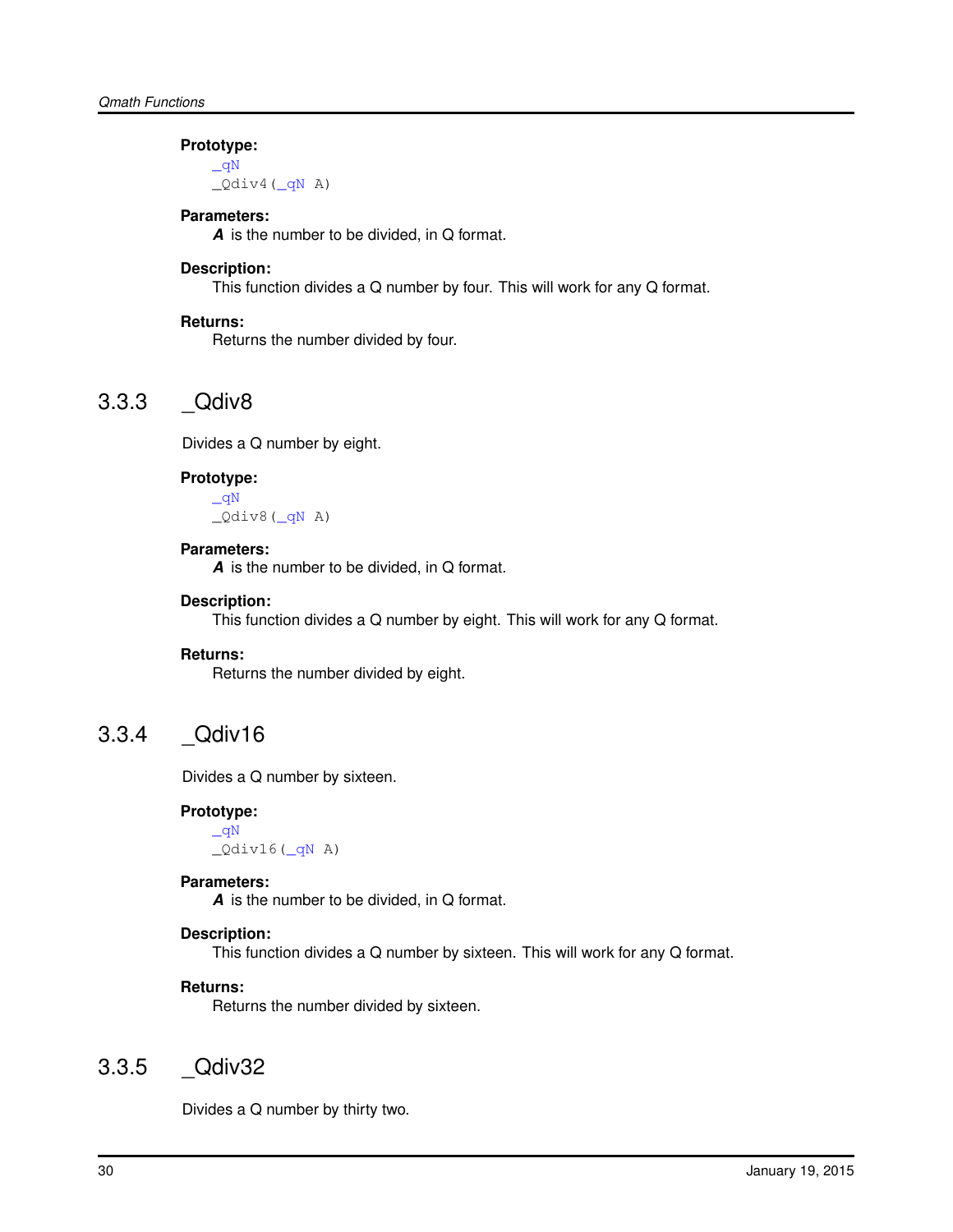**Prototype:**

```
_qN
_Qdiv4(_qN A)
```

**Parameters:**

***A*** is the number to be divided, in Q format.

**Description:**

This function divides a Q number by four. This will work for any Q format.

**Returns:**

Returns the number divided by four.

### 3.3.3 _Qdiv8

Divides a Q number by eight.

**Prototype:**

```
_qN
_Qdiv8(_qN A)
```

**Parameters:**

***A*** is the number to be divided, in Q format.

**Description:**

This function divides a Q number by eight. This will work for any Q format.

**Returns:**

Returns the number divided by eight.

### 3.3.4 _Qdiv16

Divides a Q number by sixteen.

**Prototype:**

```
_qN
_Qdiv16(_qN A)
```

**Parameters:**

***A*** is the number to be divided, in Q format.

**Description:**

This function divides a Q number by sixteen. This will work for any Q format.

**Returns:**

Returns the number divided by sixteen.

### 3.3.5 _Qdiv32

Divides a Q number by thirty two.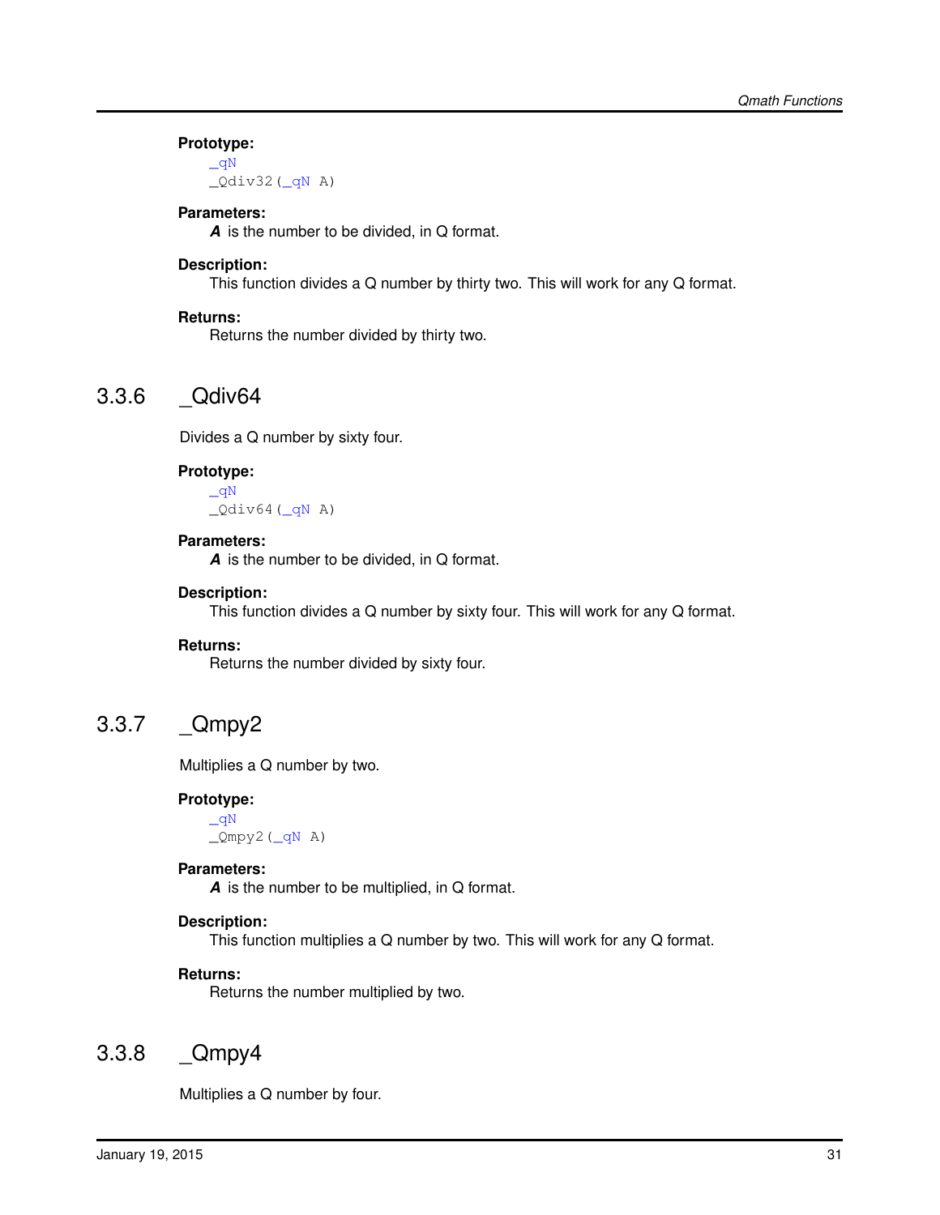**Prototype:**

```
_qN
_Qdiv32(_qN A)
```

**Parameters:**

***A*** is the number to be divided, in Q format.

**Description:**

This function divides a Q number by thirty two. This will work for any Q format.

**Returns:**

Returns the number divided by thirty two.

### 3.3.6 _Qdiv64

Divides a Q number by sixty four.

**Prototype:**

```
_qN
_Qdiv64(_qN A)
```

**Parameters:**

***A*** is the number to be divided, in Q format.

**Description:**

This function divides a Q number by sixty four. This will work for any Q format.

**Returns:**

Returns the number divided by sixty four.

### 3.3.7 _Qmpy2

Multiplies a Q number by two.

**Prototype:**

```
_qN
_Qmpy2(_qN A)
```

**Parameters:**

***A*** is the number to be multiplied, in Q format.

**Description:**

This function multiplies a Q number by two. This will work for any Q format.

**Returns:**

Returns the number multiplied by two.

### 3.3.8 _Qmpy4

Multiplies a Q number by four.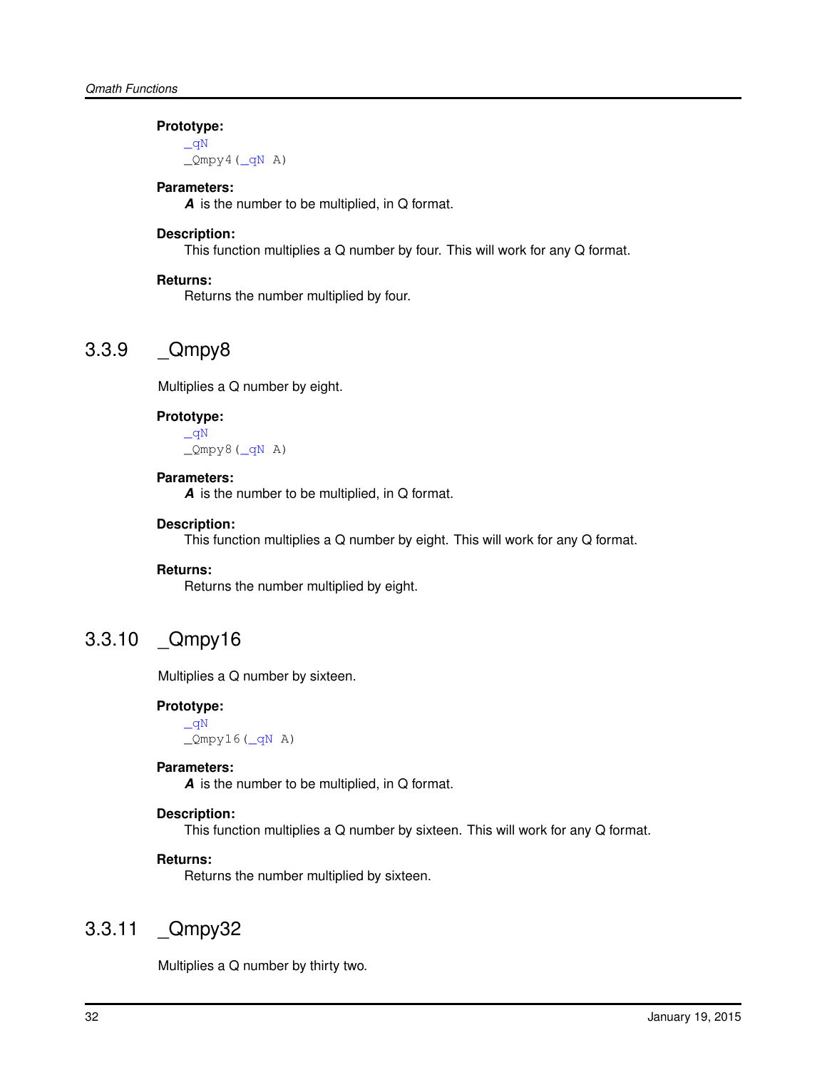**Prototype:**

```
_qN
_Qmpy4(_qN A)
```

**Parameters:**

***A*** is the number to be multiplied, in Q format.

**Description:**

This function multiplies a Q number by four. This will work for any Q format.

**Returns:**

Returns the number multiplied by four.

### 3.3.9 _Qmpy8

Multiplies a Q number by eight.

**Prototype:**

```
_qN
_Qmpy8(_qN A)
```

**Parameters:**

***A*** is the number to be multiplied, in Q format.

**Description:**

This function multiplies a Q number by eight. This will work for any Q format.

**Returns:**

Returns the number multiplied by eight.

### 3.3.10 _Qmpy16

Multiplies a Q number by sixteen.

**Prototype:**

```
_qN
_Qmpy16(_qN A)
```

**Parameters:**

***A*** is the number to be multiplied, in Q format.

**Description:**

This function multiplies a Q number by sixteen. This will work for any Q format.

**Returns:**

Returns the number multiplied by sixteen.

### 3.3.11 _Qmpy32

Multiplies a Q number by thirty two.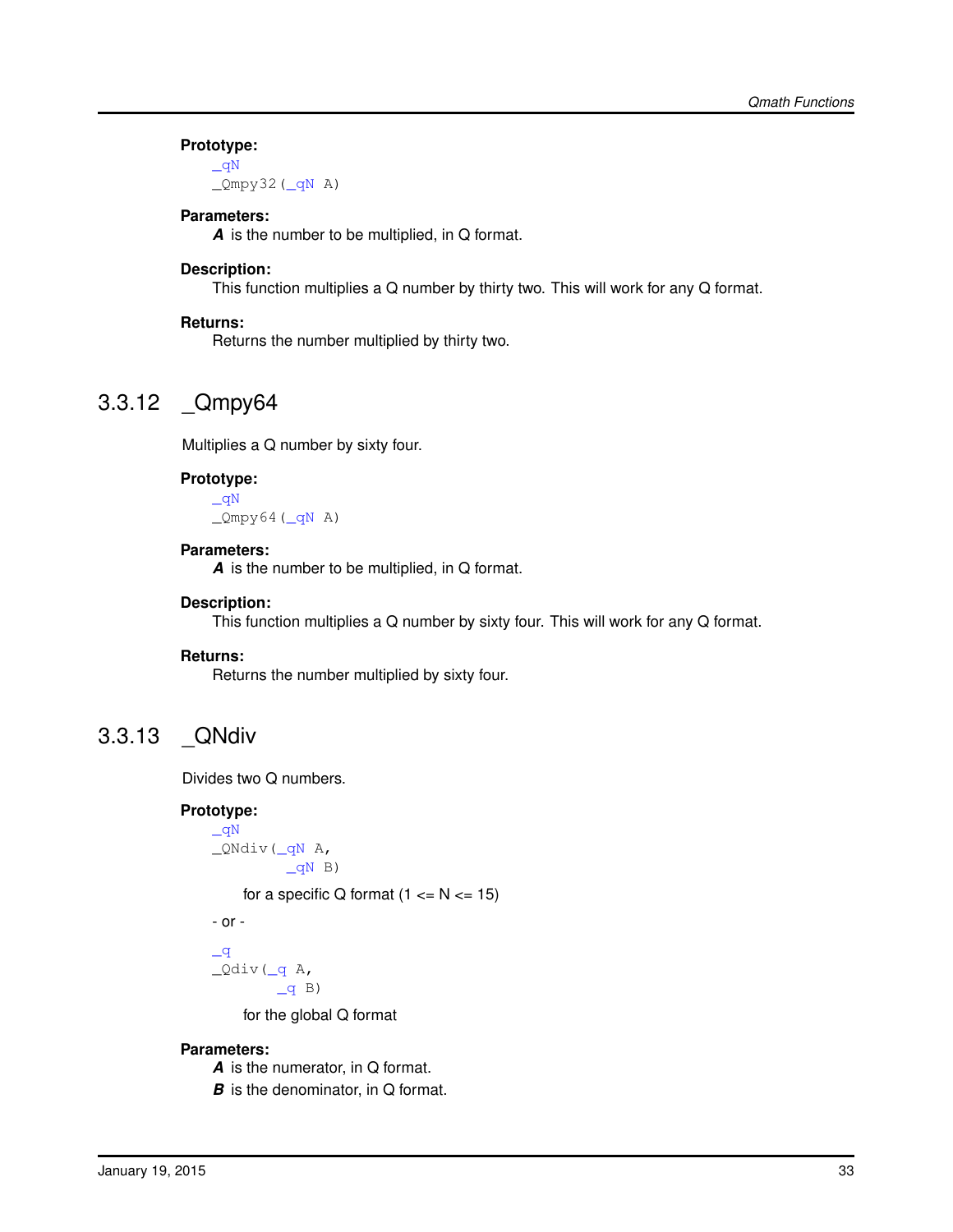**Prototype:**

```
_qN
_Qmpy32(_qN A)
```

**Parameters:**

***A*** is the number to be multiplied, in Q format.

**Description:**

This function multiplies a Q number by thirty two. This will work for any Q format.

**Returns:**

Returns the number multiplied by thirty two.

### 3.3.12 _Qmpy64

Multiplies a Q number by sixty four.

**Prototype:**

```
_qN
_Qmpy64(_qN A)
```

**Parameters:**

***A*** is the number to be multiplied, in Q format.

**Description:**

This function multiplies a Q number by sixty four. This will work for any Q format.

**Returns:**

Returns the number multiplied by sixty four.

### 3.3.13 _QNdiv

Divides two Q numbers.

**Prototype:**

```
_qN
_QNdiv(_qN A,
       _qN B)
```

for a specific Q format (1 <= N <= 15)

- or -

```
_q
_Qdiv(_q A,
      _q B)
```

for the global Q format

**Parameters:**

***A*** is the numerator, in Q format.

***B*** is the denominator, in Q format.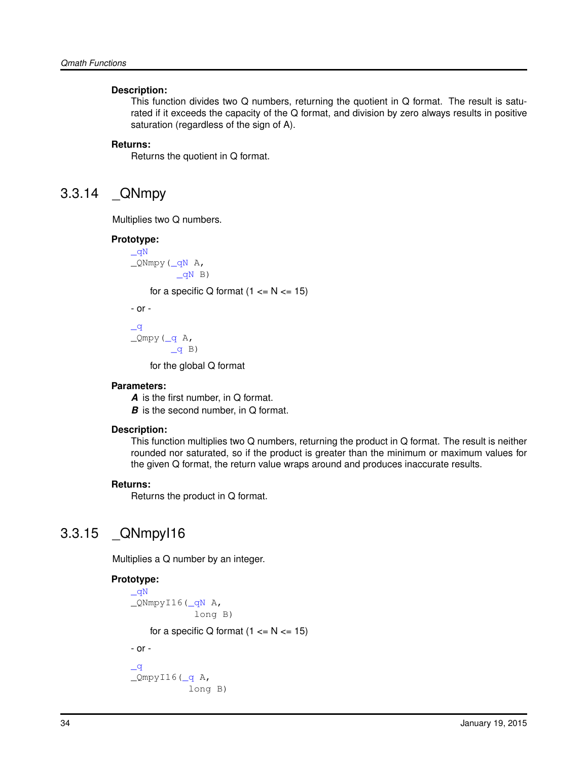**Description:**

This function divides two Q numbers, returning the quotient in Q format. The result is saturated if it exceeds the capacity of the Q format, and division by zero always results in positive saturation (regardless of the sign of A).

**Returns:**

Returns the quotient in Q format.

### 3.3.14 _QNmpy

Multiplies two Q numbers.

**Prototype:**

```
_qN
_QNmpy(_qN A,
       _qN B)
```

for a specific Q format (1 <= N <= 15)

\- or -

```
_q
_Qmpy(_q A,
      _q B)
```

for the global Q format

**Parameters:**

***A*** is the first number, in Q format.
***B*** is the second number, in Q format.

**Description:**

This function multiplies two Q numbers, returning the product in Q format. The result is neither rounded nor saturated, so if the product is greater than the minimum or maximum values for the given Q format, the return value wraps around and produces inaccurate results.

**Returns:**

Returns the product in Q format.

### 3.3.15 _QNmpyI16

Multiplies a Q number by an integer.

**Prototype:**

```
_qN
_QNmpyI16(_qN A,
          long B)
```

for a specific Q format (1 <= N <= 15)

\- or -

```
_q
_QmpyI16(_q A,
         long B)
```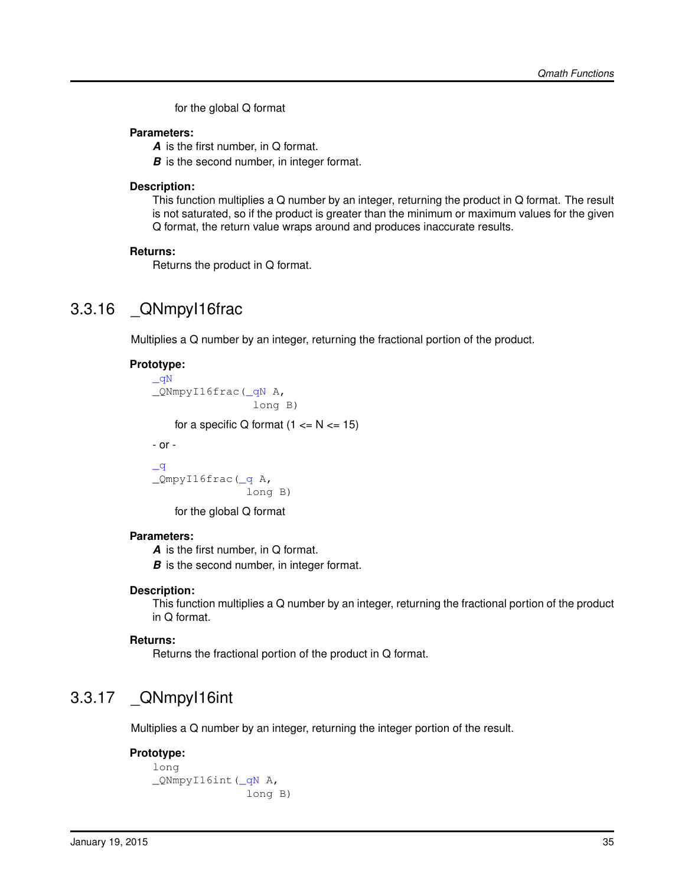for the global Q format

**Parameters:**

***A*** is the first number, in Q format.

***B*** is the second number, in integer format.

**Description:**

This function multiplies a Q number by an integer, returning the product in Q format. The result is not saturated, so if the product is greater than the minimum or maximum values for the given Q format, the return value wraps around and produces inaccurate results.

**Returns:**

Returns the product in Q format.

## 3.3.16 _QNmpyI16frac

Multiplies a Q number by an integer, returning the fractional portion of the product.

**Prototype:**

```
_qN
_QNmpyI16frac(_qN A,
               long B)
```

for a specific Q format (1 <= N <= 15)

- or -

```
_q
_QmpyI16frac(_q A,
              long B)
```

for the global Q format

**Parameters:**

***A*** is the first number, in Q format.

***B*** is the second number, in integer format.

**Description:**

This function multiplies a Q number by an integer, returning the fractional portion of the product in Q format.

**Returns:**

Returns the fractional portion of the product in Q format.

## 3.3.17 _QNmpyI16int

Multiplies a Q number by an integer, returning the integer portion of the result.

**Prototype:**

```
long
_QNmpyI16int(_qN A,
              long B)
```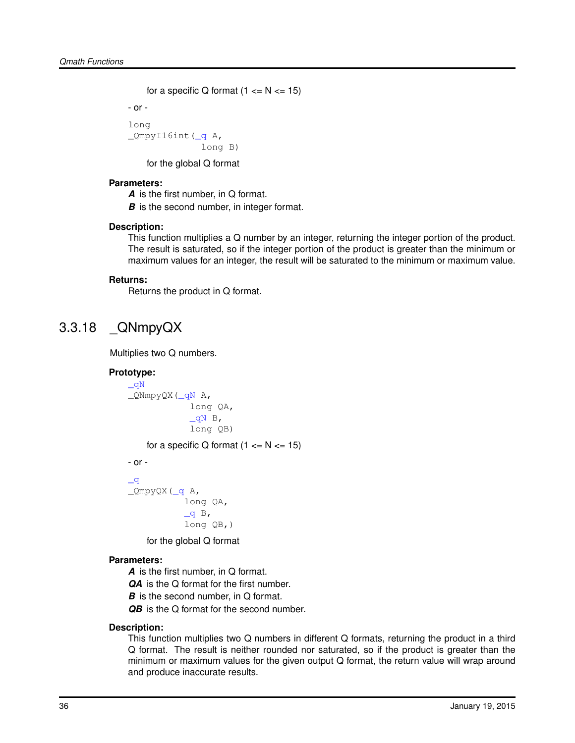for a specific Q format (1 <= N <= 15)

- or -

```
long
_QmpyI16int(_q A,
             long B)
```

for the global Q format

**Parameters:**

***A*** is the first number, in Q format.

***B*** is the second number, in integer format.

**Description:**

This function multiplies a Q number by an integer, returning the integer portion of the product. The result is saturated, so if the integer portion of the product is greater than the minimum or maximum values for an integer, the result will be saturated to the minimum or maximum value.

**Returns:**

Returns the product in Q format.

## 3.3.18 _QNmpyQX

Multiplies two Q numbers.

**Prototype:**

```
_qN
_QNmpyQX(_qN A,
           long QA,
           _qN B,
           long QB)
```

for a specific Q format (1 <= N <= 15)

- or -

```
_q
_QmpyQX(_q A,
          long QA,
          _q B,
          long QB,)
```

for the global Q format

**Parameters:**

***A*** is the first number, in Q format.

***QA*** is the Q format for the first number.

***B*** is the second number, in Q format.

***QB*** is the Q format for the second number.

**Description:**

This function multiplies two Q numbers in different Q formats, returning the product in a third Q format. The result is neither rounded nor saturated, so if the product is greater than the minimum or maximum values for the given output Q format, the return value will wrap around and produce inaccurate results.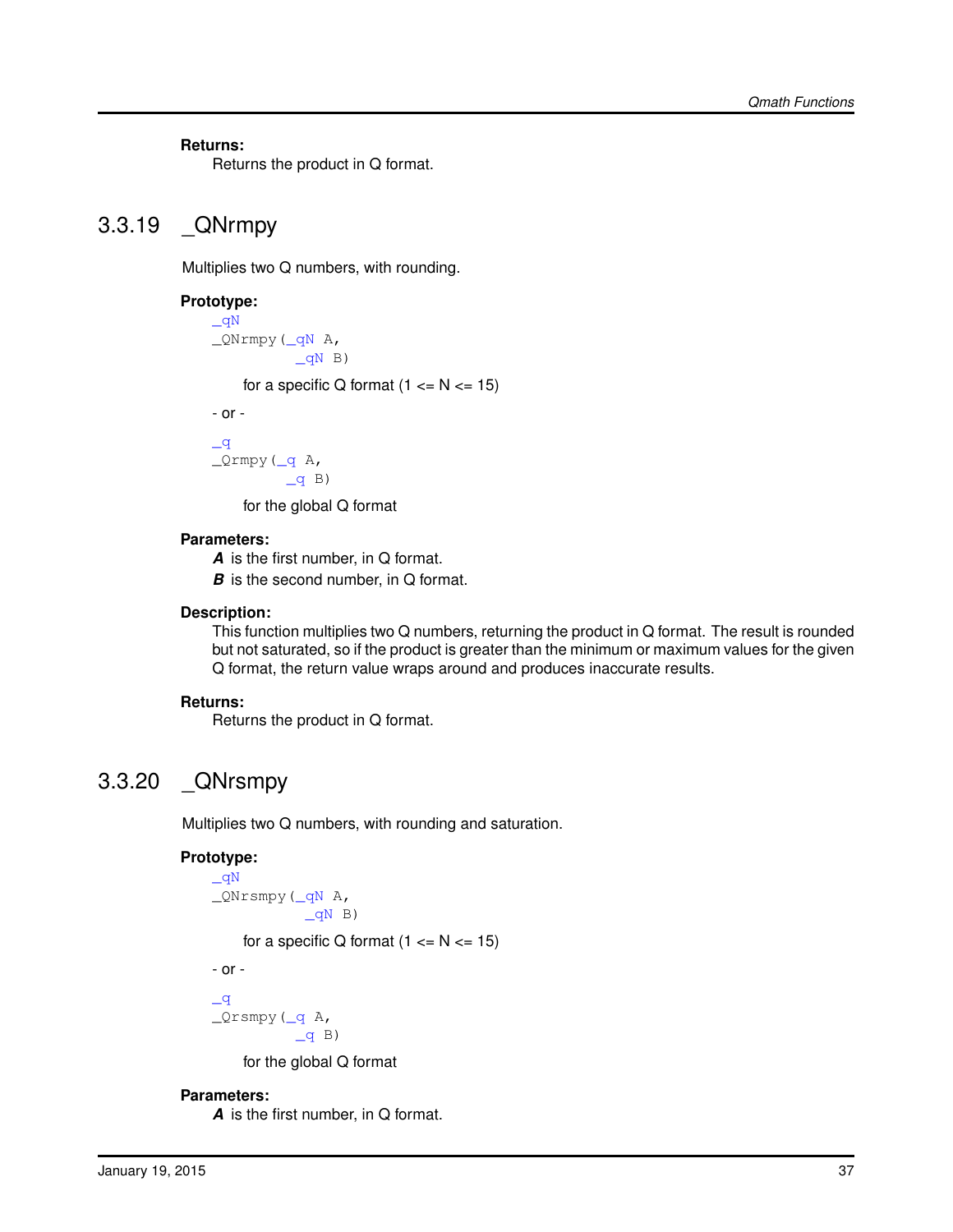**Returns:**

Returns the product in Q format.

### 3.3.19 _QNrmpy

Multiplies two Q numbers, with rounding.

**Prototype:**

```
_qN
_QNrmpy(_qN A,
        _qN B)
```

for a specific Q format (1 <= N <= 15)

- or -

```
_q
_Qrmpy(_q A,
       _q B)
```

for the global Q format

**Parameters:**

***A*** is the first number, in Q format.

***B*** is the second number, in Q format.

**Description:**

This function multiplies two Q numbers, returning the product in Q format. The result is rounded but not saturated, so if the product is greater than the minimum or maximum values for the given Q format, the return value wraps around and produces inaccurate results.

**Returns:**

Returns the product in Q format.

### 3.3.20 _QNrsmpy

Multiplies two Q numbers, with rounding and saturation.

**Prototype:**

```
_qN
_QNrsmpy(_qN A,
         _qN B)
```

for a specific Q format (1 <= N <= 15)

- or -

```
_q
_Qrsmpy(_q A,
        _q B)
```

for the global Q format

**Parameters:**

***A*** is the first number, in Q format.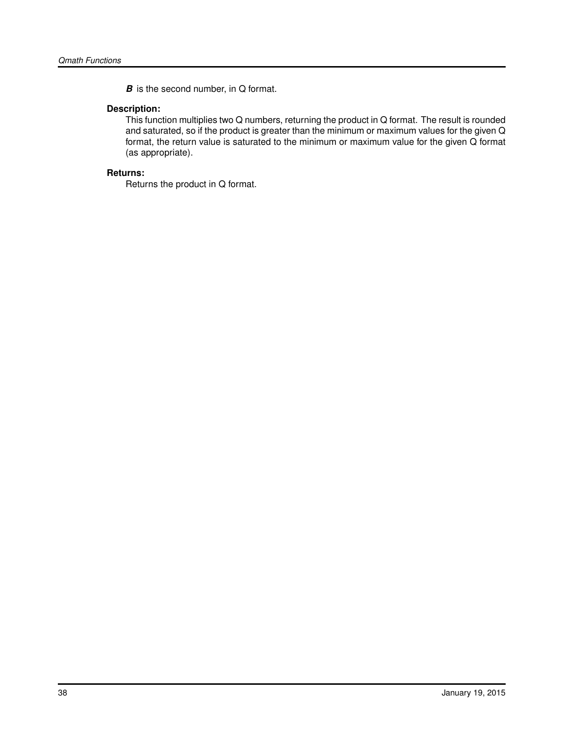***B*** is the second number, in Q format.

**Description:**

This function multiplies two Q numbers, returning the product in Q format. The result is rounded and saturated, so if the product is greater than the minimum or maximum values for the given Q format, the return value is saturated to the minimum or maximum value for the given Q format (as appropriate).

**Returns:**

Returns the product in Q format.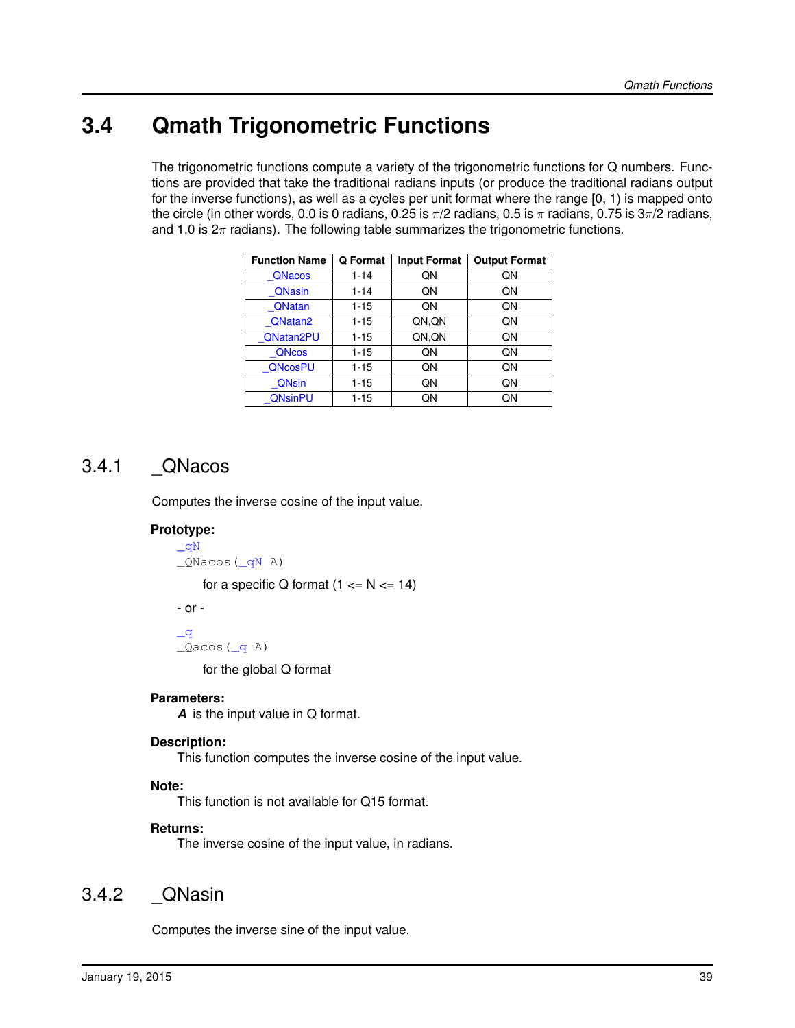## 3.4 Qmath Trigonometric Functions

The trigonometric functions compute a variety of the trigonometric functions for Q numbers. Functions are provided that take the traditional radians inputs (or produce the traditional radians output for the inverse functions), as well as a cycles per unit format where the range [0, 1) is mapped onto the circle (in other words, 0.0 is 0 radians, 0.25 is $\pi/2$ radians, 0.5 is $\pi$ radians, 0.75 is $3\pi/2$ radians, and 1.0 is $2\pi$ radians). The following table summarizes the trigonometric functions.

| Function Name | Q Format | Input Format | Output Format |
|---|---|---|---|
| _QNacos | 1-14 | QN | QN |
| _QNasin | 1-14 | QN | QN |
| _QNatan | 1-15 | QN | QN |
| _QNatan2 | 1-15 | QN,QN | QN |
| _QNatan2PU | 1-15 | QN,QN | QN |
| _QNcos | 1-15 | QN | QN |
| _QNcosPU | 1-15 | QN | QN |
| _QNsin | 1-15 | QN | QN |
| _QNsinPU | 1-15 | QN | QN |

### 3.4.1 _QNacos

Computes the inverse cosine of the input value.

**Prototype:**

```
_qN
_QNacos(_qN A)
```

for a specific Q format (1 <= N <= 14)

\- or -

```
_q
_Qacos(_q A)
```

for the global Q format

**Parameters:**

***A*** is the input value in Q format.

**Description:**

This function computes the inverse cosine of the input value.

**Note:**

This function is not available for Q15 format.

**Returns:**

The inverse cosine of the input value, in radians.

### 3.4.2 _QNasin

Computes the inverse sine of the input value.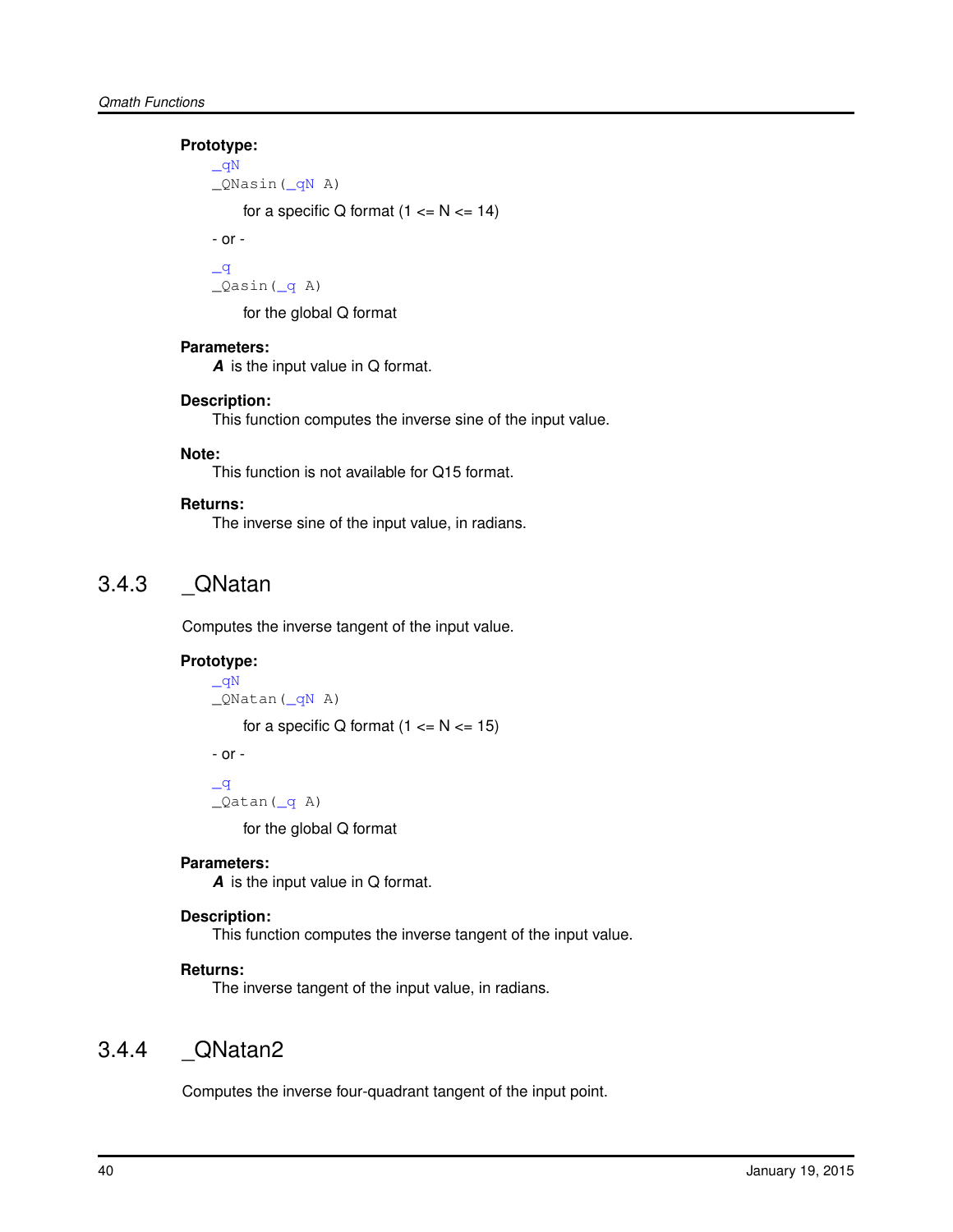**Prototype:**

```
_qN
_QNasin(_qN A)
```

for a specific Q format (1 <= N <= 14)

- or -

```
_q
_Qasin(_q A)
```

for the global Q format

**Parameters:**

***A*** is the input value in Q format.

**Description:**

This function computes the inverse sine of the input value.

**Note:**

This function is not available for Q15 format.

**Returns:**

The inverse sine of the input value, in radians.

### 3.4.3 _QNatan

Computes the inverse tangent of the input value.

**Prototype:**

```
_qN
_QNatan(_qN A)
```

for a specific Q format (1 <= N <= 15)

- or -

```
_q
_Qatan(_q A)
```

for the global Q format

**Parameters:**

***A*** is the input value in Q format.

**Description:**

This function computes the inverse tangent of the input value.

**Returns:**

The inverse tangent of the input value, in radians.

### 3.4.4 _QNatan2

Computes the inverse four-quadrant tangent of the input point.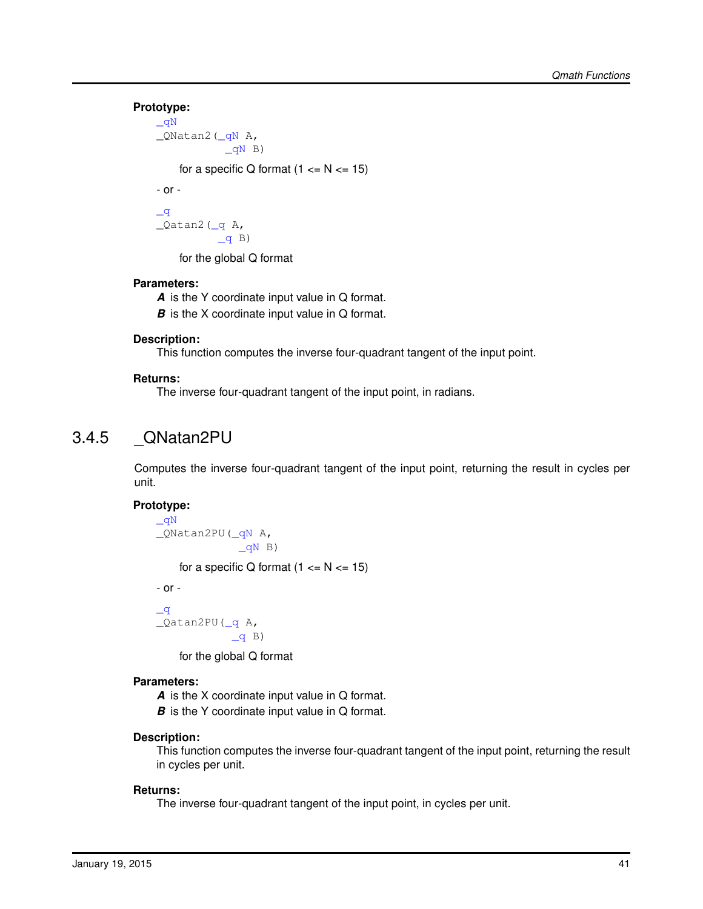**Prototype:**

```
_qN
_QNatan2(_qN A,
         _qN B)
```

for a specific Q format (1 <= N <= 15)

- or -

```
_q
_Qatan2(_q A,
        _q B)
```

for the global Q format

**Parameters:**

***A*** is the Y coordinate input value in Q format.

***B*** is the X coordinate input value in Q format.

**Description:**

This function computes the inverse four-quadrant tangent of the input point.

**Returns:**

The inverse four-quadrant tangent of the input point, in radians.

## 3.4.5 _QNatan2PU

Computes the inverse four-quadrant tangent of the input point, returning the result in cycles per unit.

**Prototype:**

```
_qN
_QNatan2PU(_qN A,
           _qN B)
```

for a specific Q format (1 <= N <= 15)

- or -

```
_q
_Qatan2PU(_q A,
          _q B)
```

for the global Q format

**Parameters:**

***A*** is the X coordinate input value in Q format.

***B*** is the Y coordinate input value in Q format.

**Description:**

This function computes the inverse four-quadrant tangent of the input point, returning the result in cycles per unit.

**Returns:**

The inverse four-quadrant tangent of the input point, in cycles per unit.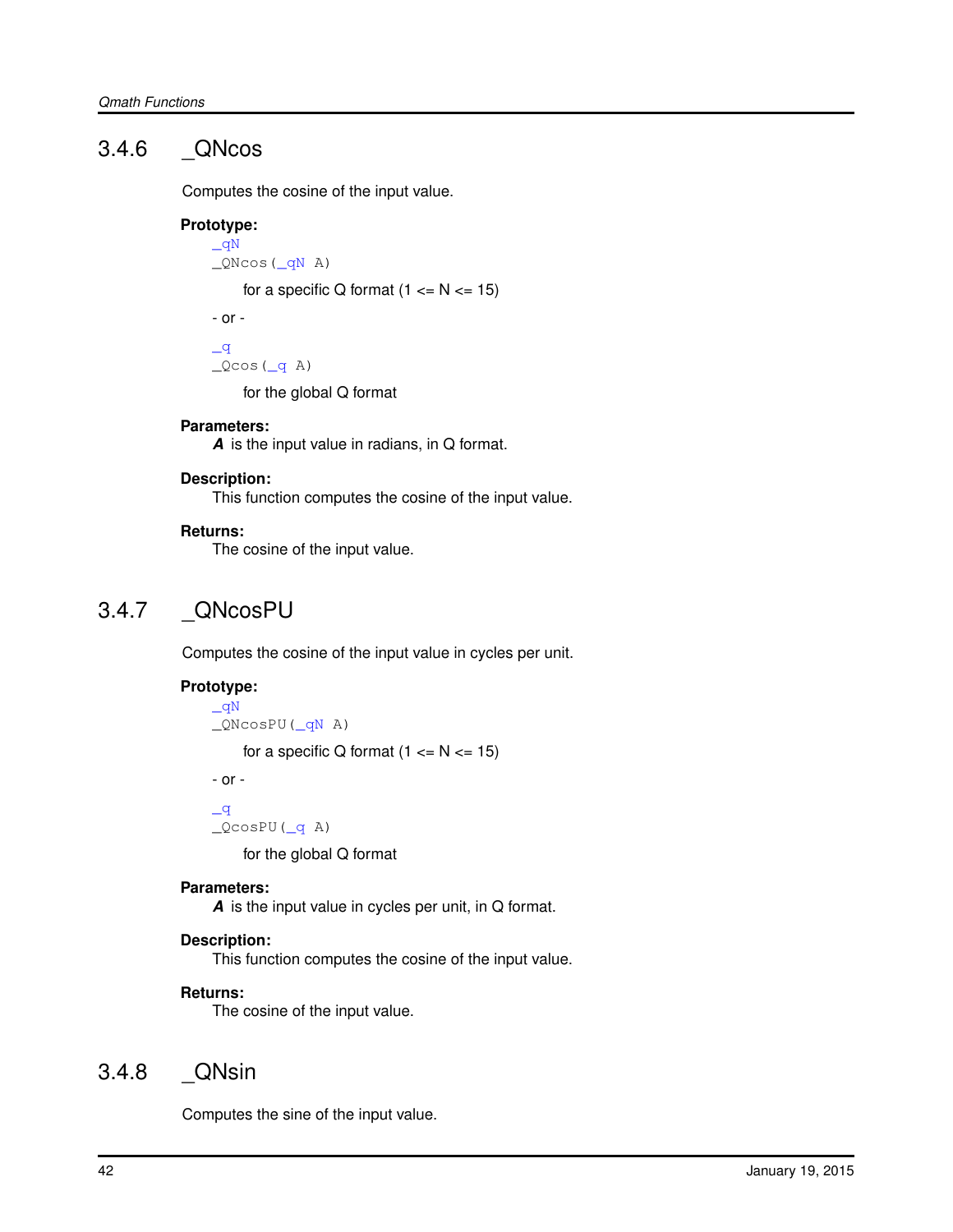### 3.4.6 _QNcos

Computes the cosine of the input value.

**Prototype:**

```
_qN
_QNcos(_qN A)
```

for a specific Q format (1 <= N <= 15)

- or -

```
_q
_Qcos(_q A)
```

for the global Q format

**Parameters:**

***A*** is the input value in radians, in Q format.

**Description:**

This function computes the cosine of the input value.

**Returns:**

The cosine of the input value.

### 3.4.7 _QNcosPU

Computes the cosine of the input value in cycles per unit.

**Prototype:**

```
_qN
_QNcosPU(_qN A)
```

for a specific Q format (1 <= N <= 15)

- or -

```
_q
_QcosPU(_q A)
```

for the global Q format

**Parameters:**

***A*** is the input value in cycles per unit, in Q format.

**Description:**

This function computes the cosine of the input value.

**Returns:**

The cosine of the input value.

### 3.4.8 _QNsin

Computes the sine of the input value.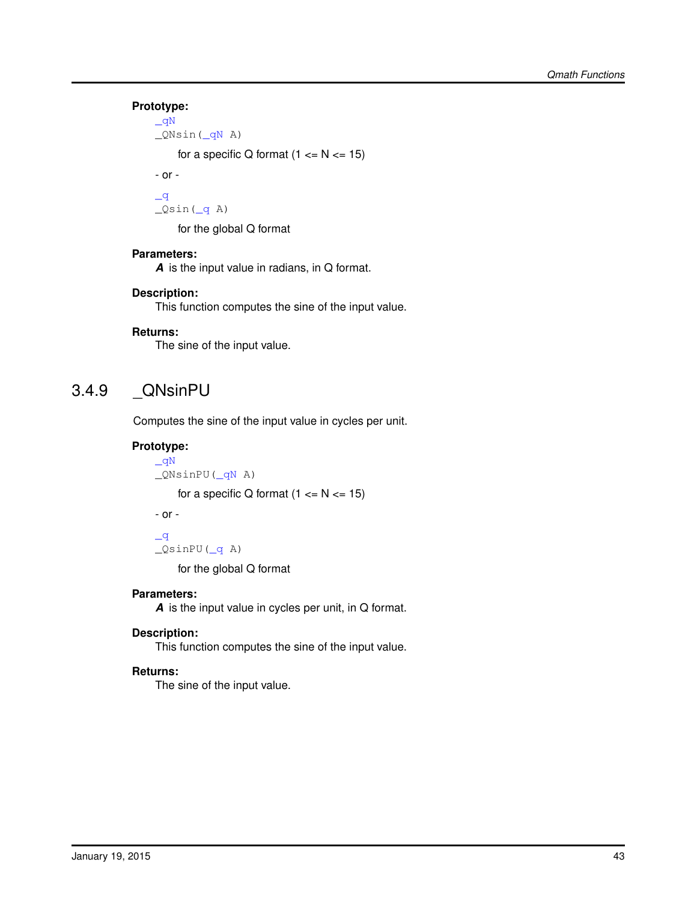**Prototype:**

```
_qN
_QNsin(_qN A)
```

for a specific Q format (1 <= N <= 15)

- or -

```
_q
_Qsin(_q A)
```

for the global Q format

**Parameters:**

***A*** is the input value in radians, in Q format.

**Description:**

This function computes the sine of the input value.

**Returns:**

The sine of the input value.

### 3.4.9 _QNsinPU

Computes the sine of the input value in cycles per unit.

**Prototype:**

```
_qN
_QNsinPU(_qN A)
```

for a specific Q format (1 <= N <= 15)

- or -

```
_q
_QsinPU(_q A)
```

for the global Q format

**Parameters:**

***A*** is the input value in cycles per unit, in Q format.

**Description:**

This function computes the sine of the input value.

**Returns:**

The sine of the input value.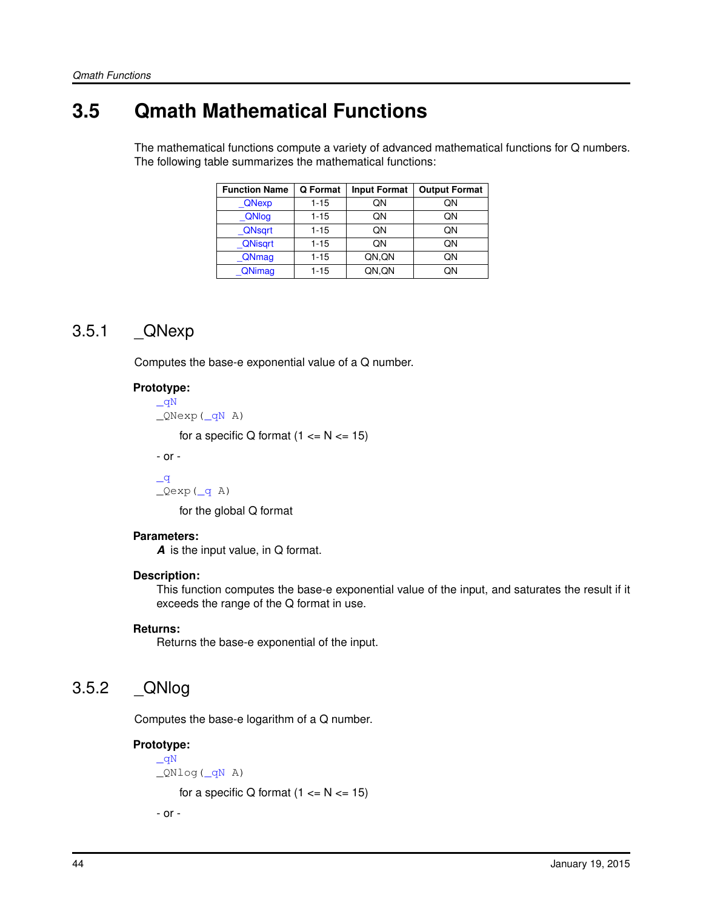## 3.5 Qmath Mathematical Functions

The mathematical functions compute a variety of advanced mathematical functions for Q numbers. The following table summarizes the mathematical functions:

| Function Name | Q Format | Input Format | Output Format |
|---|---|---|---|
| _QNexp | 1-15 | QN | QN |
| _QNlog | 1-15 | QN | QN |
| _QNsqrt | 1-15 | QN | QN |
| _QNisqrt | 1-15 | QN | QN |
| _QNmag | 1-15 | QN,QN | QN |
| _QNimag | 1-15 | QN,QN | QN |

### 3.5.1 _QNexp

Computes the base-e exponential value of a Q number.

**Prototype:**

```
_qN
_QNexp(_qN A)
```

for a specific Q format (1 <= N <= 15)

- or -

```
_q
_Qexp(_q A)
```

for the global Q format

**Parameters:**

***A*** is the input value, in Q format.

**Description:**

This function computes the base-e exponential value of the input, and saturates the result if it exceeds the range of the Q format in use.

**Returns:**

Returns the base-e exponential of the input.

### 3.5.2 _QNlog

Computes the base-e logarithm of a Q number.

**Prototype:**

```
_qN
_QNlog(_qN A)
```

for a specific Q format (1 <= N <= 15)

- or -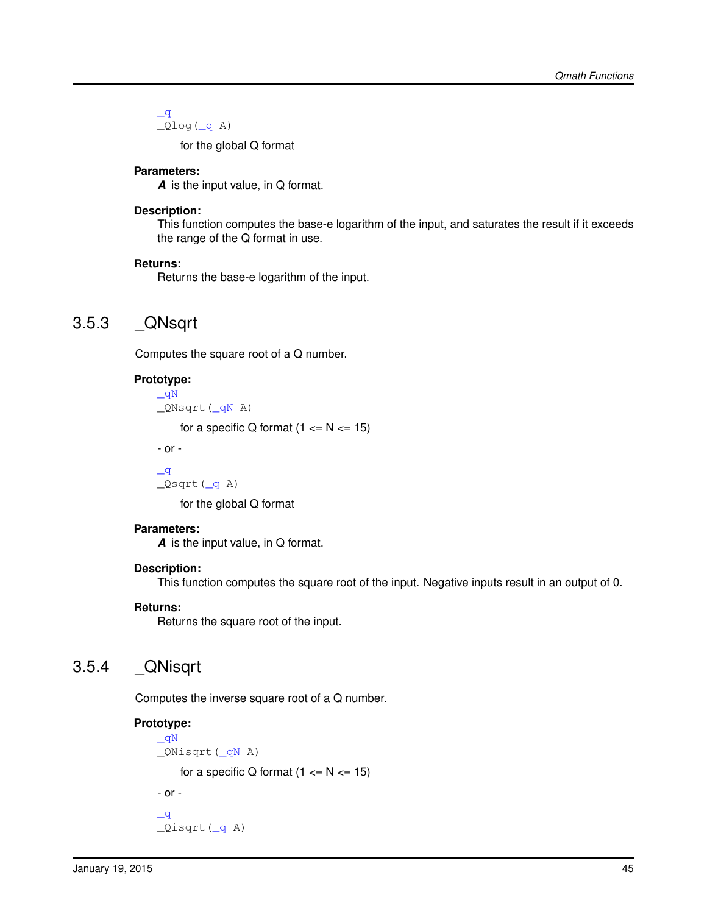```
_q
_Qlog(_q A)
```

for the global Q format

**Parameters:**
*A* is the input value, in Q format.

**Description:**
This function computes the base-e logarithm of the input, and saturates the result if it exceeds the range of the Q format in use.

**Returns:**
Returns the base-e logarithm of the input.

## 3.5.3 _QNsqrt

Computes the square root of a Q number.

**Prototype:**

```
_qN
_QNsqrt(_qN A)
```

for a specific Q format (1 <= N <= 15)

- or -

```
_q
_Qsqrt(_q A)
```

for the global Q format

**Parameters:**
*A* is the input value, in Q format.

**Description:**
This function computes the square root of the input. Negative inputs result in an output of 0.

**Returns:**
Returns the square root of the input.

## 3.5.4 _QNisqrt

Computes the inverse square root of a Q number.

**Prototype:**

```
_qN
_QNisqrt(_qN A)
```

for a specific Q format (1 <= N <= 15)

- or -

```
_q
_Qisqrt(_q A)
```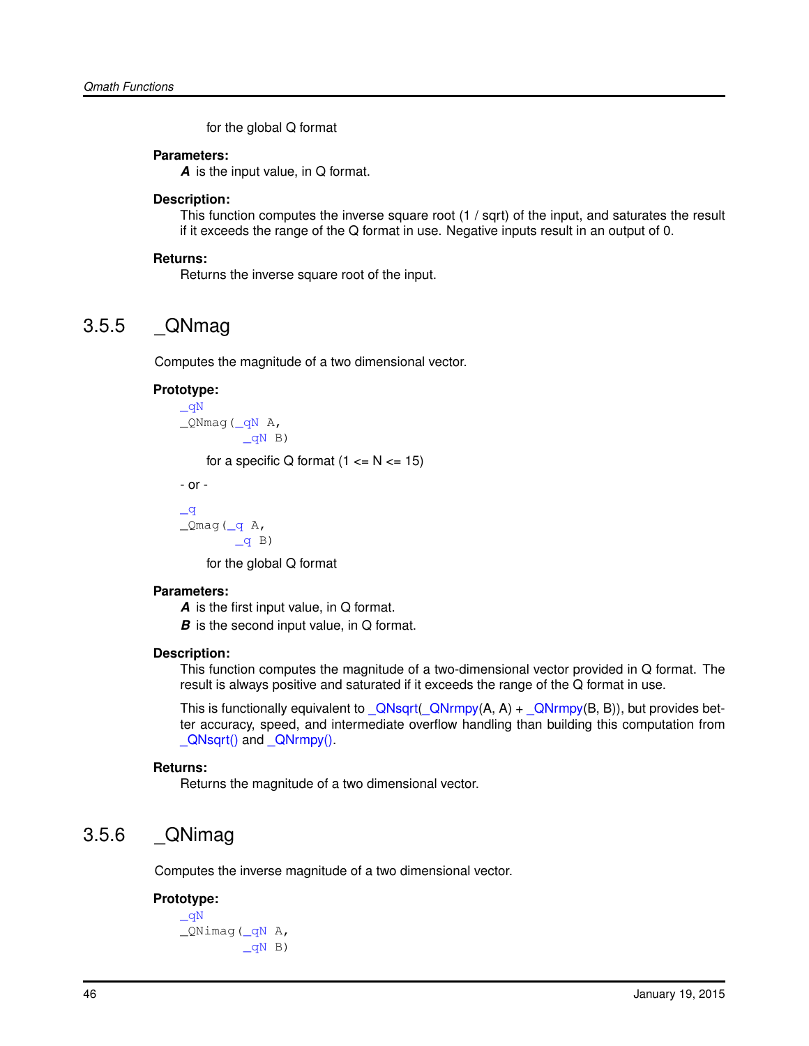for the global Q format

**Parameters:**

***A*** is the input value, in Q format.

**Description:**

This function computes the inverse square root (1 / sqrt) of the input, and saturates the result if it exceeds the range of the Q format in use. Negative inputs result in an output of 0.

**Returns:**

Returns the inverse square root of the input.

## 3.5.5 _QNmag

Computes the magnitude of a two dimensional vector.

**Prototype:**

```
_qN
_QNmag(_qN A,
       _qN B)
```

for a specific Q format (1 <= N <= 15)

\- or -

```
_q
_Qmag(_q A,
      _q B)
```

for the global Q format

**Parameters:**

***A*** is the first input value, in Q format.

***B*** is the second input value, in Q format.

**Description:**

This function computes the magnitude of a two-dimensional vector provided in Q format. The result is always positive and saturated if it exceeds the range of the Q format in use.

This is functionally equivalent to _QNsqrt(_QNrmpy(A, A) + _QNrmpy(B, B)), but provides better accuracy, speed, and intermediate overflow handling than building this computation from _QNsqrt() and _QNrmpy().

**Returns:**

Returns the magnitude of a two dimensional vector.

## 3.5.6 _QNimag

Computes the inverse magnitude of a two dimensional vector.

**Prototype:**

```
_qN
_QNimag(_qN A,
        _qN B)
```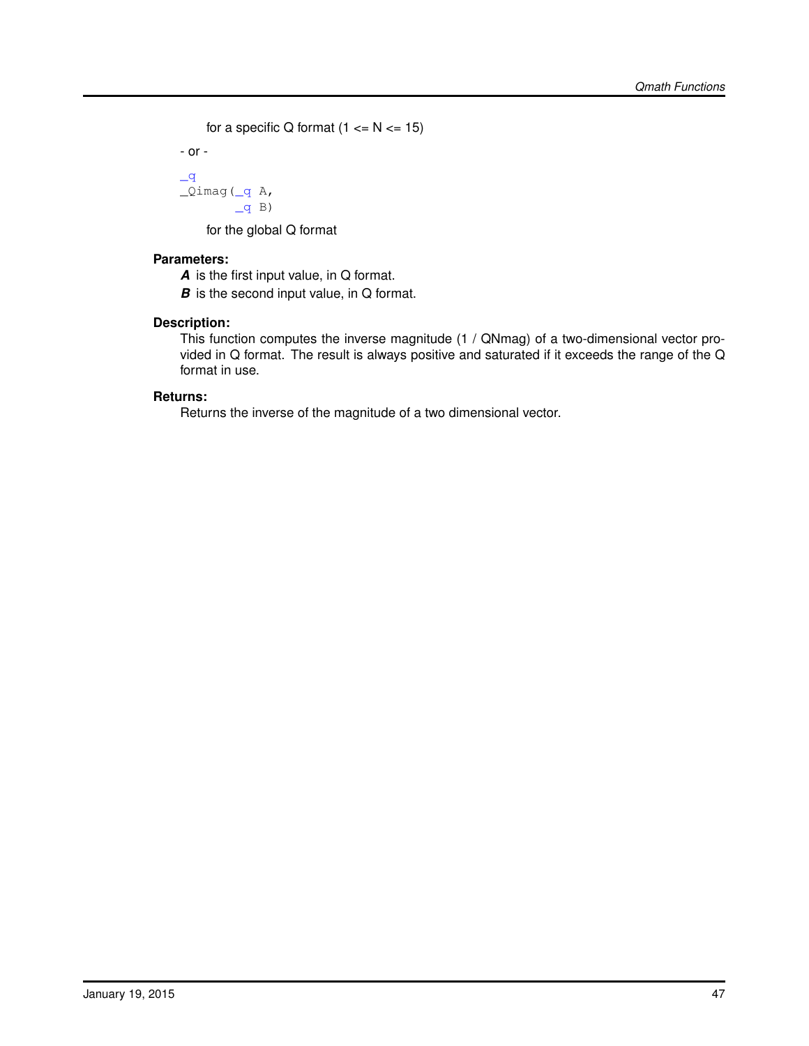for a specific Q format (1 <= N <= 15)

- or -

```
_q
_Qimag(_q A,
       _q B)
```

for the global Q format

**Parameters:**

***A*** is the first input value, in Q format.

***B*** is the second input value, in Q format.

**Description:**

This function computes the inverse magnitude (1 / QNmag) of a two-dimensional vector provided in Q format. The result is always positive and saturated if it exceeds the range of the Q format in use.

**Returns:**

Returns the inverse of the magnitude of a two dimensional vector.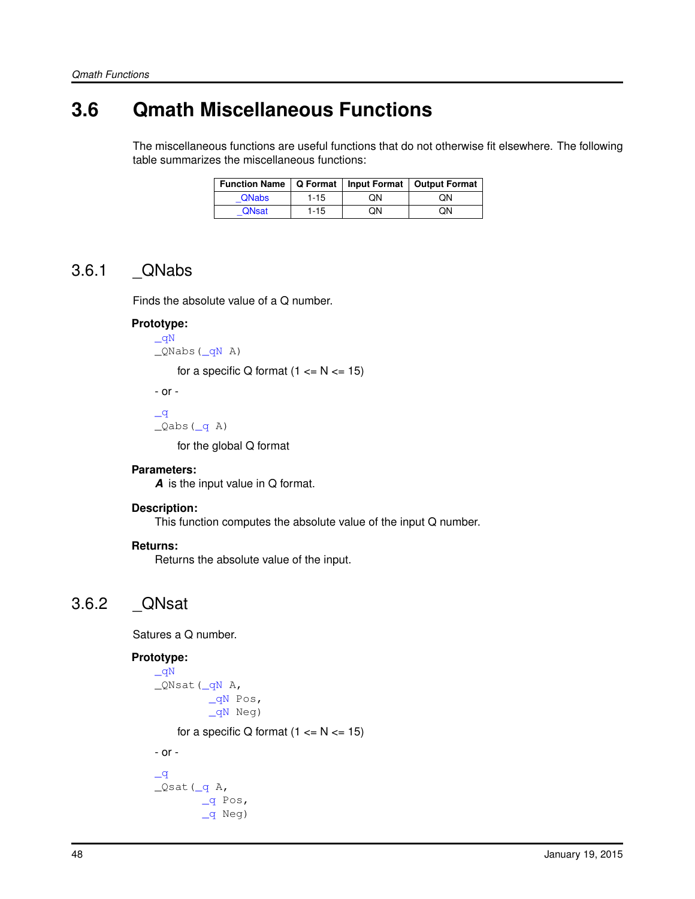## 3.6 Qmath Miscellaneous Functions

The miscellaneous functions are useful functions that do not otherwise fit elsewhere. The following table summarizes the miscellaneous functions:

| Function Name | Q Format | Input Format | Output Format |
|---|---|---|---|
| _QNabs | 1-15 | QN | QN |
| _QNsat | 1-15 | QN | QN |

### 3.6.1 _QNabs

Finds the absolute value of a Q number.

**Prototype:**

```
_qN
_QNabs(_qN A)
```

for a specific Q format (1 <= N <= 15)

- or -

```
_q
_Qabs(_q A)
```

for the global Q format

**Parameters:**

***A*** is the input value in Q format.

**Description:**

This function computes the absolute value of the input Q number.

**Returns:**

Returns the absolute value of the input.

### 3.6.2 _QNsat

Satures a Q number.

**Prototype:**

```
_qN
_QNsat(_qN A,
        _qN Pos,
        _qN Neg)
```

for a specific Q format (1 <= N <= 15)

- or -

```
_q
_Qsat(_q A,
       _q Pos,
       _q Neg)
```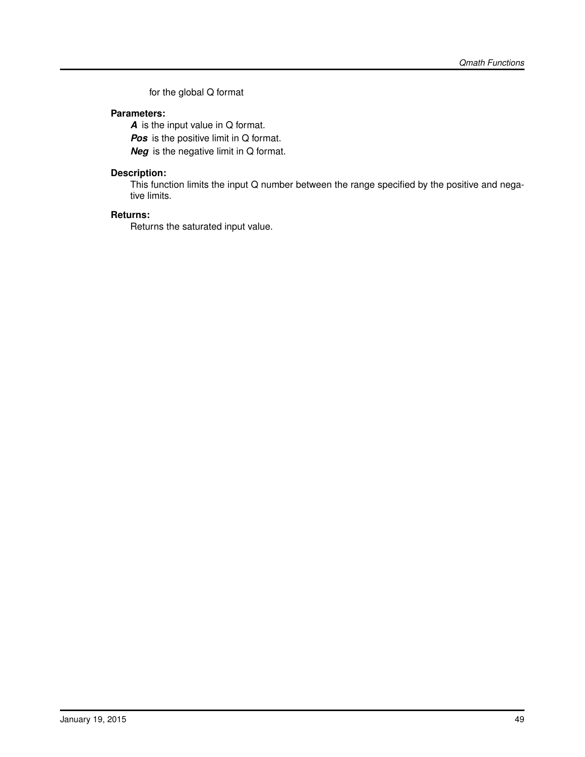for the global Q format

**Parameters:**

***A*** is the input value in Q format.

***Pos*** is the positive limit in Q format.

***Neg*** is the negative limit in Q format.

**Description:**

This function limits the input Q number between the range specified by the positive and negative limits.

**Returns:**

Returns the saturated input value.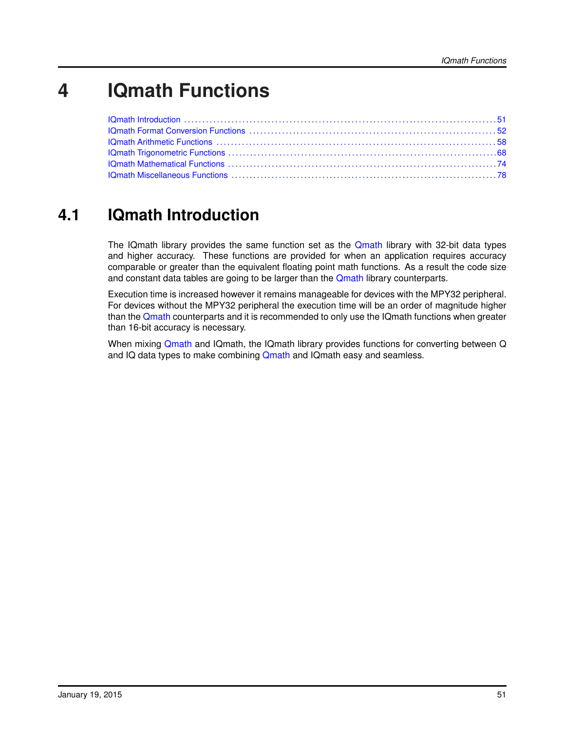# 4 IQmath Functions

IQmath Introduction ........................................................................................ 51
IQmath Format Conversion Functions ................................................................... 52
IQmath Arithmetic Functions ............................................................................. 58
IQmath Trigonometric Functions ......................................................................... 68
IQmath Mathematical Functions ......................................................................... 74
IQmath Miscellaneous Functions ........................................................................ 78

## 4.1 IQmath Introduction

The IQmath library provides the same function set as the Qmath library with 32-bit data types and higher accuracy. These functions are provided for when an application requires accuracy comparable or greater than the equivalent floating point math functions. As a result the code size and constant data tables are going to be larger than the Qmath library counterparts.

Execution time is increased however it remains manageable for devices with the MPY32 peripheral. For devices without the MPY32 peripheral the execution time will be an order of magnitude higher than the Qmath counterparts and it is recommended to only use the IQmath functions when greater than 16-bit accuracy is necessary.

When mixing Qmath and IQmath, the IQmath library provides functions for converting between Q and IQ data types to make combining Qmath and IQmath easy and seamless.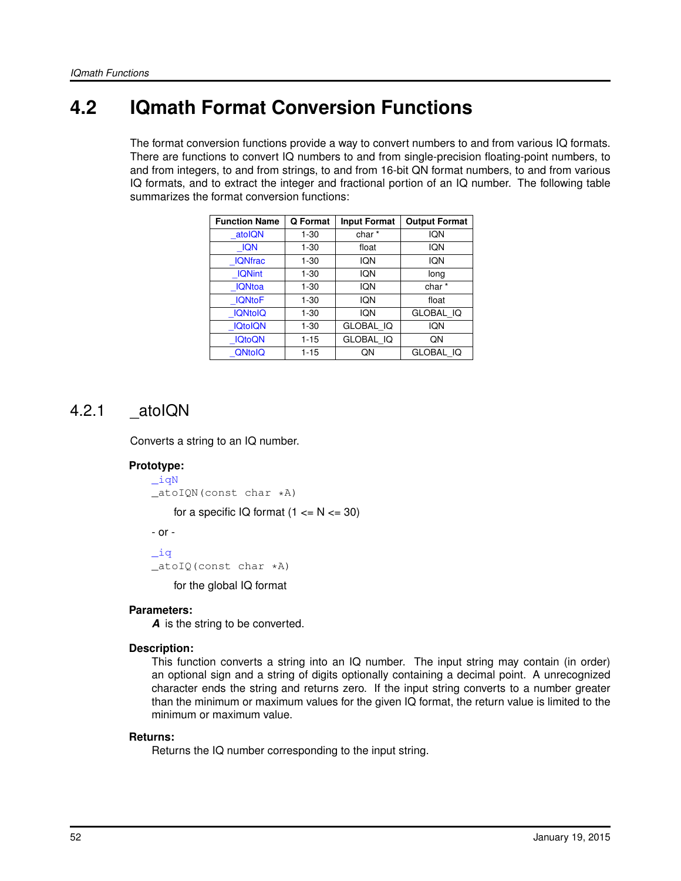## 4.2 IQmath Format Conversion Functions

The format conversion functions provide a way to convert numbers to and from various IQ formats. There are functions to convert IQ numbers to and from single-precision floating-point numbers, to and from integers, to and from strings, to and from 16-bit QN format numbers, to and from various IQ formats, and to extract the integer and fractional portion of an IQ number. The following table summarizes the format conversion functions:

| Function Name | Q Format | Input Format | Output Format |
|---|---|---|---|
| _atoIQN | 1-30 | char * | IQN |
| _IQN | 1-30 | float | IQN |
| _IQNfrac | 1-30 | IQN | IQN |
| _IQNint | 1-30 | IQN | long |
| _IQNtoa | 1-30 | IQN | char * |
| _IQNtoF | 1-30 | IQN | float |
| _IQNtoIQ | 1-30 | IQN | GLOBAL_IQ |
| _IQtoIQN | 1-30 | GLOBAL_IQ | IQN |
| _IQtoQN | 1-15 | GLOBAL_IQ | QN |
| _QNtoIQ | 1-15 | QN | GLOBAL_IQ |

### 4.2.1 _atoIQN

Converts a string to an IQ number.

**Prototype:**

```
_iqN
_atoIQN(const char *A)
```

for a specific IQ format (1 <= N <= 30)

- or -

```
_iq
_atoIQ(const char *A)
```

for the global IQ format

**Parameters:**

***A*** is the string to be converted.

**Description:**

This function converts a string into an IQ number. The input string may contain (in order) an optional sign and a string of digits optionally containing a decimal point. A unrecognized character ends the string and returns zero. If the input string converts to a number greater than the minimum or maximum values for the given IQ format, the return value is limited to the minimum or maximum value.

**Returns:**

Returns the IQ number corresponding to the input string.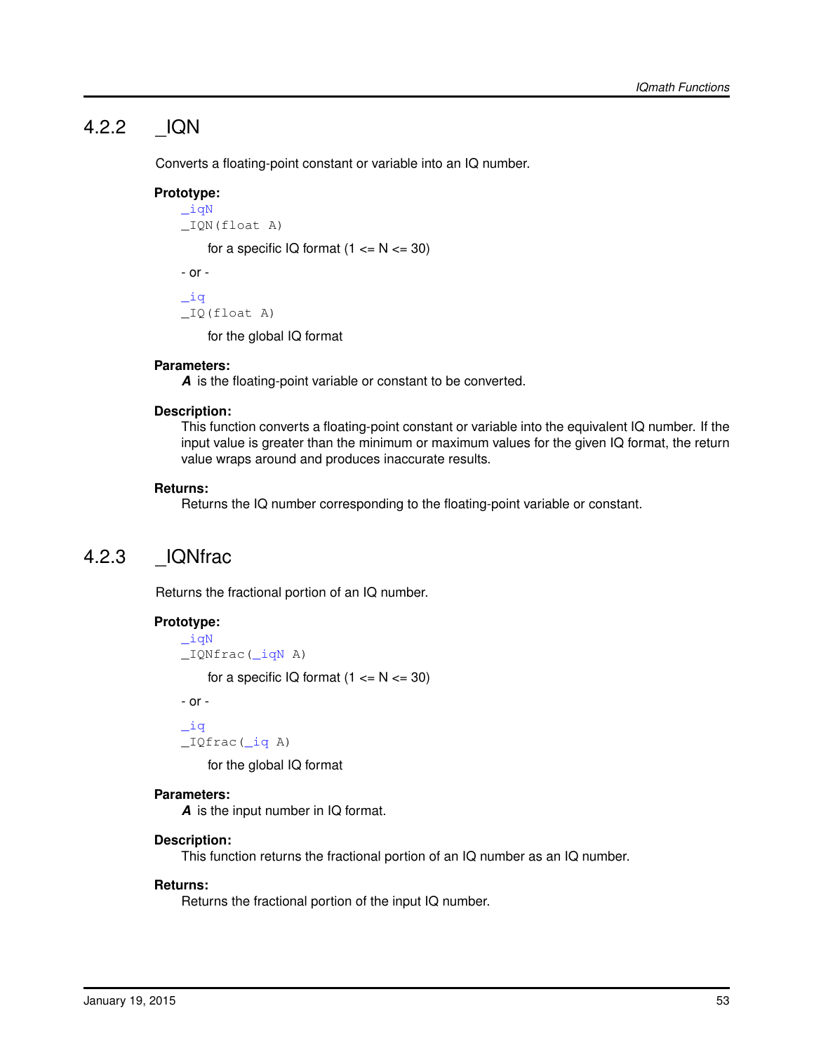### 4.2.2 _IQN

Converts a floating-point constant or variable into an IQ number.

**Prototype:**

```
_iqN
_IQN(float A)
```

for a specific IQ format (1 <= N <= 30)

- or -

```
_iq
_IQ(float A)
```

for the global IQ format

**Parameters:**

***A*** is the floating-point variable or constant to be converted.

**Description:**

This function converts a floating-point constant or variable into the equivalent IQ number. If the input value is greater than the minimum or maximum values for the given IQ format, the return value wraps around and produces inaccurate results.

**Returns:**

Returns the IQ number corresponding to the floating-point variable or constant.

### 4.2.3 _IQNfrac

Returns the fractional portion of an IQ number.

**Prototype:**

```
_iqN
_IQNfrac(_iqN A)
```

for a specific IQ format (1 <= N <= 30)

- or -

```
_iq
_IQfrac(_iq A)
```

for the global IQ format

**Parameters:**

***A*** is the input number in IQ format.

**Description:**

This function returns the fractional portion of an IQ number as an IQ number.

**Returns:**

Returns the fractional portion of the input IQ number.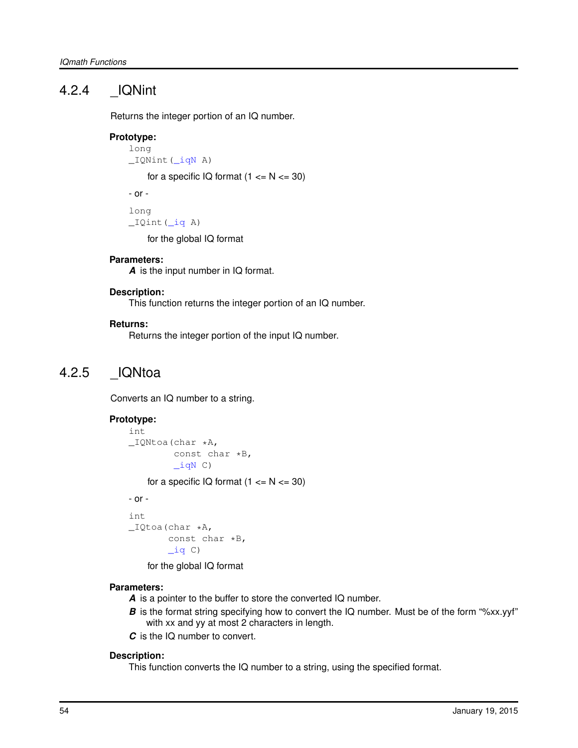### 4.2.4 _IQNint

Returns the integer portion of an IQ number.

**Prototype:**

```
long
_IQNint(_iqN A)
```

for a specific IQ format (1 <= N <= 30)

- or -

```
long
_IQint(_iq A)
```

for the global IQ format

**Parameters:**

***A*** is the input number in IQ format.

**Description:**

This function returns the integer portion of an IQ number.

**Returns:**

Returns the integer portion of the input IQ number.

### 4.2.5 _IQNtoa

Converts an IQ number to a string.

**Prototype:**

```
int
_IQNtoa(char *A,
        const char *B,
        _iqN C)
```

for a specific IQ format (1 <= N <= 30)

- or -

```
int
_IQtoa(char *A,
       const char *B,
       _iq C)
```

for the global IQ format

**Parameters:**

***A*** is a pointer to the buffer to store the converted IQ number.

***B*** is the format string specifying how to convert the IQ number. Must be of the form "%xx.yyf" with xx and yy at most 2 characters in length.

***C*** is the IQ number to convert.

**Description:**

This function converts the IQ number to a string, using the specified format.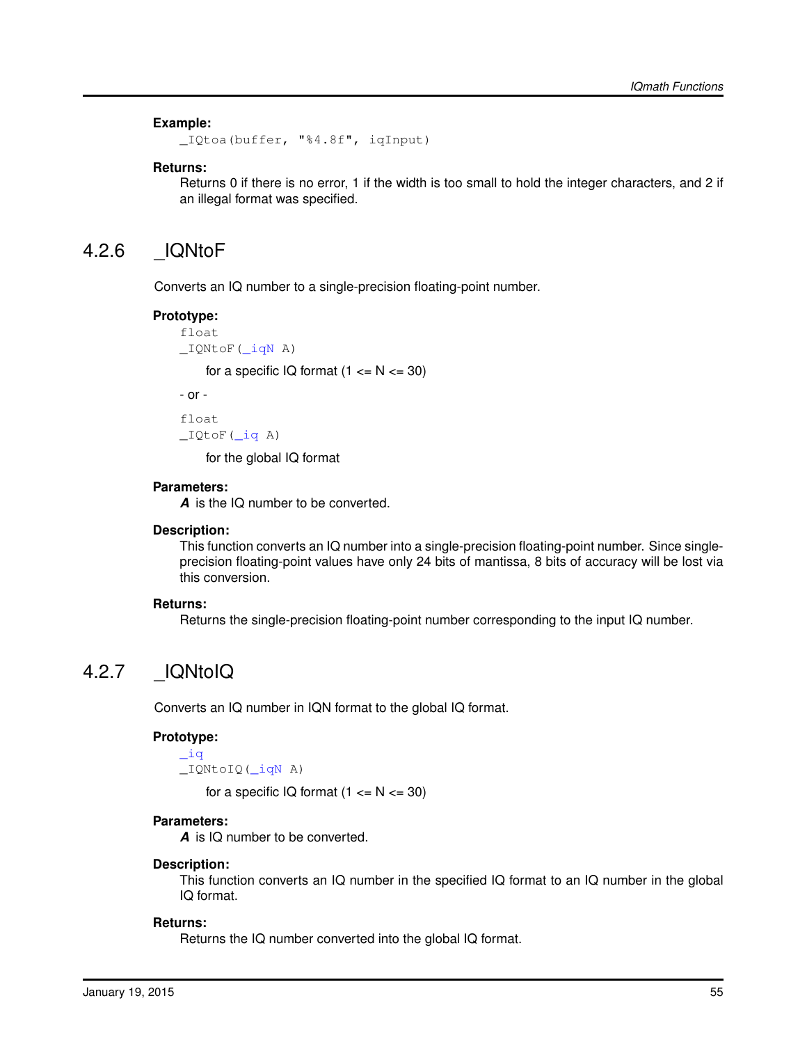**Example:**

```
_IQtoa(buffer, "%4.8f", iqInput)
```

**Returns:**

Returns 0 if there is no error, 1 if the width is too small to hold the integer characters, and 2 if an illegal format was specified.

## 4.2.6 _IQNtoF

Converts an IQ number to a single-precision floating-point number.

**Prototype:**

```
float
_IQNtoF(_iqN A)
```

for a specific IQ format (1 <= N <= 30)

- or -

```
float
_IQtoF(_iq A)
```

for the global IQ format

**Parameters:**

***A*** is the IQ number to be converted.

**Description:**

This function converts an IQ number into a single-precision floating-point number. Since single-precision floating-point values have only 24 bits of mantissa, 8 bits of accuracy will be lost via this conversion.

**Returns:**

Returns the single-precision floating-point number corresponding to the input IQ number.

## 4.2.7 _IQNtoIQ

Converts an IQ number in IQN format to the global IQ format.

**Prototype:**

```
_iq
_IQNtoIQ(_iqN A)
```

for a specific IQ format (1 <= N <= 30)

**Parameters:**

***A*** is IQ number to be converted.

**Description:**

This function converts an IQ number in the specified IQ format to an IQ number in the global IQ format.

**Returns:**

Returns the IQ number converted into the global IQ format.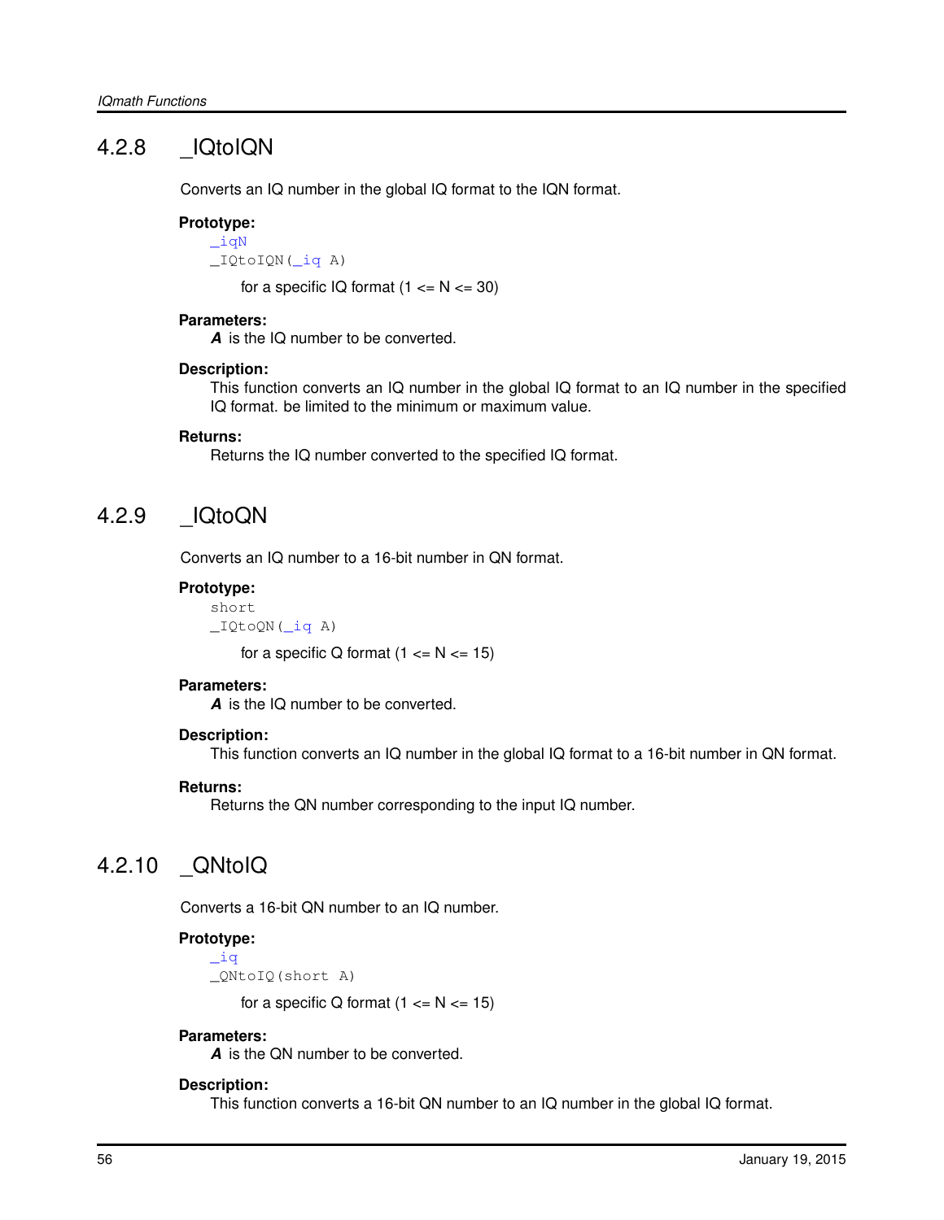### 4.2.8 _IQtoIQN

Converts an IQ number in the global IQ format to the IQN format.

**Prototype:**

```
_iqN
_IQtoIQN(_iq A)
```

for a specific IQ format (1 <= N <= 30)

**Parameters:**

***A*** is the IQ number to be converted.

**Description:**

This function converts an IQ number in the global IQ format to an IQ number in the specified IQ format. be limited to the minimum or maximum value.

**Returns:**

Returns the IQ number converted to the specified IQ format.

### 4.2.9 _IQtoQN

Converts an IQ number to a 16-bit number in QN format.

**Prototype:**

```
short
_IQtoQN(_iq A)
```

for a specific Q format (1 <= N <= 15)

**Parameters:**

***A*** is the IQ number to be converted.

**Description:**

This function converts an IQ number in the global IQ format to a 16-bit number in QN format.

**Returns:**

Returns the QN number corresponding to the input IQ number.

### 4.2.10 _QNtoIQ

Converts a 16-bit QN number to an IQ number.

**Prototype:**

```
_iq
_QNtoIQ(short A)
```

for a specific Q format (1 <= N <= 15)

**Parameters:**

***A*** is the QN number to be converted.

**Description:**

This function converts a 16-bit QN number to an IQ number in the global IQ format.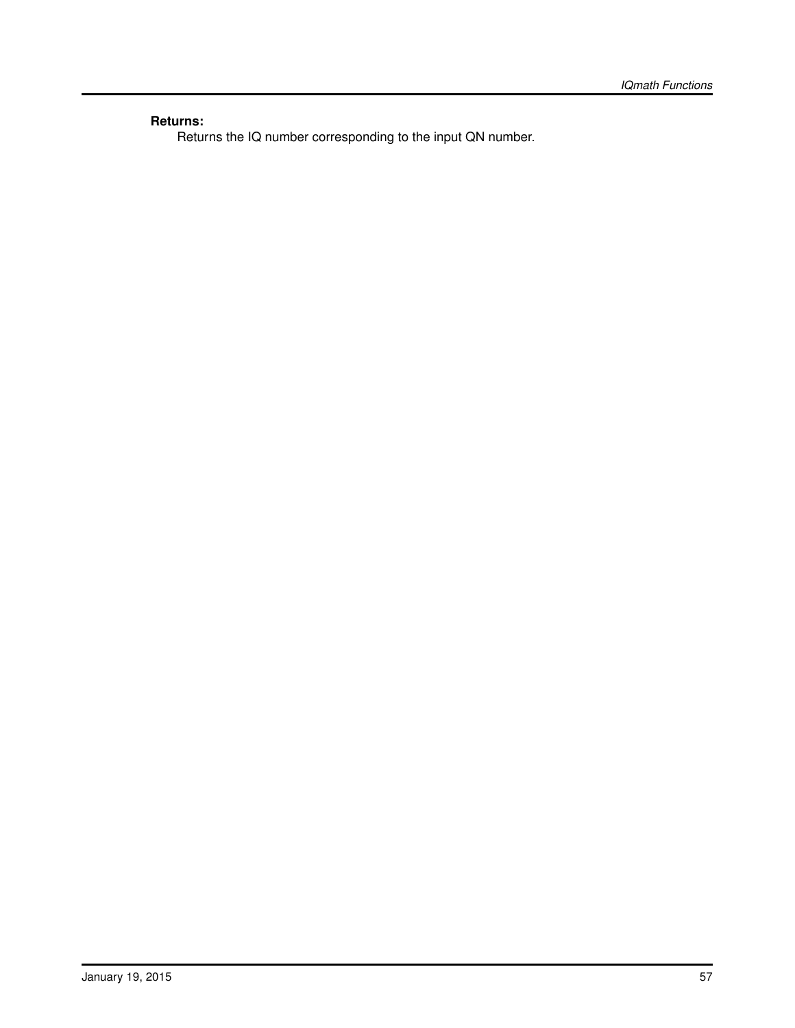**Returns:**

Returns the IQ number corresponding to the input QN number.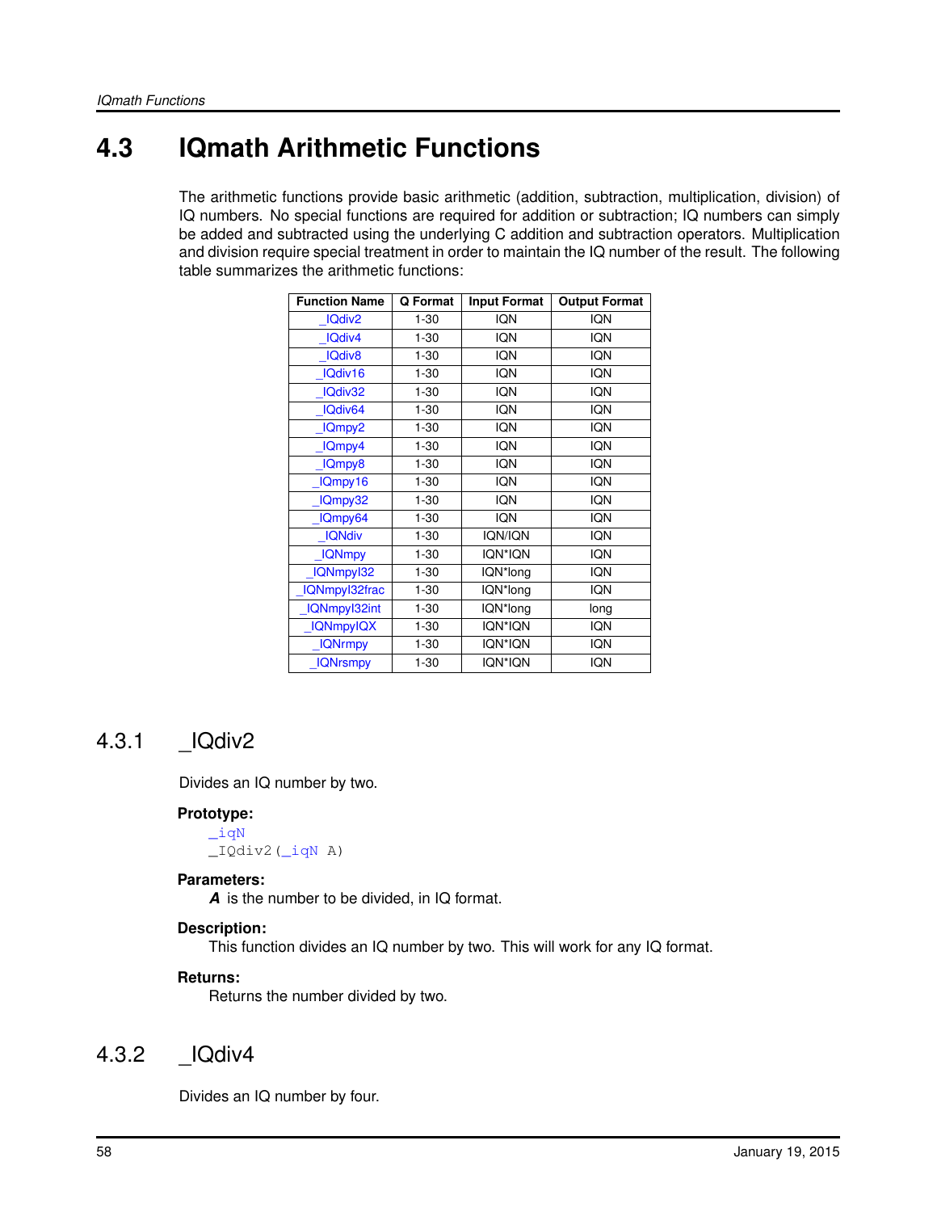## 4.3 IQmath Arithmetic Functions

The arithmetic functions provide basic arithmetic (addition, subtraction, multiplication, division) of IQ numbers. No special functions are required for addition or subtraction; IQ numbers can simply be added and subtracted using the underlying C addition and subtraction operators. Multiplication and division require special treatment in order to maintain the IQ number of the result. The following table summarizes the arithmetic functions:

| Function Name | Q Format | Input Format | Output Format |
|---|---|---|---|
| _IQdiv2 | 1-30 | IQN | IQN |
| _IQdiv4 | 1-30 | IQN | IQN |
| _IQdiv8 | 1-30 | IQN | IQN |
| _IQdiv16 | 1-30 | IQN | IQN |
| _IQdiv32 | 1-30 | IQN | IQN |
| _IQdiv64 | 1-30 | IQN | IQN |
| _IQmpy2 | 1-30 | IQN | IQN |
| _IQmpy4 | 1-30 | IQN | IQN |
| _IQmpy8 | 1-30 | IQN | IQN |
| _IQmpy16 | 1-30 | IQN | IQN |
| _IQmpy32 | 1-30 | IQN | IQN |
| _IQmpy64 | 1-30 | IQN | IQN |
| _IQNdiv | 1-30 | IQN/IQN | IQN |
| _IQNmpy | 1-30 | IQN*IQN | IQN |
| _IQNmpyI32 | 1-30 | IQN*long | IQN |
| _IQNmpyI32frac | 1-30 | IQN*long | IQN |
| _IQNmpyI32int | 1-30 | IQN*long | long |
| _IQNmpyIQX | 1-30 | IQN*IQN | IQN |
| _IQNrmpy | 1-30 | IQN*IQN | IQN |
| _IQNrsmpy | 1-30 | IQN*IQN | IQN |

### 4.3.1 _IQdiv2

Divides an IQ number by two.

**Prototype:**

```
_iqN
_IQdiv2(_iqN A)
```

**Parameters:**

***A*** is the number to be divided, in IQ format.

**Description:**

This function divides an IQ number by two. This will work for any IQ format.

**Returns:**

Returns the number divided by two.

### 4.3.2 _IQdiv4

Divides an IQ number by four.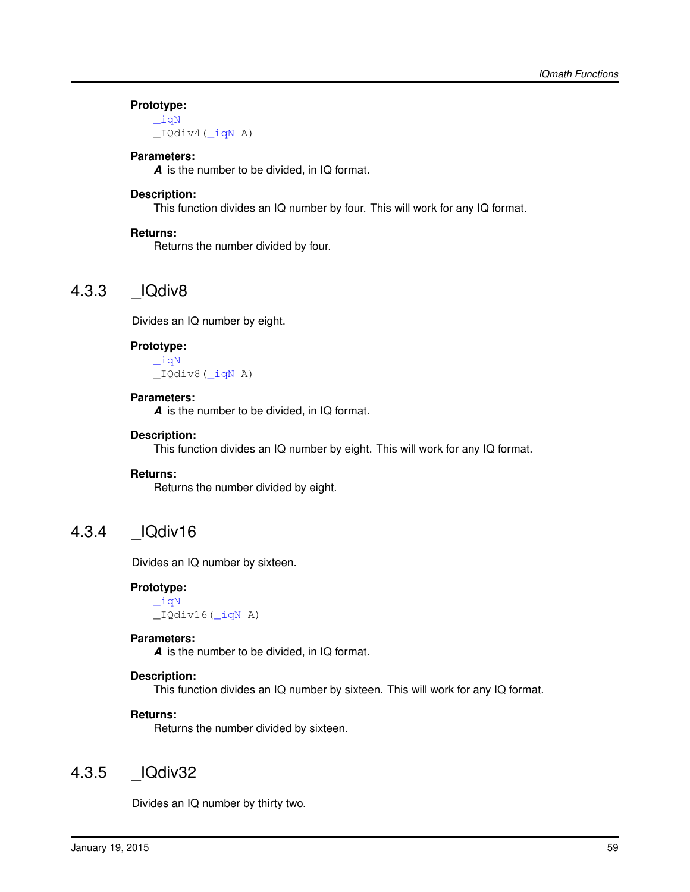**Prototype:**

```
_iqN
_IQdiv4(_iqN A)
```

**Parameters:**

***A*** is the number to be divided, in IQ format.

**Description:**

This function divides an IQ number by four. This will work for any IQ format.

**Returns:**

Returns the number divided by four.

### 4.3.3 _IQdiv8

Divides an IQ number by eight.

**Prototype:**

```
_iqN
_IQdiv8(_iqN A)
```

**Parameters:**

***A*** is the number to be divided, in IQ format.

**Description:**

This function divides an IQ number by eight. This will work for any IQ format.

**Returns:**

Returns the number divided by eight.

### 4.3.4 _IQdiv16

Divides an IQ number by sixteen.

**Prototype:**

```
_iqN
_IQdiv16(_iqN A)
```

**Parameters:**

***A*** is the number to be divided, in IQ format.

**Description:**

This function divides an IQ number by sixteen. This will work for any IQ format.

**Returns:**

Returns the number divided by sixteen.

### 4.3.5 _IQdiv32

Divides an IQ number by thirty two.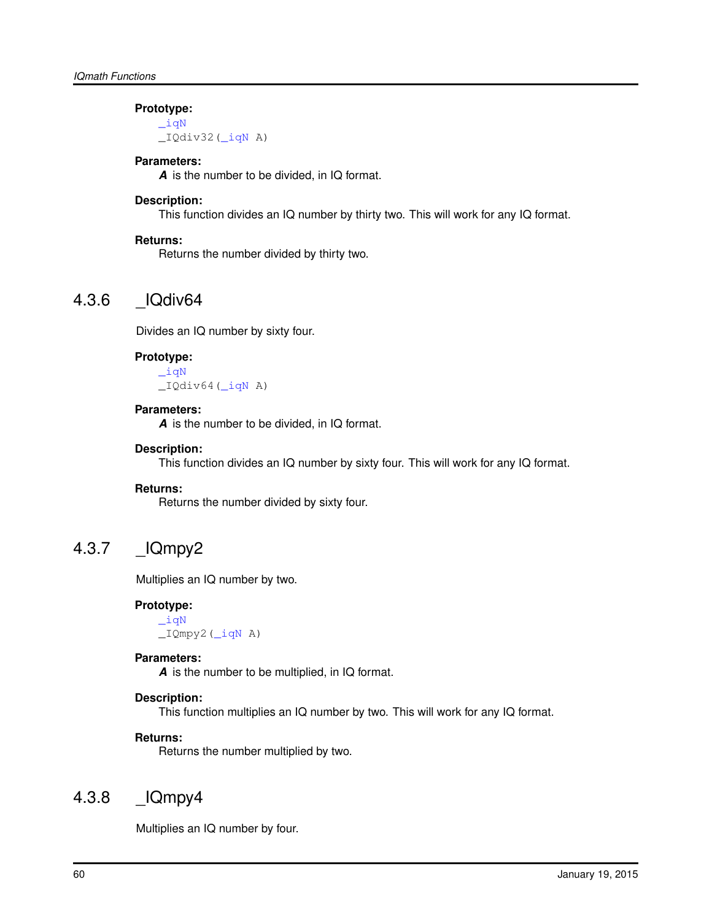**Prototype:**

```
_iqN
_IQdiv32(_iqN A)
```

**Parameters:**

***A*** is the number to be divided, in IQ format.

**Description:**

This function divides an IQ number by thirty two. This will work for any IQ format.

**Returns:**

Returns the number divided by thirty two.

### 4.3.6 _IQdiv64

Divides an IQ number by sixty four.

**Prototype:**

```
_iqN
_IQdiv64(_iqN A)
```

**Parameters:**

***A*** is the number to be divided, in IQ format.

**Description:**

This function divides an IQ number by sixty four. This will work for any IQ format.

**Returns:**

Returns the number divided by sixty four.

### 4.3.7 _IQmpy2

Multiplies an IQ number by two.

**Prototype:**

```
_iqN
_IQmpy2(_iqN A)
```

**Parameters:**

***A*** is the number to be multiplied, in IQ format.

**Description:**

This function multiplies an IQ number by two. This will work for any IQ format.

**Returns:**

Returns the number multiplied by two.

### 4.3.8 _IQmpy4

Multiplies an IQ number by four.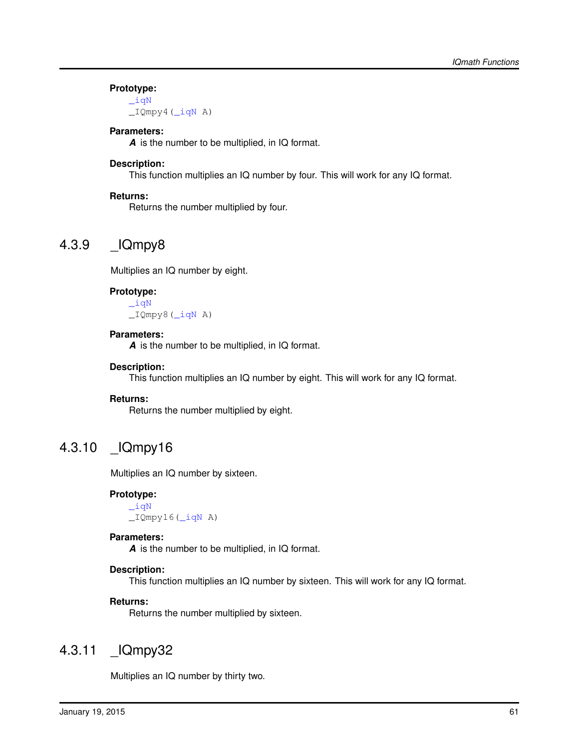**Prototype:**

```
_iqN
_IQmpy4(_iqN A)
```

**Parameters:**

***A*** is the number to be multiplied, in IQ format.

**Description:**

This function multiplies an IQ number by four. This will work for any IQ format.

**Returns:**

Returns the number multiplied by four.

### 4.3.9 _IQmpy8

Multiplies an IQ number by eight.

**Prototype:**

```
_iqN
_IQmpy8(_iqN A)
```

**Parameters:**

***A*** is the number to be multiplied, in IQ format.

**Description:**

This function multiplies an IQ number by eight. This will work for any IQ format.

**Returns:**

Returns the number multiplied by eight.

### 4.3.10 _IQmpy16

Multiplies an IQ number by sixteen.

**Prototype:**

```
_iqN
_IQmpy16(_iqN A)
```

**Parameters:**

***A*** is the number to be multiplied, in IQ format.

**Description:**

This function multiplies an IQ number by sixteen. This will work for any IQ format.

**Returns:**

Returns the number multiplied by sixteen.

### 4.3.11 _IQmpy32

Multiplies an IQ number by thirty two.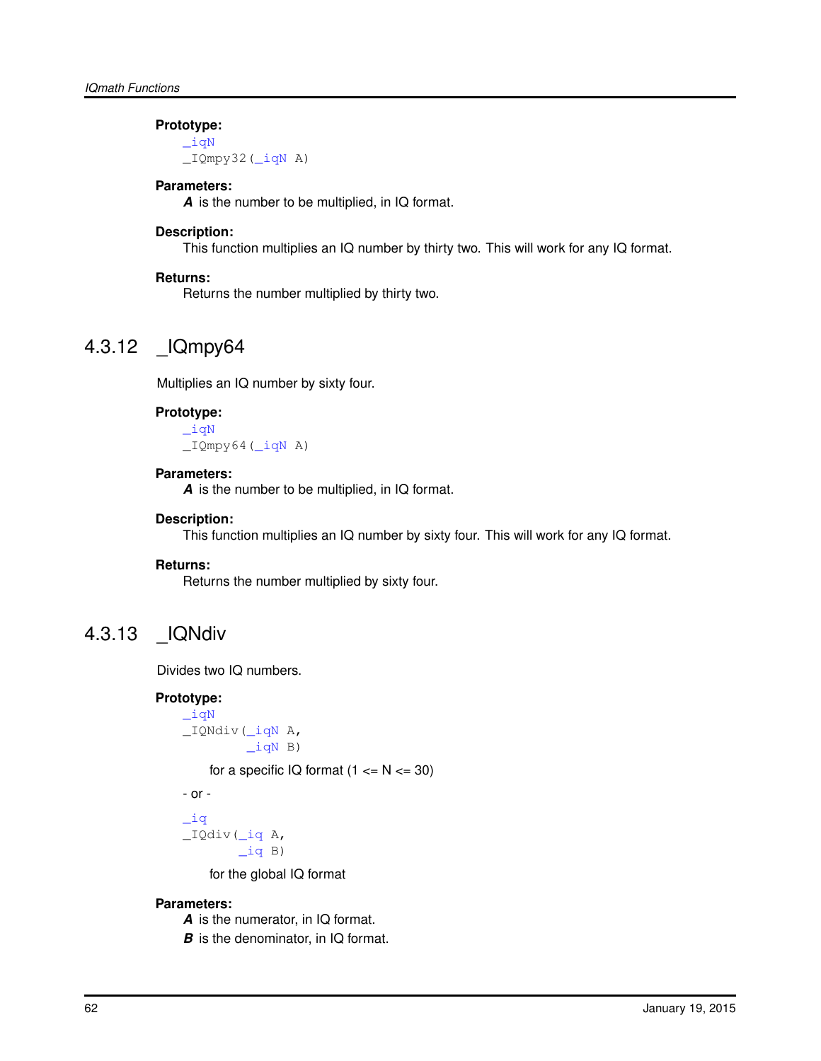**Prototype:**

```
_iqN
_IQmpy32(_iqN A)
```

**Parameters:**

***A*** is the number to be multiplied, in IQ format.

**Description:**

This function multiplies an IQ number by thirty two. This will work for any IQ format.

**Returns:**

Returns the number multiplied by thirty two.

## 4.3.12 _IQmpy64

Multiplies an IQ number by sixty four.

**Prototype:**

```
_iqN
_IQmpy64(_iqN A)
```

**Parameters:**

***A*** is the number to be multiplied, in IQ format.

**Description:**

This function multiplies an IQ number by sixty four. This will work for any IQ format.

**Returns:**

Returns the number multiplied by sixty four.

## 4.3.13 _IQNdiv

Divides two IQ numbers.

**Prototype:**

```
_iqN
_IQNdiv(_iqN A,
        _iqN B)
```

for a specific IQ format (1 <= N <= 30)

\- or -

```
_iq
_IQdiv(_iq A,
       _iq B)
```

for the global IQ format

**Parameters:**

***A*** is the numerator, in IQ format.

***B*** is the denominator, in IQ format.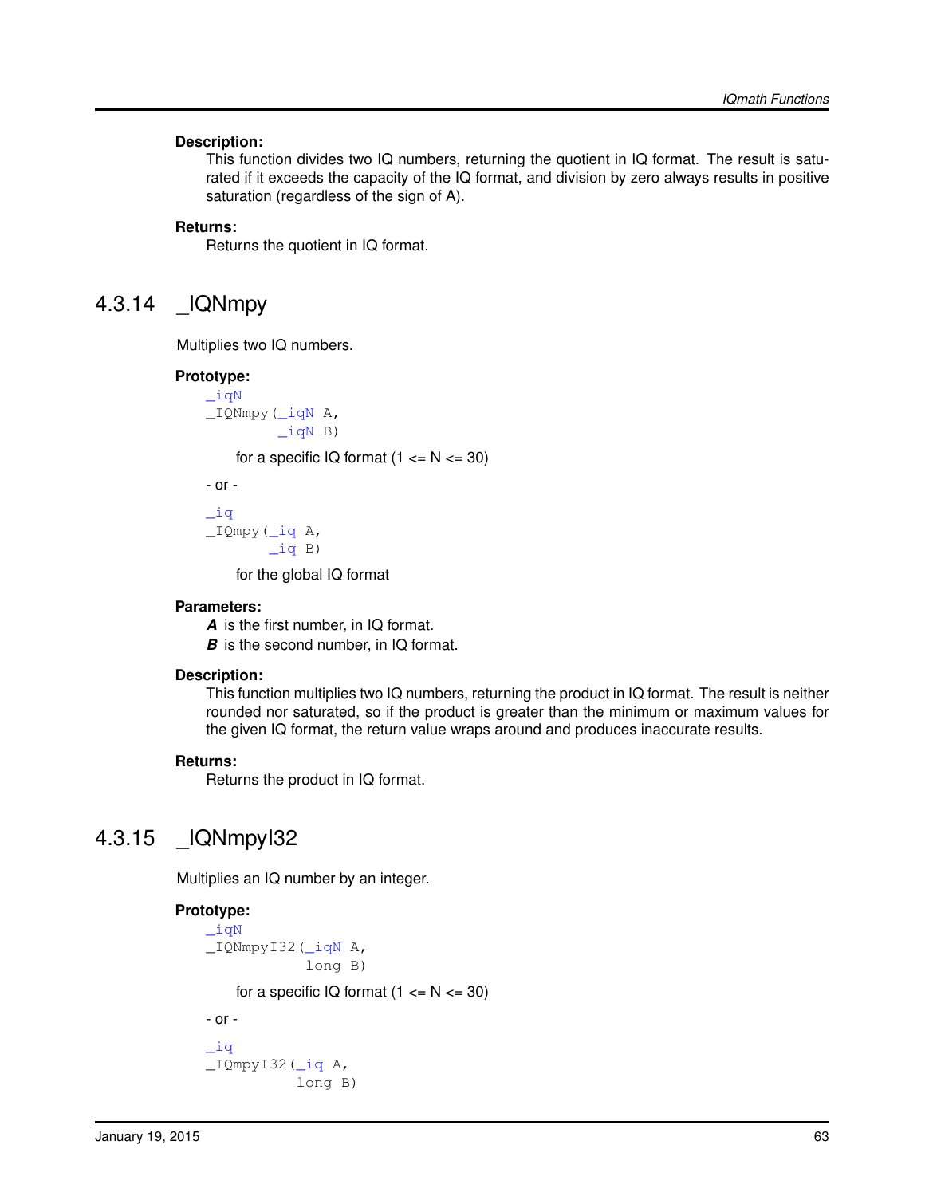**Description:**

This function divides two IQ numbers, returning the quotient in IQ format. The result is saturated if it exceeds the capacity of the IQ format, and division by zero always results in positive saturation (regardless of the sign of A).

**Returns:**

Returns the quotient in IQ format.

## 4.3.14 _IQNmpy

Multiplies two IQ numbers.

**Prototype:**

```
_iqN
_IQNmpy(_iqN A,
        _iqN B)
```

for a specific IQ format (1 <= N <= 30)

\- or -

```
_iq
_IQmpy(_iq A,
       _iq B)
```

for the global IQ format

**Parameters:**

***A*** is the first number, in IQ format.
***B*** is the second number, in IQ format.

**Description:**

This function multiplies two IQ numbers, returning the product in IQ format. The result is neither rounded nor saturated, so if the product is greater than the minimum or maximum values for the given IQ format, the return value wraps around and produces inaccurate results.

**Returns:**

Returns the product in IQ format.

## 4.3.15 _IQNmpyI32

Multiplies an IQ number by an integer.

**Prototype:**

```
_iqN
_IQNmpyI32(_iqN A,
           long B)
```

for a specific IQ format (1 <= N <= 30)

\- or -

```
_iq
_IQmpyI32(_iq A,
          long B)
```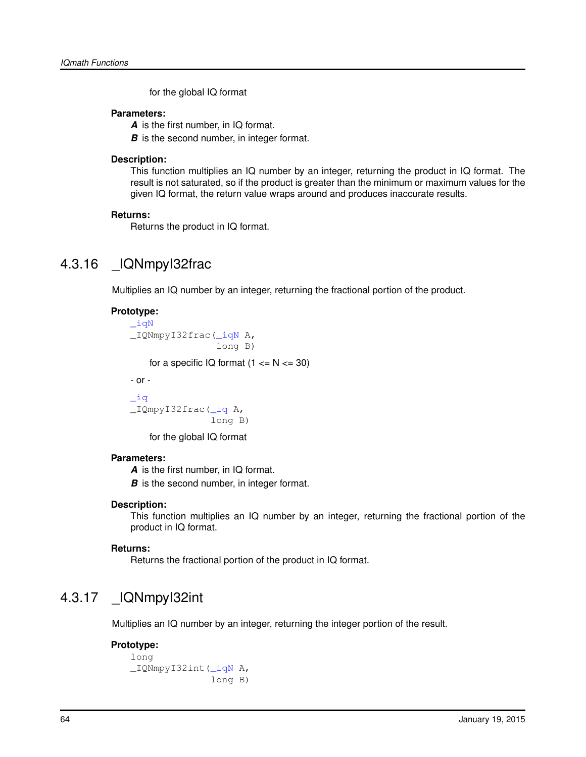for the global IQ format

**Parameters:**

***A*** is the first number, in IQ format.

***B*** is the second number, in integer format.

**Description:**

This function multiplies an IQ number by an integer, returning the product in IQ format. The result is not saturated, so if the product is greater than the minimum or maximum values for the given IQ format, the return value wraps around and produces inaccurate results.

**Returns:**

Returns the product in IQ format.

## 4.3.16 _IQNmpyI32frac

Multiplies an IQ number by an integer, returning the fractional portion of the product.

**Prototype:**

```
_iqN
_IQNmpyI32frac(_iqN A,
               long B)
```

for a specific IQ format (1 <= N <= 30)

- or -

```
_iq
_IQmpyI32frac(_iq A,
              long B)
```

for the global IQ format

**Parameters:**

***A*** is the first number, in IQ format.

***B*** is the second number, in integer format.

**Description:**

This function multiplies an IQ number by an integer, returning the fractional portion of the product in IQ format.

**Returns:**

Returns the fractional portion of the product in IQ format.

## 4.3.17 _IQNmpyI32int

Multiplies an IQ number by an integer, returning the integer portion of the result.

**Prototype:**

```
long
_IQNmpyI32int(_iqN A,
              long B)
```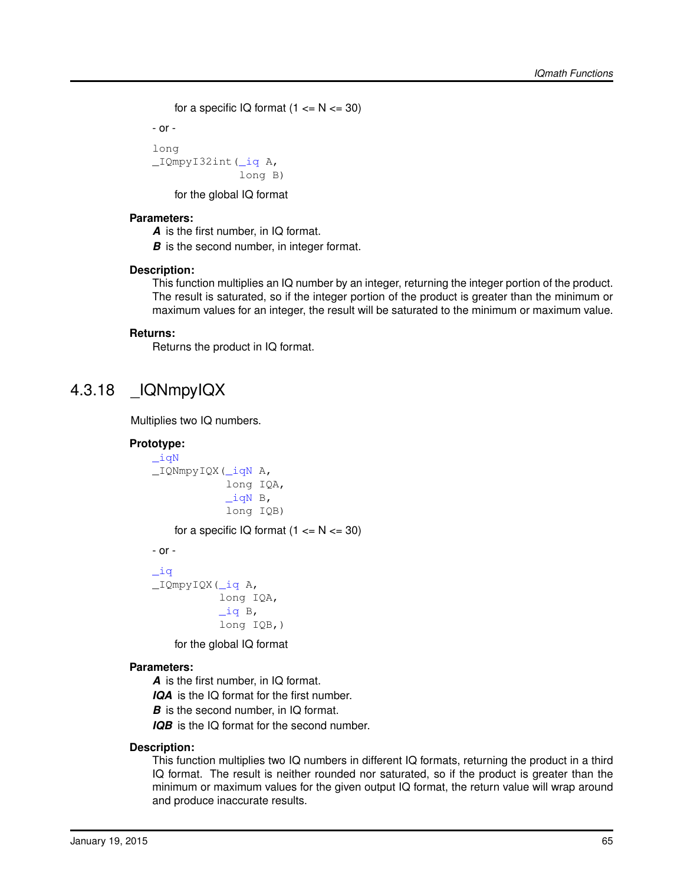for a specific IQ format (1 <= N <= 30)

- or -

```
long
_IQmpyI32int(_iq A,
             long B)
```

for the global IQ format

**Parameters:**

***A*** is the first number, in IQ format.

***B*** is the second number, in integer format.

**Description:**

This function multiplies an IQ number by an integer, returning the integer portion of the product. The result is saturated, so if the integer portion of the product is greater than the minimum or maximum values for an integer, the result will be saturated to the minimum or maximum value.

**Returns:**

Returns the product in IQ format.

## 4.3.18 _IQNmpyIQX

Multiplies two IQ numbers.

**Prototype:**

```
_iqN
_IQNmpyIQX(_iqN A,
           long IQA,
           _iqN B,
           long IQB)
```

for a specific IQ format (1 <= N <= 30)

- or -

```
_iq
_IQmpyIQX(_iq A,
          long IQA,
          _iq B,
          long IQB,)
```

for the global IQ format

**Parameters:**

***A*** is the first number, in IQ format.

***IQA*** is the IQ format for the first number.

***B*** is the second number, in IQ format.

***IQB*** is the IQ format for the second number.

**Description:**

This function multiplies two IQ numbers in different IQ formats, returning the product in a third IQ format. The result is neither rounded nor saturated, so if the product is greater than the minimum or maximum values for the given output IQ format, the return value will wrap around and produce inaccurate results.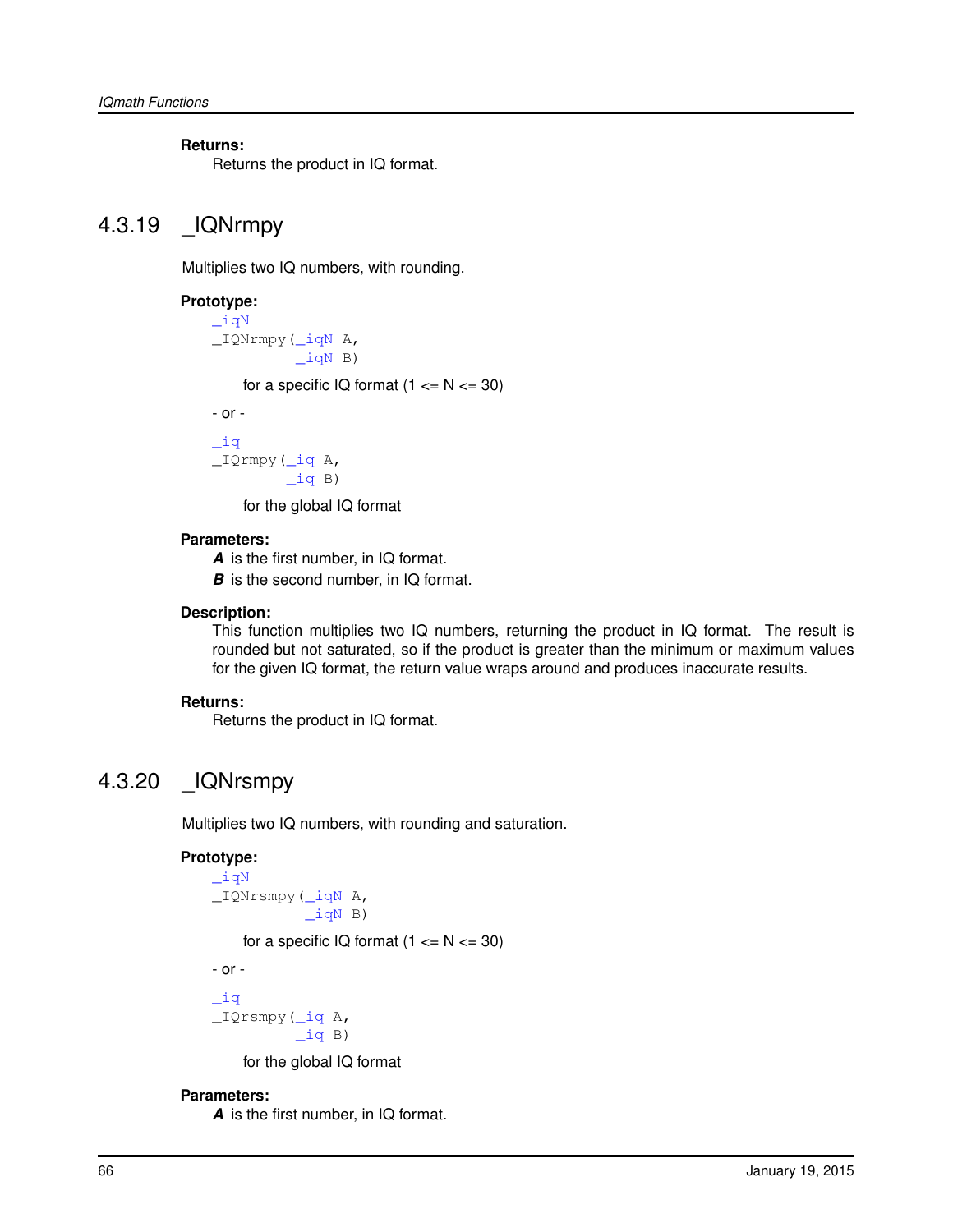**Returns:**
Returns the product in IQ format.

## 4.3.19 _IQNrmpy

Multiplies two IQ numbers, with rounding.

**Prototype:**
```
_iqN
_IQNrmpy(_iqN A,
         _iqN B)
```

for a specific IQ format (1 <= N <= 30)

- or -

```
_iq
_IQrmpy(_iq A,
        _iq B)
```

for the global IQ format

**Parameters:**
***A*** is the first number, in IQ format.
***B*** is the second number, in IQ format.

**Description:**
This function multiplies two IQ numbers, returning the product in IQ format. The result is rounded but not saturated, so if the product is greater than the minimum or maximum values for the given IQ format, the return value wraps around and produces inaccurate results.

**Returns:**
Returns the product in IQ format.

## 4.3.20 _IQNrsmpy

Multiplies two IQ numbers, with rounding and saturation.

**Prototype:**
```
_iqN
_IQNrsmpy(_iqN A,
          _iqN B)
```

for a specific IQ format (1 <= N <= 30)

- or -

```
_iq
_IQrsmpy(_iq A,
         _iq B)
```

for the global IQ format

**Parameters:**
***A*** is the first number, in IQ format.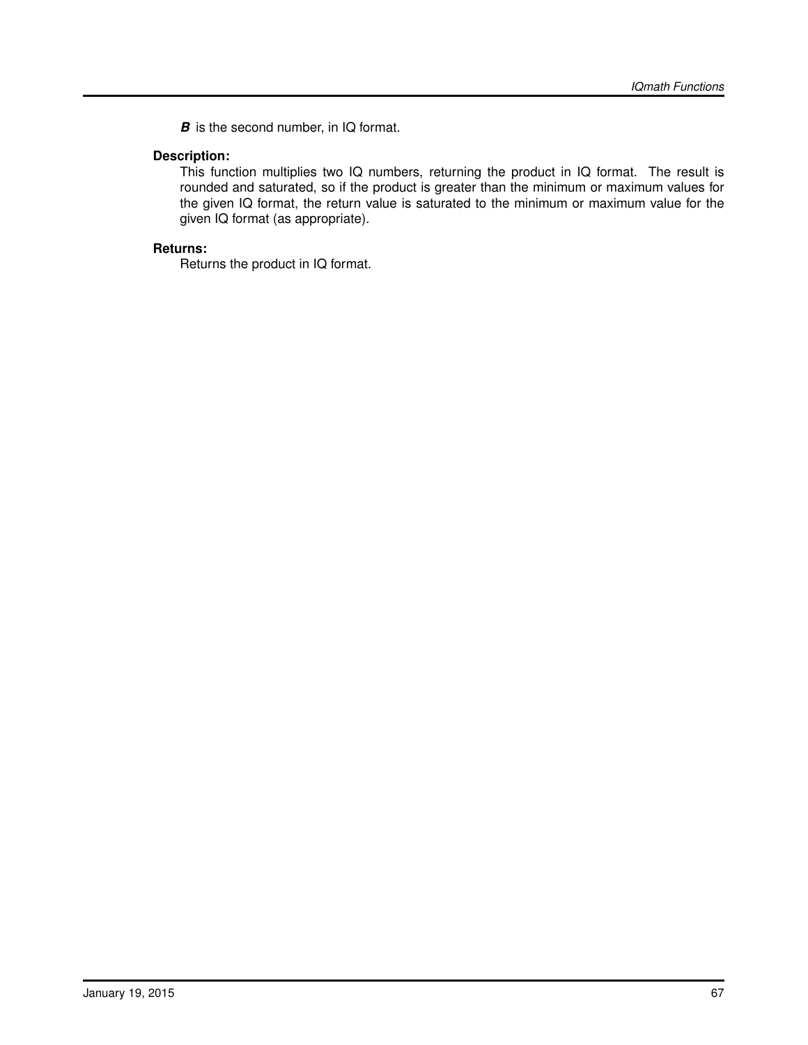***B*** is the second number, in IQ format.

**Description:**

This function multiplies two IQ numbers, returning the product in IQ format. The result is rounded and saturated, so if the product is greater than the minimum or maximum values for the given IQ format, the return value is saturated to the minimum or maximum value for the given IQ format (as appropriate).

**Returns:**

Returns the product in IQ format.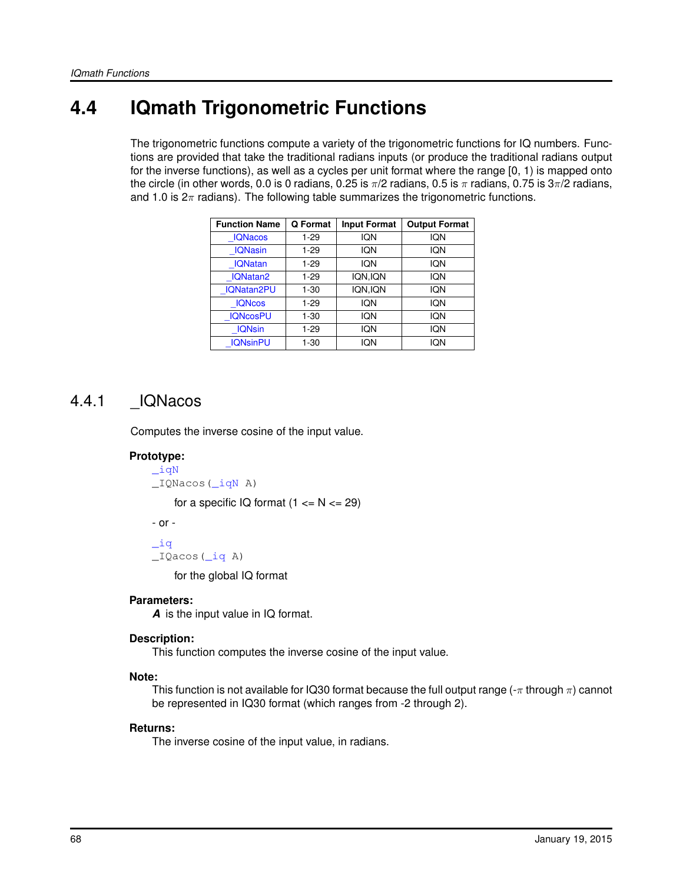## 4.4 IQmath Trigonometric Functions

The trigonometric functions compute a variety of the trigonometric functions for IQ numbers. Functions are provided that take the traditional radians inputs (or produce the traditional radians output for the inverse functions), as well as a cycles per unit format where the range [0, 1) is mapped onto the circle (in other words, 0.0 is 0 radians, 0.25 is $\pi/2$ radians, 0.5 is $\pi$ radians, 0.75 is $3\pi/2$ radians, and 1.0 is $2\pi$ radians). The following table summarizes the trigonometric functions.

| Function Name | Q Format | Input Format | Output Format |
|---|---|---|---|
| _IQNacos | 1-29 | IQN | IQN |
| _IQNasin | 1-29 | IQN | IQN |
| _IQNatan | 1-29 | IQN | IQN |
| _IQNatan2 | 1-29 | IQN,IQN | IQN |
| _IQNatan2PU | 1-30 | IQN,IQN | IQN |
| _IQNcos | 1-29 | IQN | IQN |
| _IQNcosPU | 1-30 | IQN | IQN |
| _IQNsin | 1-29 | IQN | IQN |
| _IQNsinPU | 1-30 | IQN | IQN |

### 4.4.1 _IQNacos

Computes the inverse cosine of the input value.

**Prototype:**

```
_iqN
_IQNacos(_iqN A)
```

for a specific IQ format (1 <= N <= 29)

- or -

```
_iq
_IQacos(_iq A)
```

for the global IQ format

**Parameters:**

***A*** is the input value in IQ format.

**Description:**

This function computes the inverse cosine of the input value.

**Note:**

This function is not available for IQ30 format because the full output range ($-\pi$ through $\pi$) cannot be represented in IQ30 format (which ranges from -2 through 2).

**Returns:**

The inverse cosine of the input value, in radians.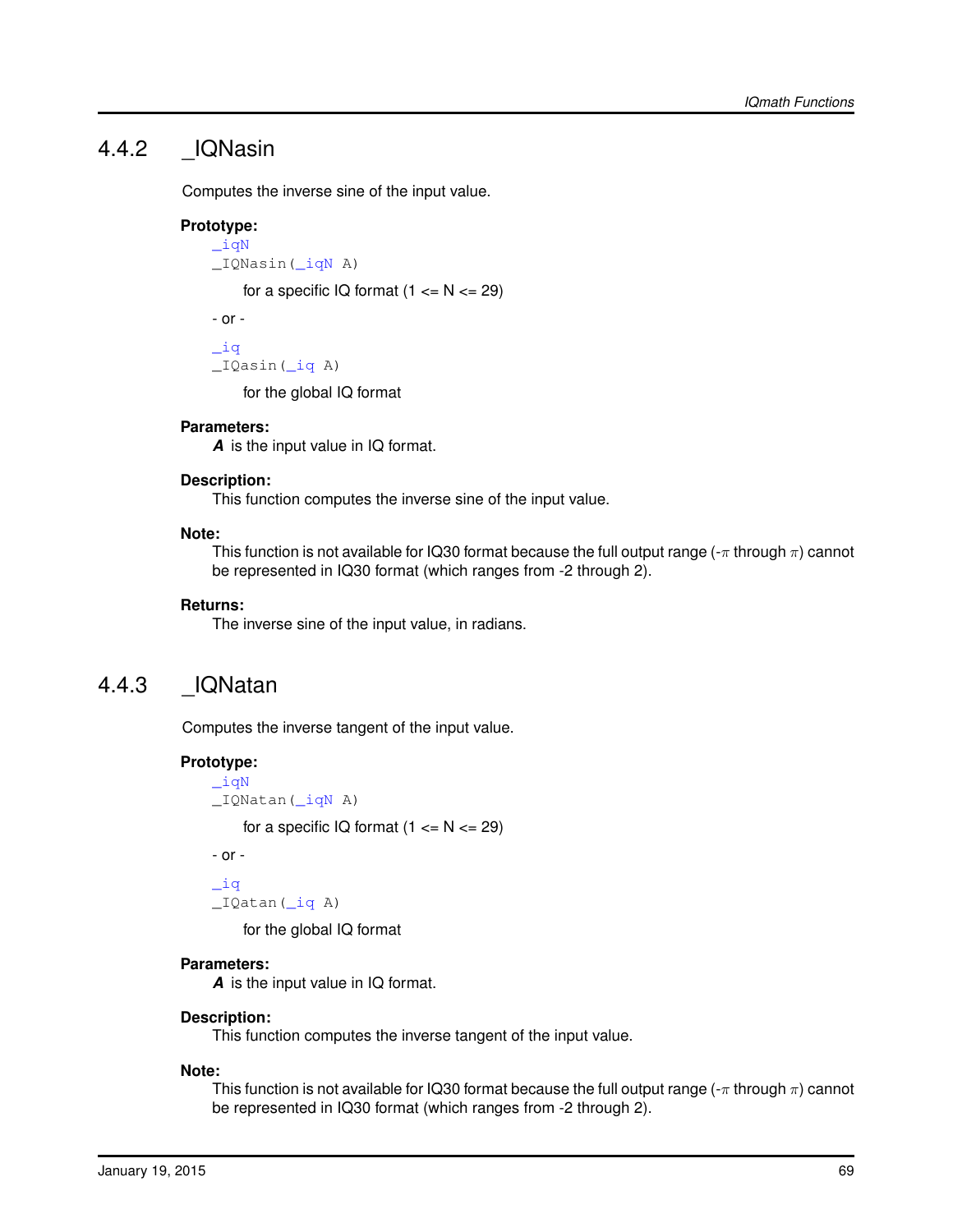## 4.4.2 _IQNasin

Computes the inverse sine of the input value.

**Prototype:**

```
_iqN
_IQNasin(_iqN A)
```

for a specific IQ format (1 <= N <= 29)

- or -

```
_iq
_IQasin(_iq A)
```

for the global IQ format

**Parameters:**

***A*** is the input value in IQ format.

**Description:**

This function computes the inverse sine of the input value.

**Note:**

This function is not available for IQ30 format because the full output range (-$\pi$ through $\pi$) cannot be represented in IQ30 format (which ranges from -2 through 2).

**Returns:**

The inverse sine of the input value, in radians.

## 4.4.3 _IQNatan

Computes the inverse tangent of the input value.

**Prototype:**

```
_iqN
_IQNatan(_iqN A)
```

for a specific IQ format (1 <= N <= 29)

- or -

```
_iq
_IQatan(_iq A)
```

for the global IQ format

**Parameters:**

***A*** is the input value in IQ format.

**Description:**

This function computes the inverse tangent of the input value.

**Note:**

This function is not available for IQ30 format because the full output range (-$\pi$ through $\pi$) cannot be represented in IQ30 format (which ranges from -2 through 2).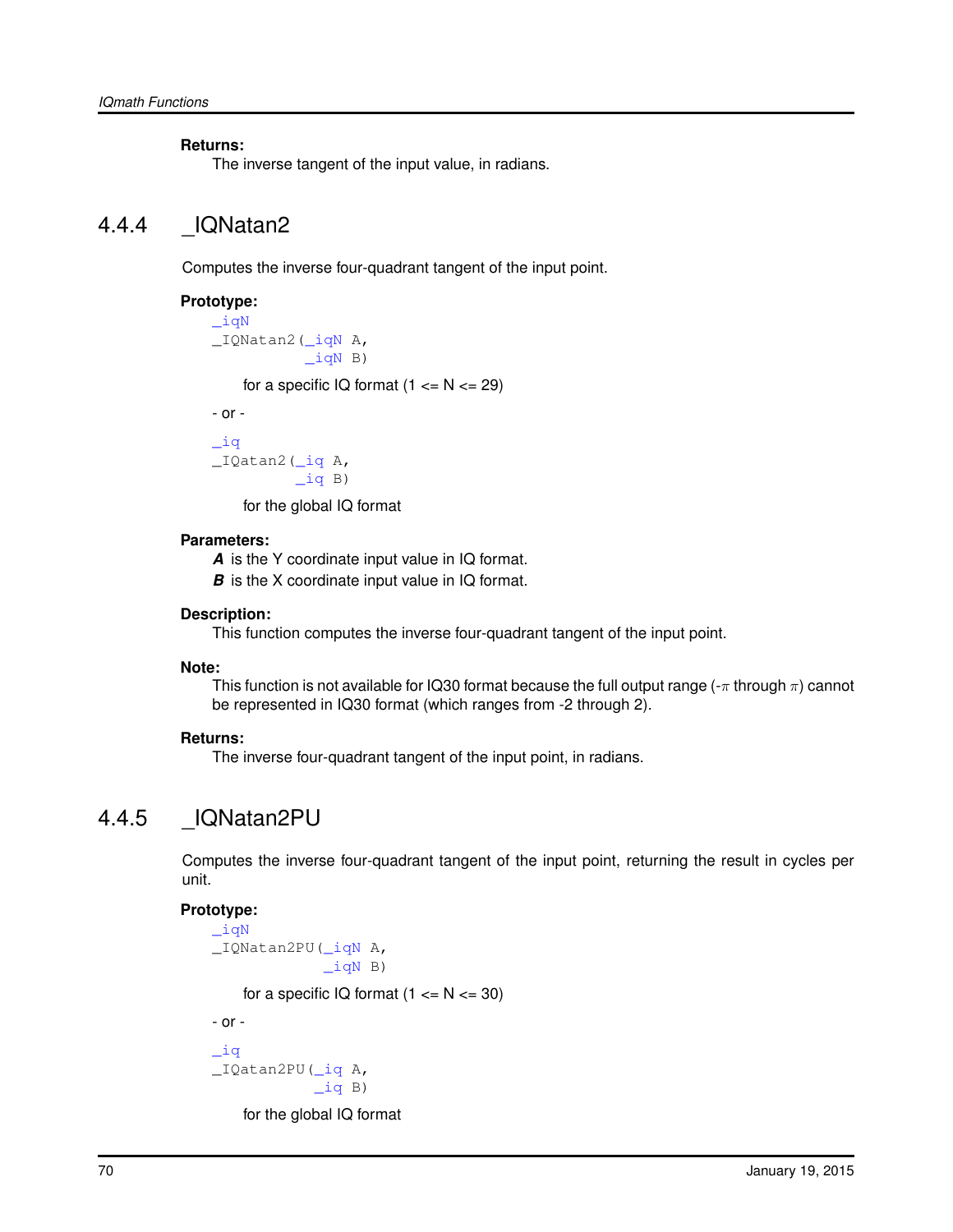**Returns:**

The inverse tangent of the input value, in radians.

## 4.4.4 _IQNatan2

Computes the inverse four-quadrant tangent of the input point.

**Prototype:**

```
_iqN
_IQNatan2(_iqN A,
          _iqN B)
```

for a specific IQ format (1 <= N <= 29)

- or -

```
_iq
_IQatan2(_iq A,
         _iq B)
```

for the global IQ format

**Parameters:**

***A*** is the Y coordinate input value in IQ format.

***B*** is the X coordinate input value in IQ format.

**Description:**

This function computes the inverse four-quadrant tangent of the input point.

**Note:**

This function is not available for IQ30 format because the full output range (-$\pi$ through $\pi$) cannot be represented in IQ30 format (which ranges from -2 through 2).

**Returns:**

The inverse four-quadrant tangent of the input point, in radians.

## 4.4.5 _IQNatan2PU

Computes the inverse four-quadrant tangent of the input point, returning the result in cycles per unit.

**Prototype:**

```
_iqN
_IQNatan2PU(_iqN A,
            _iqN B)
```

for a specific IQ format (1 <= N <= 30)

- or -

```
_iq
_IQatan2PU(_iq A,
           _iq B)
```

for the global IQ format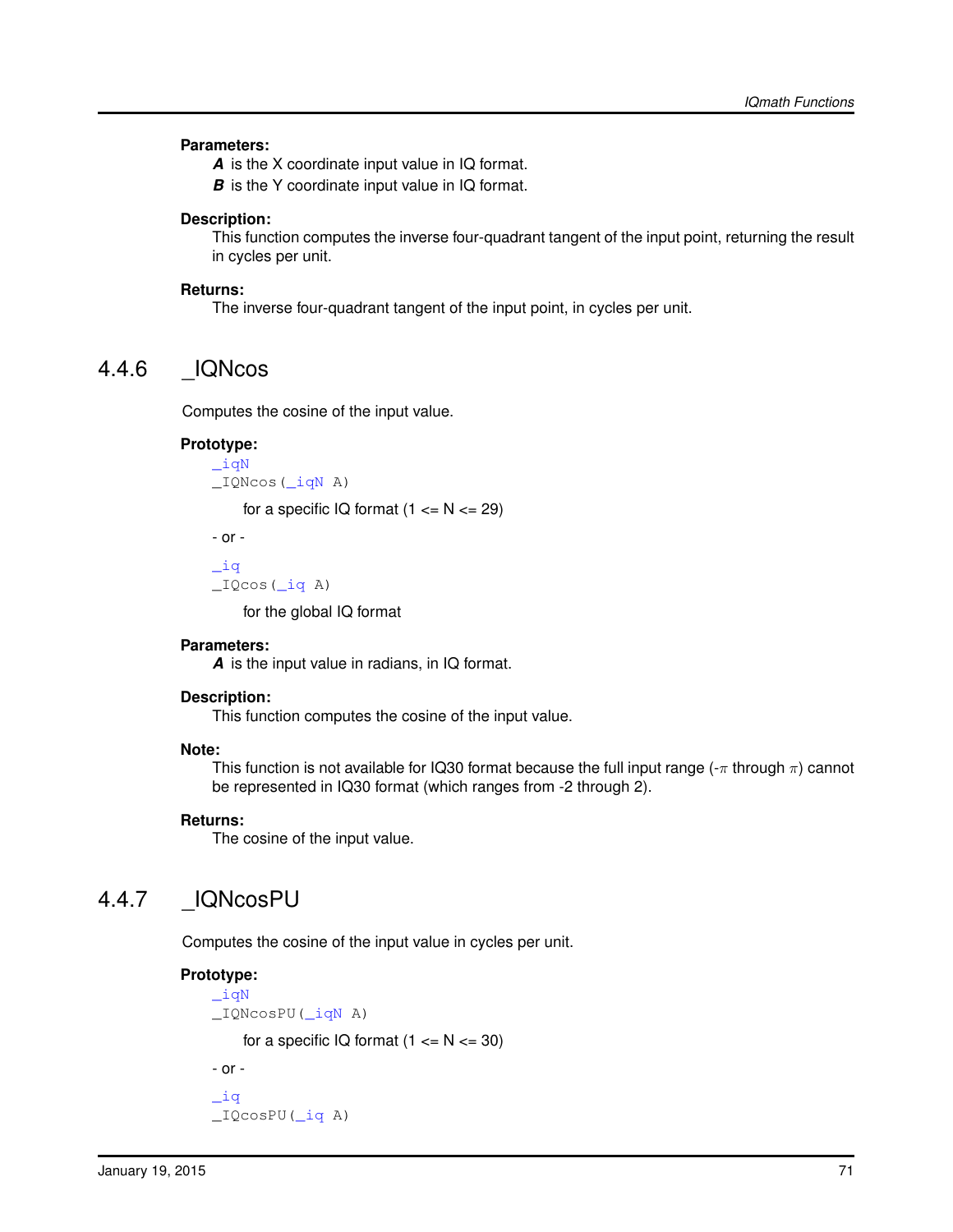**Parameters:**

***A*** is the X coordinate input value in IQ format.

***B*** is the Y coordinate input value in IQ format.

**Description:**

This function computes the inverse four-quadrant tangent of the input point, returning the result in cycles per unit.

**Returns:**

The inverse four-quadrant tangent of the input point, in cycles per unit.

## 4.4.6 _IQNcos

Computes the cosine of the input value.

**Prototype:**

```
_iqN
_IQNcos(_iqN A)
```

for a specific IQ format (1 <= N <= 29)

\- or -

```
_iq
_IQcos(_iq A)
```

for the global IQ format

**Parameters:**

***A*** is the input value in radians, in IQ format.

**Description:**

This function computes the cosine of the input value.

**Note:**

This function is not available for IQ30 format because the full input range ($-\pi$ through $\pi$) cannot be represented in IQ30 format (which ranges from -2 through 2).

**Returns:**

The cosine of the input value.

## 4.4.7 _IQNcosPU

Computes the cosine of the input value in cycles per unit.

**Prototype:**

```
_iqN
_IQNcosPU(_iqN A)
```

for a specific IQ format (1 <= N <= 30)

\- or -

```
_iq
_IQcosPU(_iq A)
```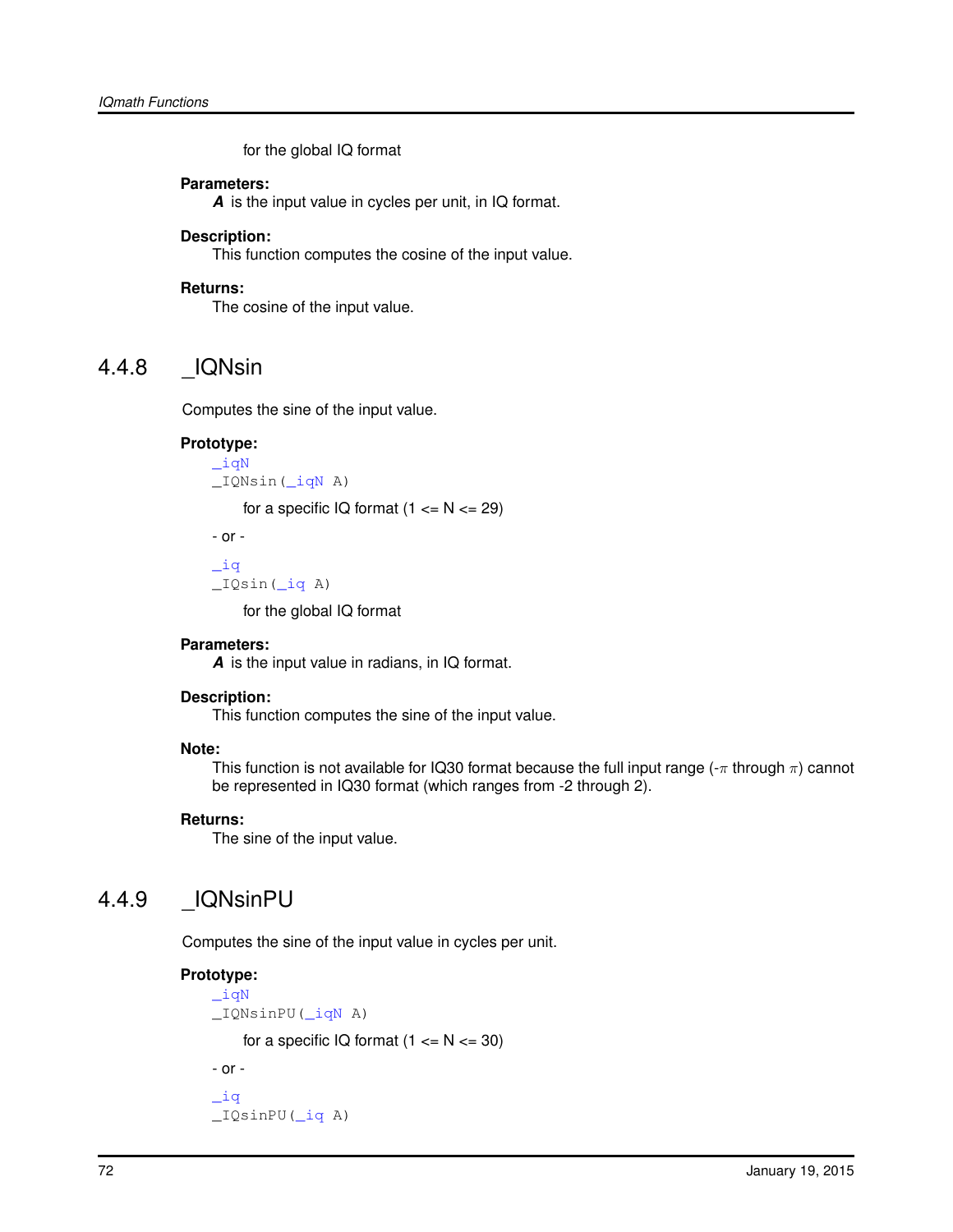for the global IQ format

**Parameters:**
*A* is the input value in cycles per unit, in IQ format.

**Description:**
This function computes the cosine of the input value.

**Returns:**
The cosine of the input value.

## 4.4.8 _IQNsin

Computes the sine of the input value.

**Prototype:**

```
_iqN
_IQNsin(_iqN A)
```

for a specific IQ format (1 <= N <= 29)

\- or -

```
_iq
_IQsin(_iq A)
```

for the global IQ format

**Parameters:**
*A* is the input value in radians, in IQ format.

**Description:**
This function computes the sine of the input value.

**Note:**
This function is not available for IQ30 format because the full input range ($-\pi$ through $\pi$) cannot be represented in IQ30 format (which ranges from -2 through 2).

**Returns:**
The sine of the input value.

## 4.4.9 _IQNsinPU

Computes the sine of the input value in cycles per unit.

**Prototype:**

```
_iqN
_IQNsinPU(_iqN A)
```

for a specific IQ format (1 <= N <= 30)

\- or -

```
_iq
_IQsinPU(_iq A)
```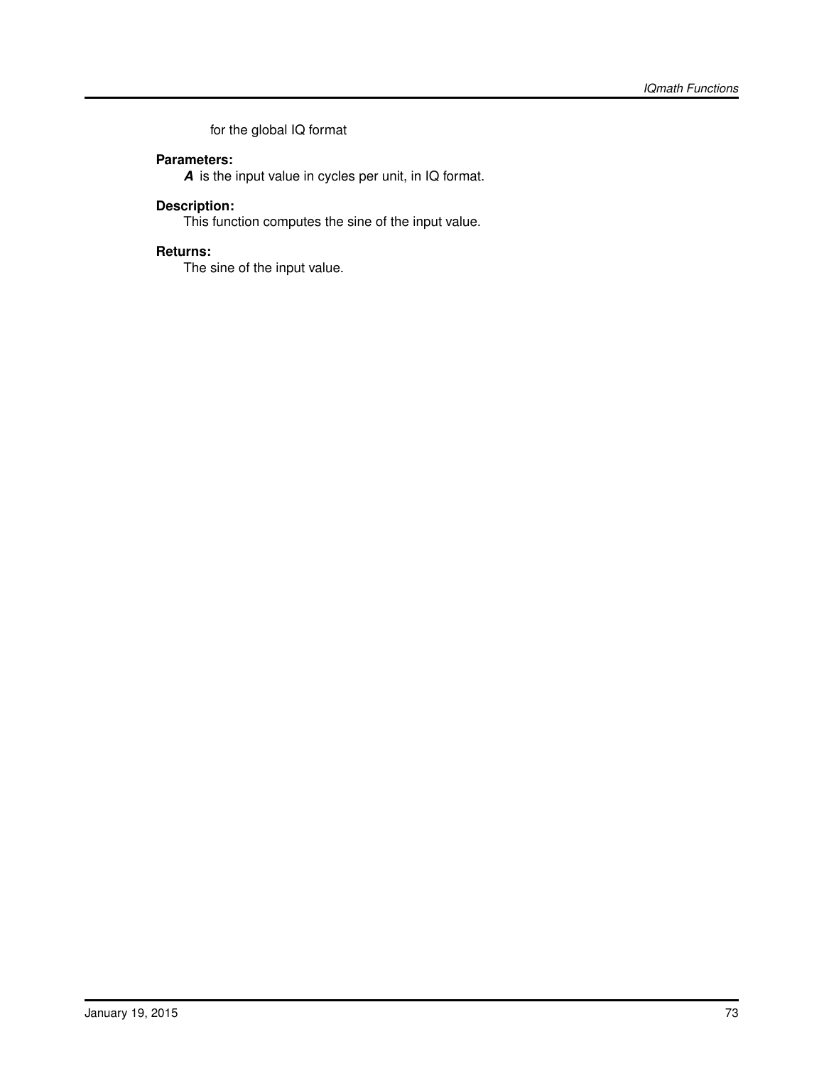for the global IQ format

**Parameters:**

***A*** is the input value in cycles per unit, in IQ format.

**Description:**

This function computes the sine of the input value.

**Returns:**

The sine of the input value.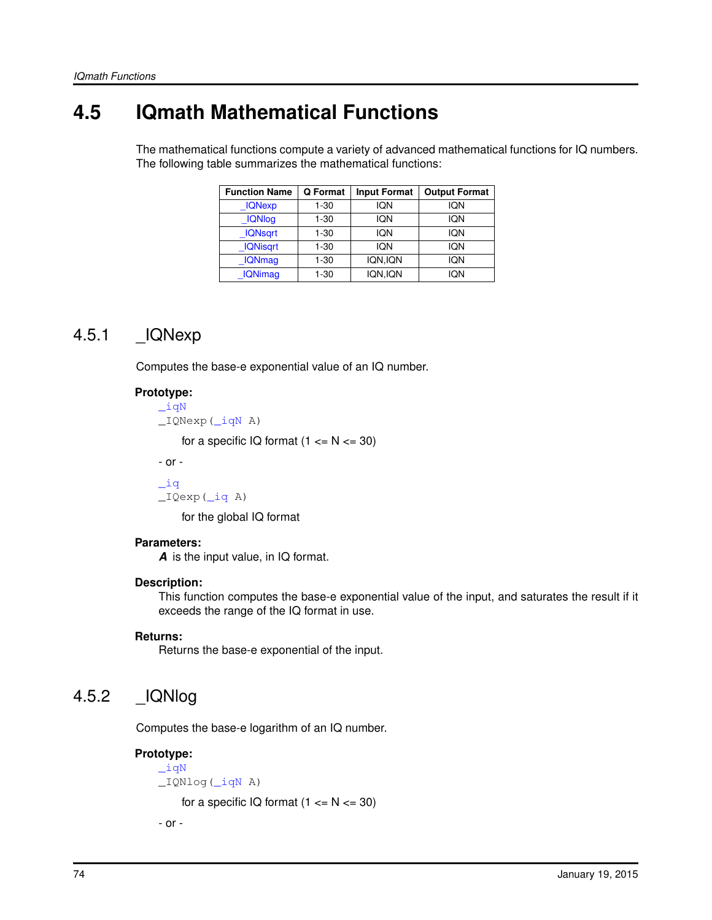## 4.5 IQmath Mathematical Functions

The mathematical functions compute a variety of advanced mathematical functions for IQ numbers. The following table summarizes the mathematical functions:

| Function Name | Q Format | Input Format | Output Format |
|---|---|---|---|
| _IQNexp | 1-30 | IQN | IQN |
| _IQNlog | 1-30 | IQN | IQN |
| _IQNsqrt | 1-30 | IQN | IQN |
| _IQNisqrt | 1-30 | IQN | IQN |
| _IQNmag | 1-30 | IQN,IQN | IQN |
| _IQNimag | 1-30 | IQN,IQN | IQN |

### 4.5.1 _IQNexp

Computes the base-e exponential value of an IQ number.

**Prototype:**

```
_iqN
_IQNexp(_iqN A)
```

for a specific IQ format (1 <= N <= 30)

- or -

```
_iq
_IQexp(_iq A)
```

for the global IQ format

**Parameters:**

***A*** is the input value, in IQ format.

**Description:**

This function computes the base-e exponential value of the input, and saturates the result if it exceeds the range of the IQ format in use.

**Returns:**

Returns the base-e exponential of the input.

### 4.5.2 _IQNlog

Computes the base-e logarithm of an IQ number.

**Prototype:**

```
_iqN
_IQNlog(_iqN A)
```

for a specific IQ format (1 <= N <= 30)

- or -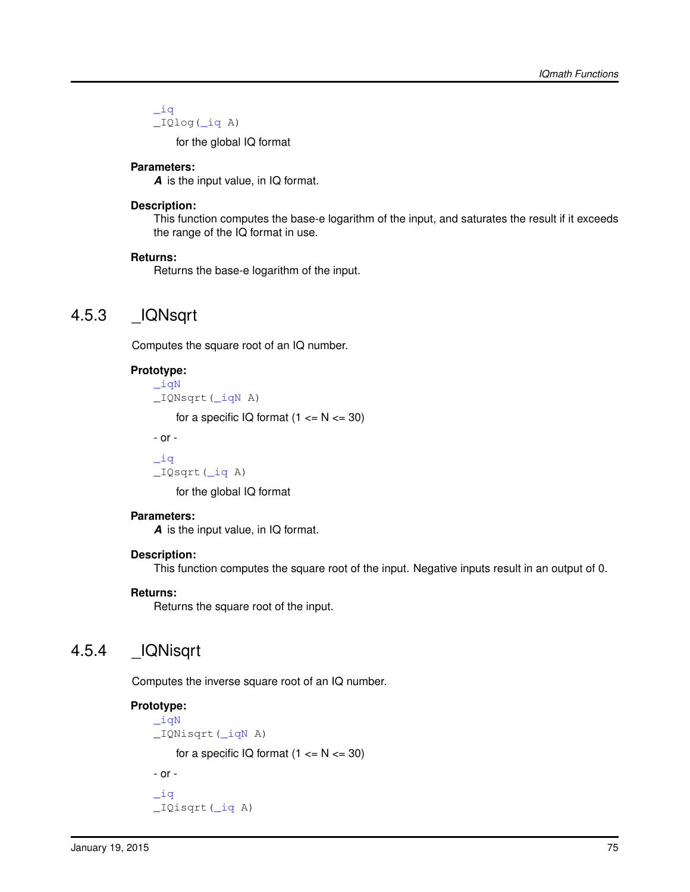```
_iq
_IQlog(_iq A)
```

for the global IQ format

**Parameters:**

***A*** is the input value, in IQ format.

**Description:**

This function computes the base-e logarithm of the input, and saturates the result if it exceeds the range of the IQ format in use.

**Returns:**

Returns the base-e logarithm of the input.

## 4.5.3 _IQNsqrt

Computes the square root of an IQ number.

**Prototype:**

```
_iqN
_IQNsqrt(_iqN A)
```

for a specific IQ format (1 <= N <= 30)

- or -

```
_iq
_IQsqrt(_iq A)
```

for the global IQ format

**Parameters:**

***A*** is the input value, in IQ format.

**Description:**

This function computes the square root of the input. Negative inputs result in an output of 0.

**Returns:**

Returns the square root of the input.

## 4.5.4 _IQNisqrt

Computes the inverse square root of an IQ number.

**Prototype:**

```
_iqN
_IQNisqrt(_iqN A)
```

for a specific IQ format (1 <= N <= 30)

- or -

```
_iq
_IQisqrt(_iq A)
```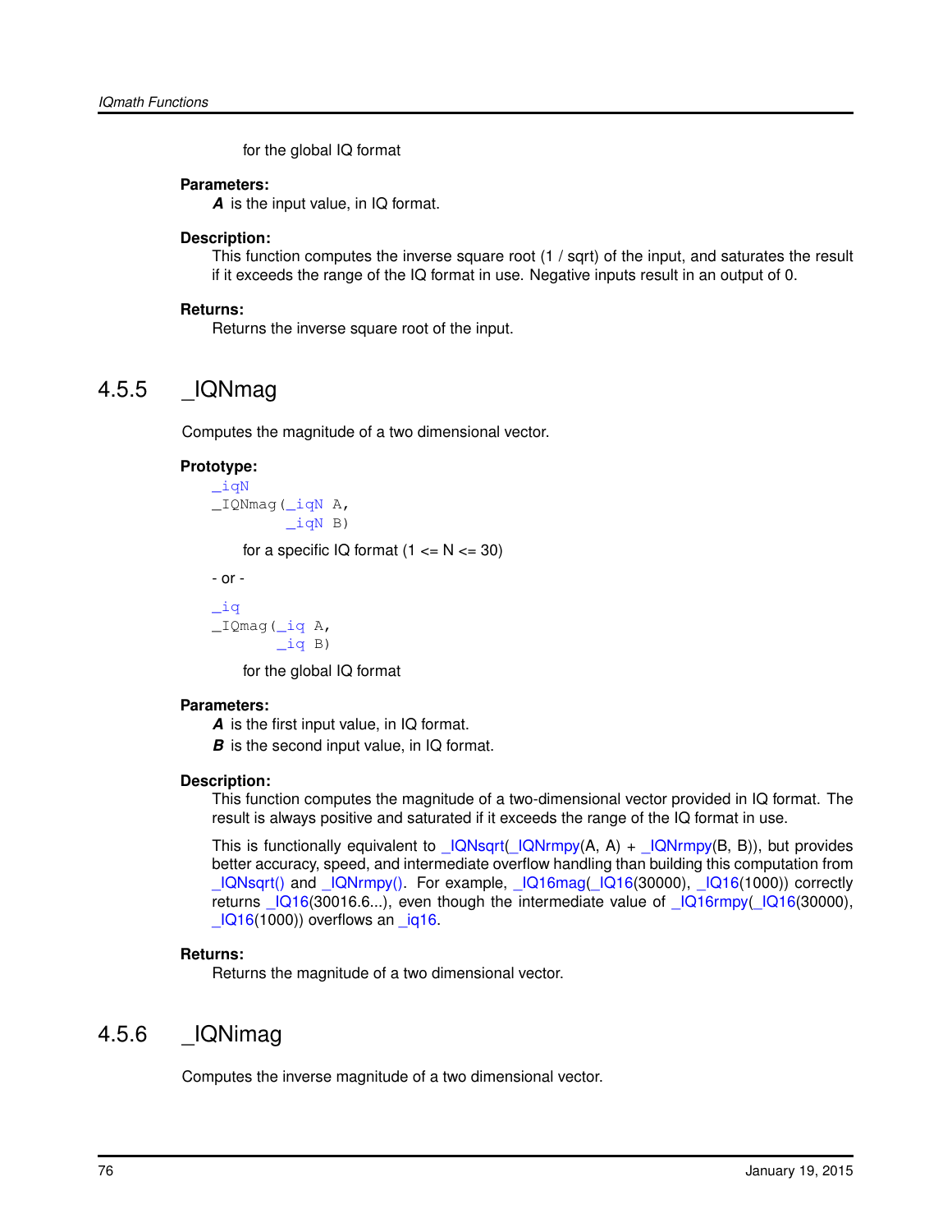for the global IQ format

**Parameters:**

***A*** is the input value, in IQ format.

**Description:**

This function computes the inverse square root (1 / sqrt) of the input, and saturates the result if it exceeds the range of the IQ format in use. Negative inputs result in an output of 0.

**Returns:**

Returns the inverse square root of the input.

## 4.5.5 _IQNmag

Computes the magnitude of a two dimensional vector.

**Prototype:**

```
_iqN
_IQNmag(_iqN A,
        _iqN B)
```

for a specific IQ format (1 <= N <= 30)

\- or -

```
_iq
_IQmag(_iq A,
       _iq B)
```

for the global IQ format

**Parameters:**

***A*** is the first input value, in IQ format.

***B*** is the second input value, in IQ format.

**Description:**

This function computes the magnitude of a two-dimensional vector provided in IQ format. The result is always positive and saturated if it exceeds the range of the IQ format in use.

This is functionally equivalent to _IQNsqrt(_IQNrmpy(A, A) + _IQNrmpy(B, B)), but provides better accuracy, speed, and intermediate overflow handling than building this computation from _IQNsqrt() and _IQNrmpy(). For example, _IQ16mag(_IQ16(30000), _IQ16(1000)) correctly returns _IQ16(30016.6...), even though the intermediate value of _IQ16rmpy(_IQ16(30000), _IQ16(1000)) overflows an _iq16.

**Returns:**

Returns the magnitude of a two dimensional vector.

## 4.5.6 _IQNimag

Computes the inverse magnitude of a two dimensional vector.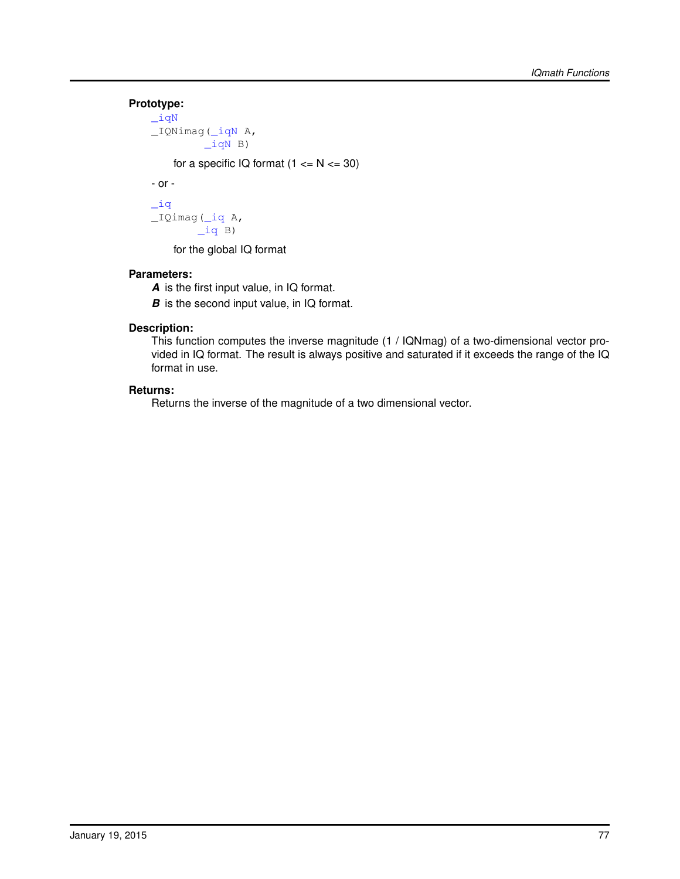**Prototype:**

```
_iqN
_IQNimag(_iqN A,
         _iqN B)
```

for a specific IQ format (1 <= N <= 30)

- or -

```
_iq
_IQimag(_iq A,
        _iq B)
```

for the global IQ format

**Parameters:**

***A*** is the first input value, in IQ format.

***B*** is the second input value, in IQ format.

**Description:**

This function computes the inverse magnitude (1 / IQNmag) of a two-dimensional vector provided in IQ format. The result is always positive and saturated if it exceeds the range of the IQ format in use.

**Returns:**

Returns the inverse of the magnitude of a two dimensional vector.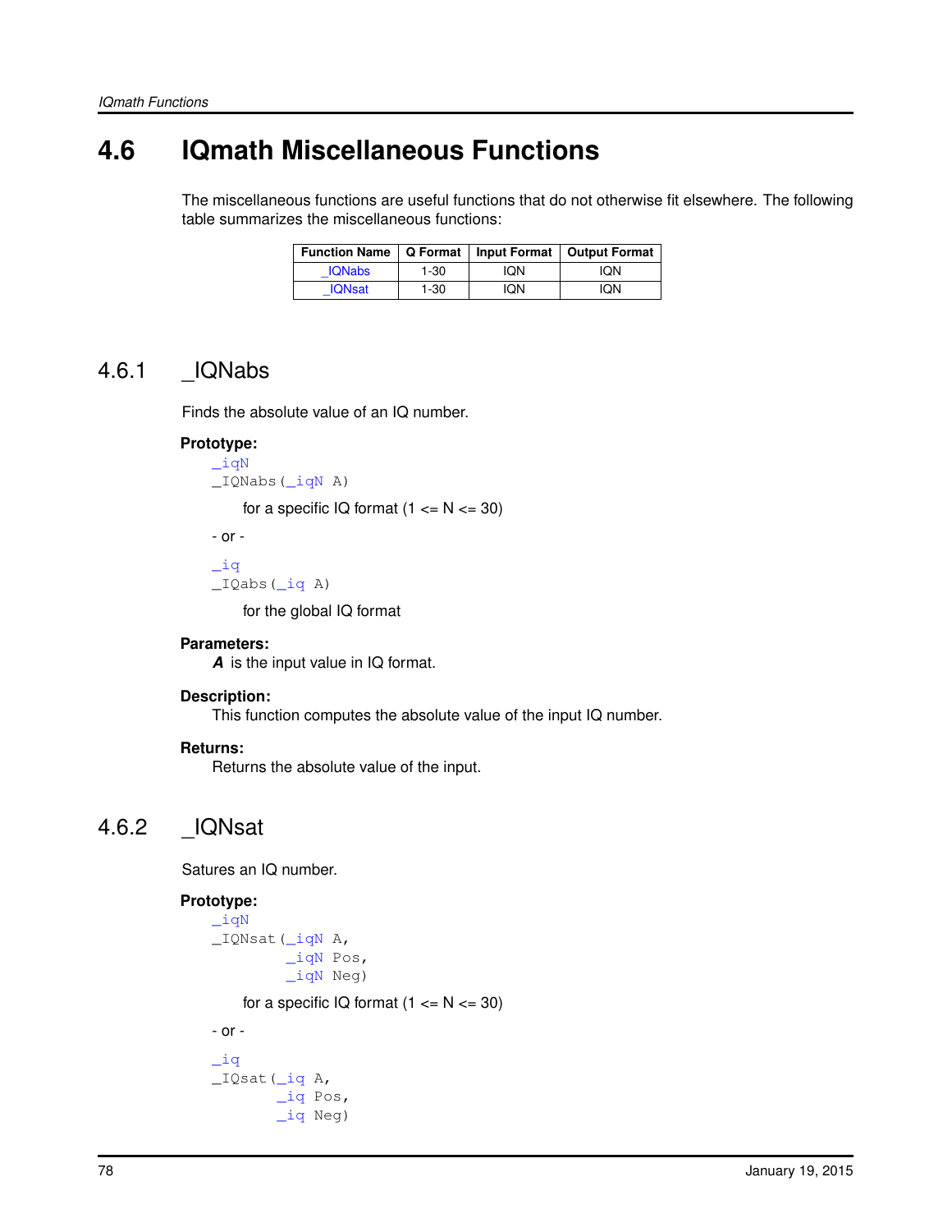## 4.6 IQmath Miscellaneous Functions

The miscellaneous functions are useful functions that do not otherwise fit elsewhere. The following table summarizes the miscellaneous functions:

| Function Name | Q Format | Input Format | Output Format |
|---|---|---|---|
| _IQNabs | 1-30 | IQN | IQN |
| _IQNsat | 1-30 | IQN | IQN |

### 4.6.1 _IQNabs

Finds the absolute value of an IQ number.

**Prototype:**

```
_iqN
_IQNabs(_iqN A)
```

for a specific IQ format (1 <= N <= 30)

\- or -

```
_iq
_IQabs(_iq A)
```

for the global IQ format

**Parameters:**

***A*** is the input value in IQ format.

**Description:**

This function computes the absolute value of the input IQ number.

**Returns:**

Returns the absolute value of the input.

### 4.6.2 _IQNsat

Satures an IQ number.

**Prototype:**

```
_iqN
_IQNsat(_iqN A,
        _iqN Pos,
        _iqN Neg)
```

for a specific IQ format (1 <= N <= 30)

\- or -

```
_iq
_IQsat(_iq A,
       _iq Pos,
       _iq Neg)
```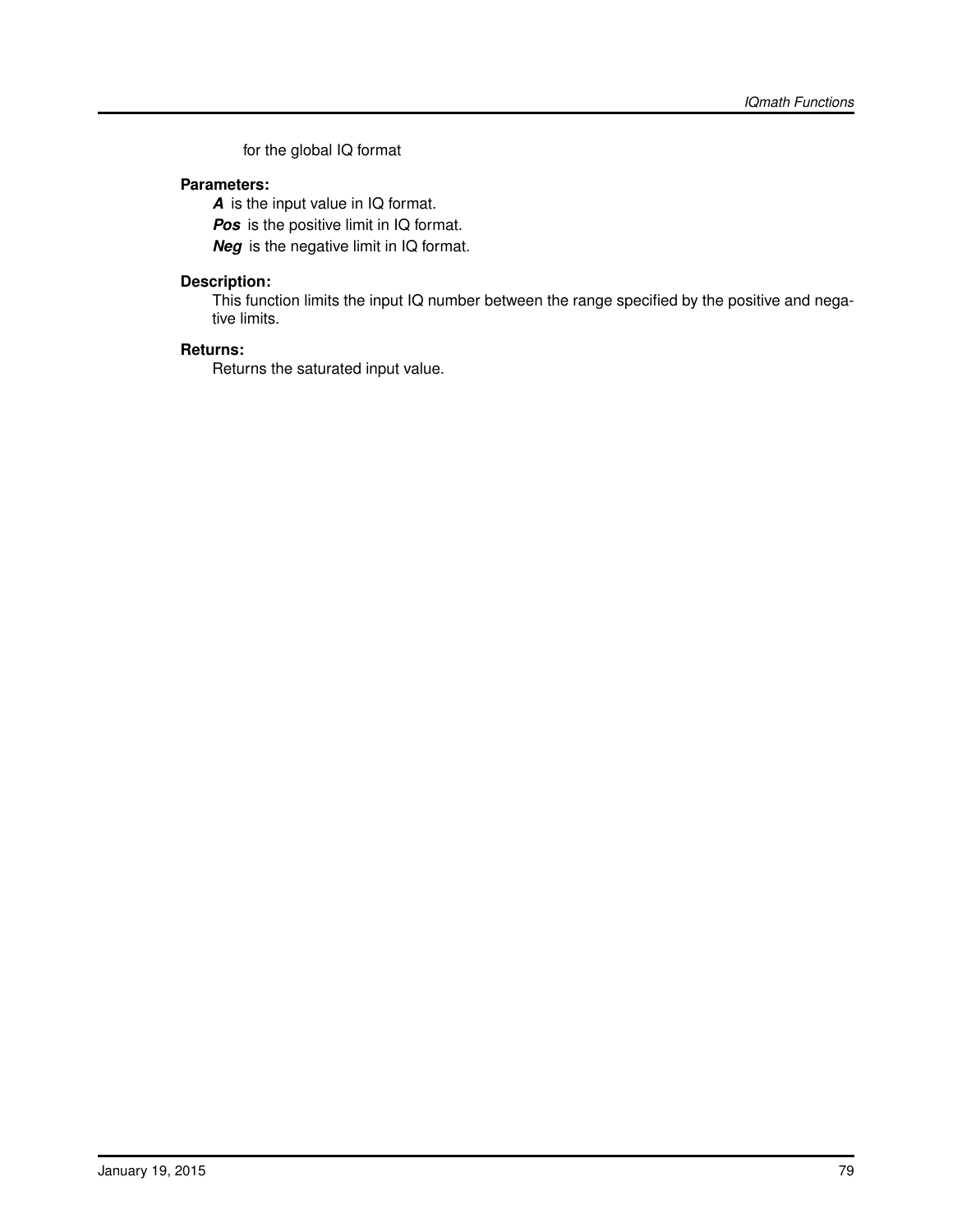for the global IQ format

**Parameters:**

***A*** is the input value in IQ format.

***Pos*** is the positive limit in IQ format.

***Neg*** is the negative limit in IQ format.

**Description:**

This function limits the input IQ number between the range specified by the positive and negative limits.

**Returns:**

Returns the saturated input value.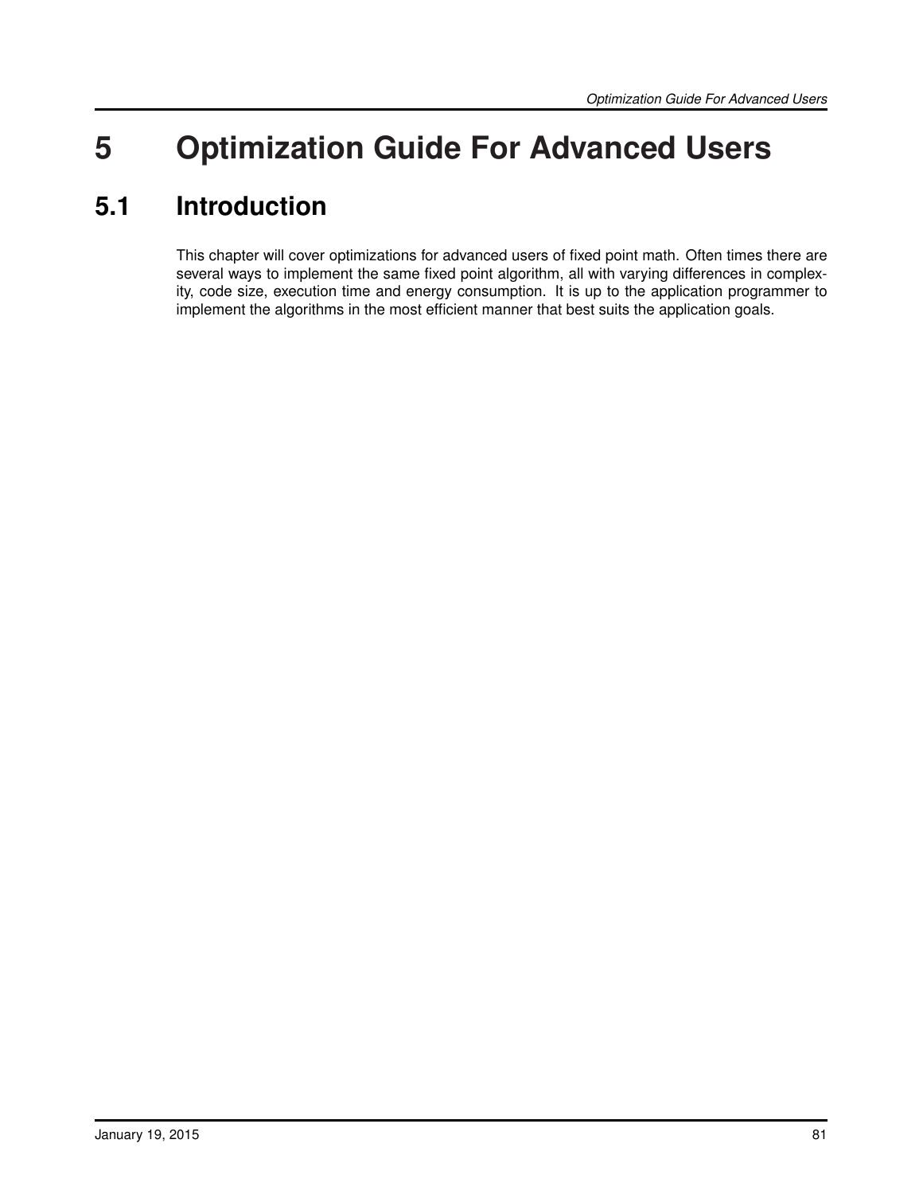# 5 Optimization Guide For Advanced Users

## 5.1 Introduction

This chapter will cover optimizations for advanced users of fixed point math. Often times there are several ways to implement the same fixed point algorithm, all with varying differences in complexity, code size, execution time and energy consumption. It is up to the application programmer to implement the algorithms in the most efficient manner that best suits the application goals.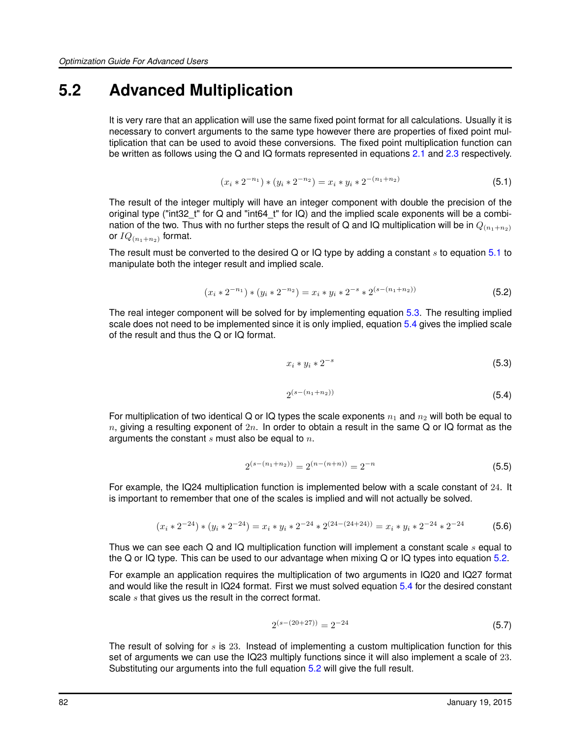## 5.2 Advanced Multiplication

It is very rare that an application will use the same fixed point format for all calculations. Usually it is necessary to convert arguments to the same type however there are properties of fixed point multiplication that can be used to avoid these conversions. The fixed point multiplication function can be written as follows using the Q and IQ formats represented in equations 2.1 and 2.3 respectively.

$$(x_i * 2^{-n_1}) * (y_i * 2^{-n_2}) = x_i * y_i * 2^{-(n_1+n_2)} \tag{5.1}$$

The result of the integer multiply will have an integer component with double the precision of the original type ("int32_t" for Q and "int64_t" for IQ) and the implied scale exponents will be a combination of the two. Thus with no further steps the result of Q and IQ multiplication will be in $Q_{(n_1+n_2)}$ or $IQ_{(n_1+n_2)}$ format.

The result must be converted to the desired Q or IQ type by adding a constant $s$ to equation 5.1 to manipulate both the integer result and implied scale.

$$(x_i * 2^{-n_1}) * (y_i * 2^{-n_2}) = x_i * y_i * 2^{-s} * 2^{(s-(n_1+n_2))} \tag{5.2}$$

The real integer component will be solved for by implementing equation 5.3. The resulting implied scale does not need to be implemented since it is only implied, equation 5.4 gives the implied scale of the result and thus the Q or IQ format.

$$x_i * y_i * 2^{-s} \tag{5.3}$$

$$2^{(s-(n_1+n_2))} \tag{5.4}$$

For multiplication of two identical Q or IQ types the scale exponents $n_1$ and $n_2$ will both be equal to $n$, giving a resulting exponent of $2n$. In order to obtain a result in the same Q or IQ format as the arguments the constant $s$ must also be equal to $n$.

$$2^{(s-(n_1+n_2))} = 2^{(n-(n+n))} = 2^{-n} \tag{5.5}$$

For example, the IQ24 multiplication function is implemented below with a scale constant of $24$. It is important to remember that one of the scales is implied and will not actually be solved.

$$(x_i * 2^{-24}) * (y_i * 2^{-24}) = x_i * y_i * 2^{-24} * 2^{(24-(24+24))} = x_i * y_i * 2^{-24} * 2^{-24} \tag{5.6}$$

Thus we can see each Q and IQ multiplication function will implement a constant scale $s$ equal to the Q or IQ type. This can be used to our advantage when mixing Q or IQ types into equation 5.2.

For example an application requires the multiplication of two arguments in IQ20 and IQ27 format and would like the result in IQ24 format. First we must solved equation 5.4 for the desired constant scale $s$ that gives us the result in the correct format.

$$2^{(s-(20+27))} = 2^{-24} \tag{5.7}$$

The result of solving for $s$ is $23$. Instead of implementing a custom multiplication function for this set of arguments we can use the IQ23 multiply functions since it will also implement a scale of $23$. Substituting our arguments into the full equation 5.2 will give the full result.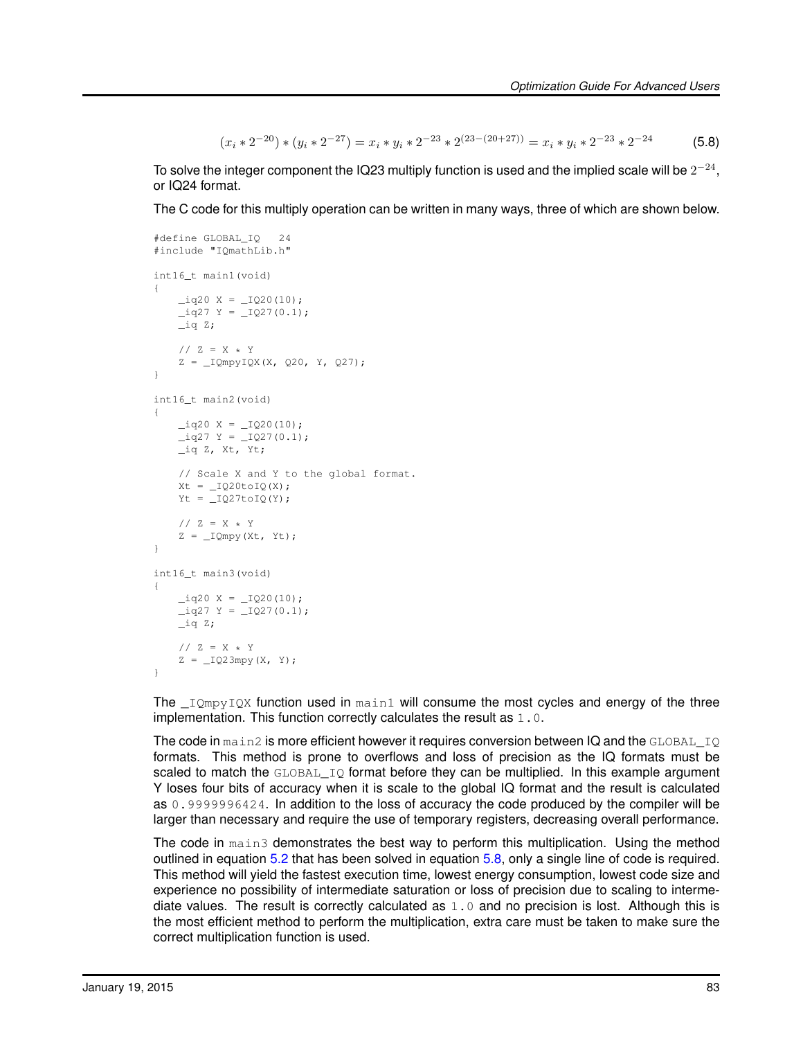$$(x_i * 2^{-20}) * (y_i * 2^{-27}) = x_i * y_i * 2^{-23} * 2^{(23-(20+27))} = x_i * y_i * 2^{-23} * 2^{-24} \tag{5.8}$$

To solve the integer component the IQ23 multiply function is used and the implied scale will be $2^{-24}$, or IQ24 format.

The C code for this multiply operation can be written in many ways, three of which are shown below.

```
#define GLOBAL_IQ   24
#include "IQmathLib.h"

int16_t main1(void)
{
    _iq20 X = _IQ20(10);
    _iq27 Y = _IQ27(0.1);
    _iq Z;

    // Z = X * Y
    Z = _IQmpyIQX(X, Q20, Y, Q27);
}

int16_t main2(void)
{
    _iq20 X = _IQ20(10);
    _iq27 Y = _IQ27(0.1);
    _iq Z, Xt, Yt;

    // Scale X and Y to the global format.
    Xt = _IQ20toIQ(X);
    Yt = _IQ27toIQ(Y);

    // Z = X * Y
    Z = _IQmpy(Xt, Yt);
}

int16_t main3(void)
{
    _iq20 X = _IQ20(10);
    _iq27 Y = _IQ27(0.1);
    _iq Z;

    // Z = X * Y
    Z = _IQ23mpy(X, Y);
}
```

The `_IQmpyIQX` function used in `main1` will consume the most cycles and energy of the three implementation. This function correctly calculates the result as `1.0`.

The code in `main2` is more efficient however it requires conversion between IQ and the `GLOBAL_IQ` formats. This method is prone to overflows and loss of precision as the IQ formats must be scaled to match the `GLOBAL_IQ` format before they can be multiplied. In this example argument Y loses four bits of accuracy when it is scale to the global IQ format and the result is calculated as `0.9999996424`. In addition to the loss of accuracy the code produced by the compiler will be larger than necessary and require the use of temporary registers, decreasing overall performance.

The code in `main3` demonstrates the best way to perform this multiplication. Using the method outlined in equation 5.2 that has been solved in equation 5.8, only a single line of code is required. This method will yield the fastest execution time, lowest energy consumption, lowest code size and experience no possibility of intermediate saturation or loss of precision due to scaling to intermediate values. The result is correctly calculated as `1.0` and no precision is lost. Although this is the most efficient method to perform the multiplication, extra care must be taken to make sure the correct multiplication function is used.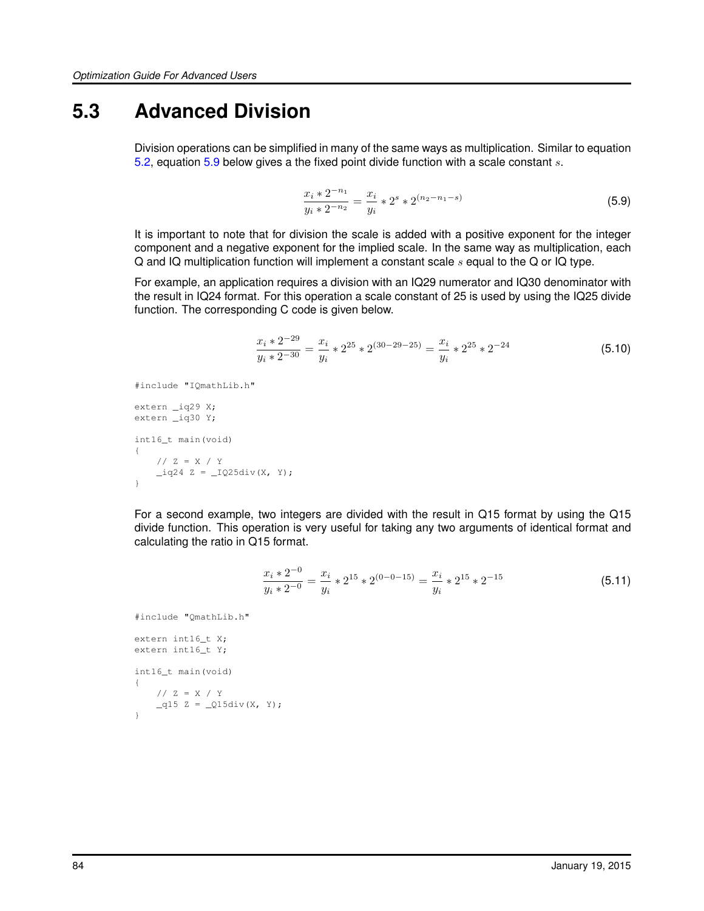## 5.3 Advanced Division

Division operations can be simplified in many of the same ways as multiplication. Similar to equation 5.2, equation 5.9 below gives a the fixed point divide function with a scale constant $s$.

$$\frac{x_i * 2^{-n_1}}{y_i * 2^{-n_2}} = \frac{x_i}{y_i} * 2^s * 2^{(n_2 - n_1 - s)} \tag{5.9}$$

It is important to note that for division the scale is added with a positive exponent for the integer component and a negative exponent for the implied scale. In the same way as multiplication, each Q and IQ multiplication function will implement a constant scale $s$ equal to the Q or IQ type.

For example, an application requires a division with an IQ29 numerator and IQ30 denominator with the result in IQ24 format. For this operation a scale constant of 25 is used by using the IQ25 divide function. The corresponding C code is given below.

$$\frac{x_i * 2^{-29}}{y_i * 2^{-30}} = \frac{x_i}{y_i} * 2^{25} * 2^{(30-29-25)} = \frac{x_i}{y_i} * 2^{25} * 2^{-24} \tag{5.10}$$

```
#include "IQmathLib.h"

extern _iq29 X;
extern _iq30 Y;

int16_t main(void)
{
    // Z = X / Y
    _iq24 Z = _IQ25div(X, Y);
}
```

For a second example, two integers are divided with the result in Q15 format by using the Q15 divide function. This operation is very useful for taking any two arguments of identical format and calculating the ratio in Q15 format.

$$\frac{x_i * 2^{-0}}{y_i * 2^{-0}} = \frac{x_i}{y_i} * 2^{15} * 2^{(0-0-15)} = \frac{x_i}{y_i} * 2^{15} * 2^{-15} \tag{5.11}$$

```
#include "QmathLib.h"

extern int16_t X;
extern int16_t Y;

int16_t main(void)
{
    // Z = X / Y
    _q15 Z = _Q15div(X, Y);
}
```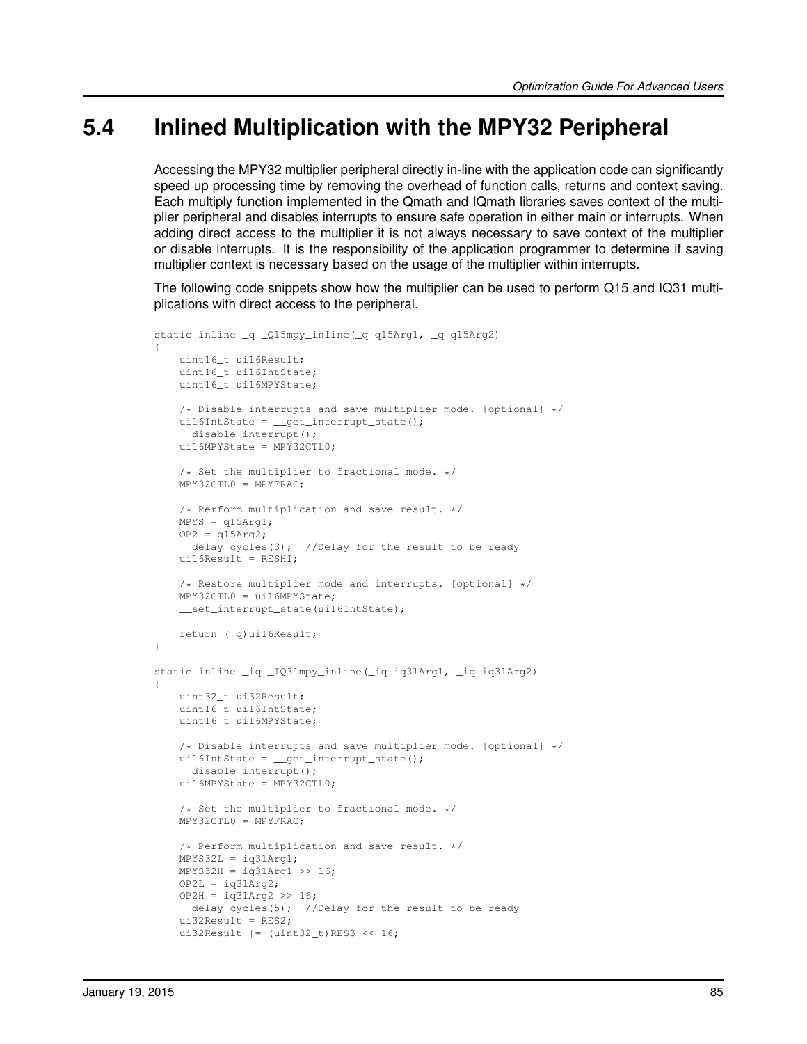## 5.4 Inlined Multiplication with the MPY32 Peripheral

Accessing the MPY32 multiplier peripheral directly in-line with the application code can significantly speed up processing time by removing the overhead of function calls, returns and context saving. Each multiply function implemented in the Qmath and IQmath libraries saves context of the multiplier peripheral and disables interrupts to ensure safe operation in either main or interrupts. When adding direct access to the multiplier it is not always necessary to save context of the multiplier or disable interrupts. It is the responsibility of the application programmer to determine if saving multiplier context is necessary based on the usage of the multiplier within interrupts.

The following code snippets show how the multiplier can be used to perform Q15 and IQ31 multiplications with direct access to the peripheral.

```
static inline _q _Q15mpy_inline(_q q15Arg1, _q q15Arg2)
{
    uint16_t ui16Result;
    uint16_t ui16IntState;
    uint16_t ui16MPYState;

    /* Disable interrupts and save multiplier mode. [optional] */
    ui16IntState = __get_interrupt_state();
    __disable_interrupt();
    ui16MPYState = MPY32CTL0;

    /* Set the multiplier to fractional mode. */
    MPY32CTL0 = MPYFRAC;

    /* Perform multiplication and save result. */
    MPYS = q15Arg1;
    OP2 = q15Arg2;
    __delay_cycles(3);  //Delay for the result to be ready
    ui16Result = RESHI;

    /* Restore multiplier mode and interrupts. [optional] */
    MPY32CTL0 = ui16MPYState;
    __set_interrupt_state(ui16IntState);

    return (_q)ui16Result;
}

static inline _iq _IQ31mpy_inline(_iq iq31Arg1, _iq iq31Arg2)
{
    uint32_t ui32Result;
    uint16_t ui16IntState;
    uint16_t ui16MPYState;

    /* Disable interrupts and save multiplier mode. [optional] */
    ui16IntState = __get_interrupt_state();
    __disable_interrupt();
    ui16MPYState = MPY32CTL0;

    /* Set the multiplier to fractional mode. */
    MPY32CTL0 = MPYFRAC;

    /* Perform multiplication and save result. */
    MPYS32L = iq31Arg1;
    MPYS32H = iq31Arg1 >> 16;
    OP2L = iq31Arg2;
    OP2H = iq31Arg2 >> 16;
    __delay_cycles(5);  //Delay for the result to be ready
    ui32Result = RES2;
    ui32Result |= (uint32_t)RES3 << 16;
```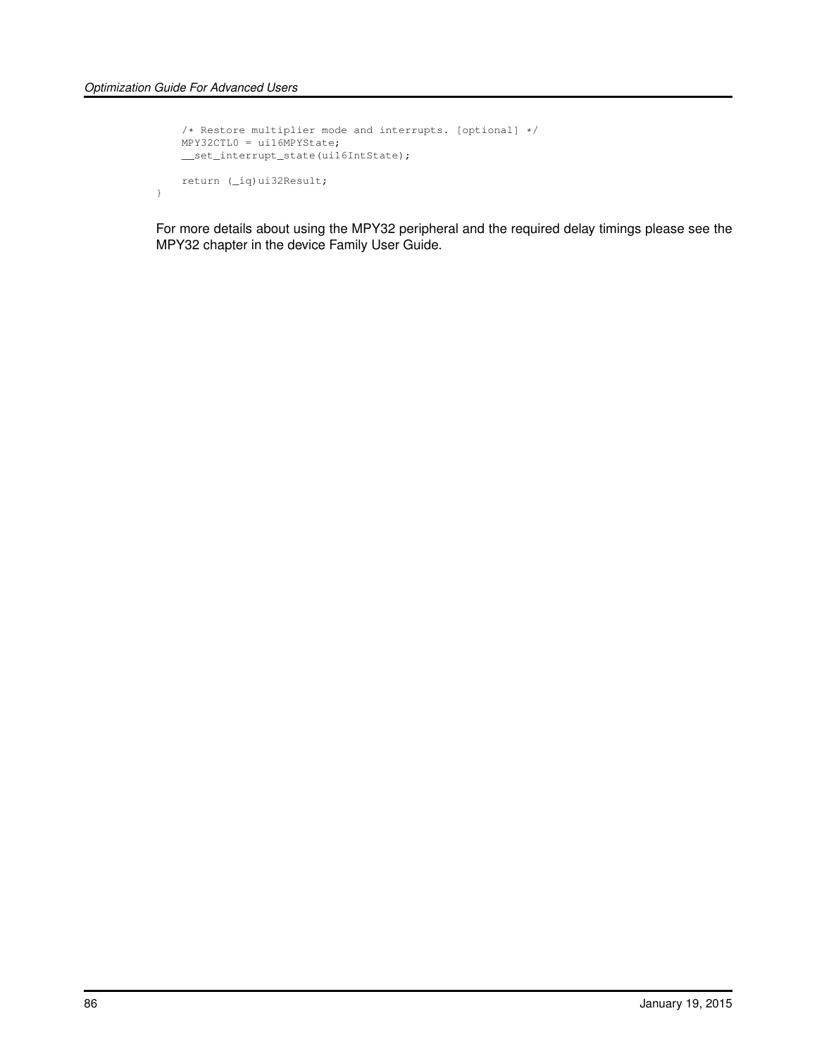```
    /* Restore multiplier mode and interrupts. [optional] */
    MPY32CTL0 = ui16MPYState;
    __set_interrupt_state(ui16IntState);

    return (_iq)ui32Result;
}
```

For more details about using the MPY32 peripheral and the required delay timings please see the MPY32 chapter in the device Family User Guide.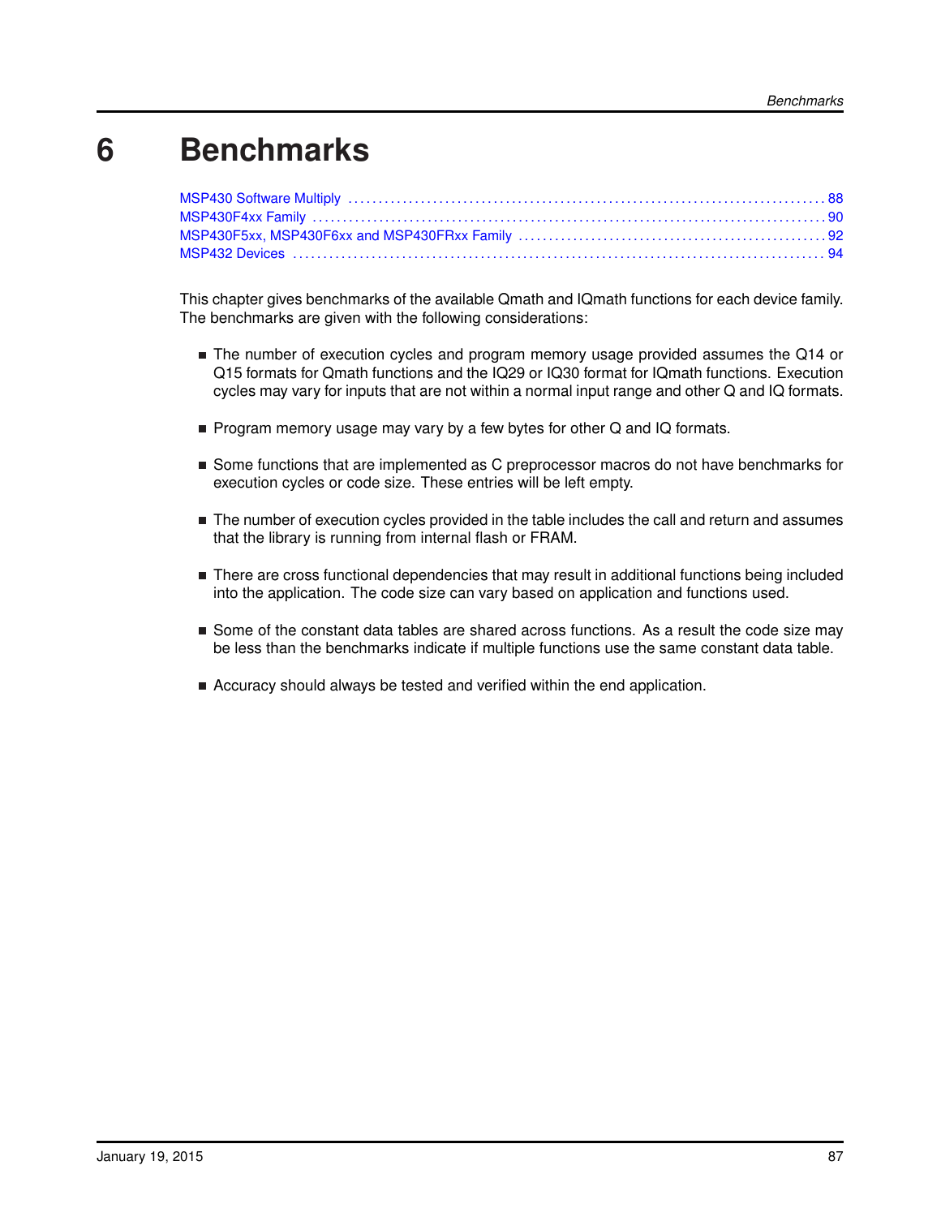# 6 Benchmarks

MSP430 Software Multiply . . . . . . . . . . . . . . . . . . . . . . . . . . . . . . . . . . . . . . . . . . . . . . . . . . . . . . . . . . . . . . . . . . . 88
MSP430F4xx Family . . . . . . . . . . . . . . . . . . . . . . . . . . . . . . . . . . . . . . . . . . . . . . . . . . . . . . . . . . . . . . . . . . . . . . . . . 90
MSP430F5xx, MSP430F6xx and MSP430FRxx Family . . . . . . . . . . . . . . . . . . . . . . . . . . . . . . . . . . . . . . . . . 92
MSP432 Devices . . . . . . . . . . . . . . . . . . . . . . . . . . . . . . . . . . . . . . . . . . . . . . . . . . . . . . . . . . . . . . . . . . . . . . . . . . . 94

This chapter gives benchmarks of the available Qmath and IQmath functions for each device family. The benchmarks are given with the following considerations:

- The number of execution cycles and program memory usage provided assumes the Q14 or Q15 formats for Qmath functions and the IQ29 or IQ30 format for IQmath functions. Execution cycles may vary for inputs that are not within a normal input range and other Q and IQ formats.
- Program memory usage may vary by a few bytes for other Q and IQ formats.
- Some functions that are implemented as C preprocessor macros do not have benchmarks for execution cycles or code size. These entries will be left empty.
- The number of execution cycles provided in the table includes the call and return and assumes that the library is running from internal flash or FRAM.
- There are cross functional dependencies that may result in additional functions being included into the application. The code size can vary based on application and functions used.
- Some of the constant data tables are shared across functions. As a result the code size may be less than the benchmarks indicate if multiple functions use the same constant data table.
- Accuracy should always be tested and verified within the end application.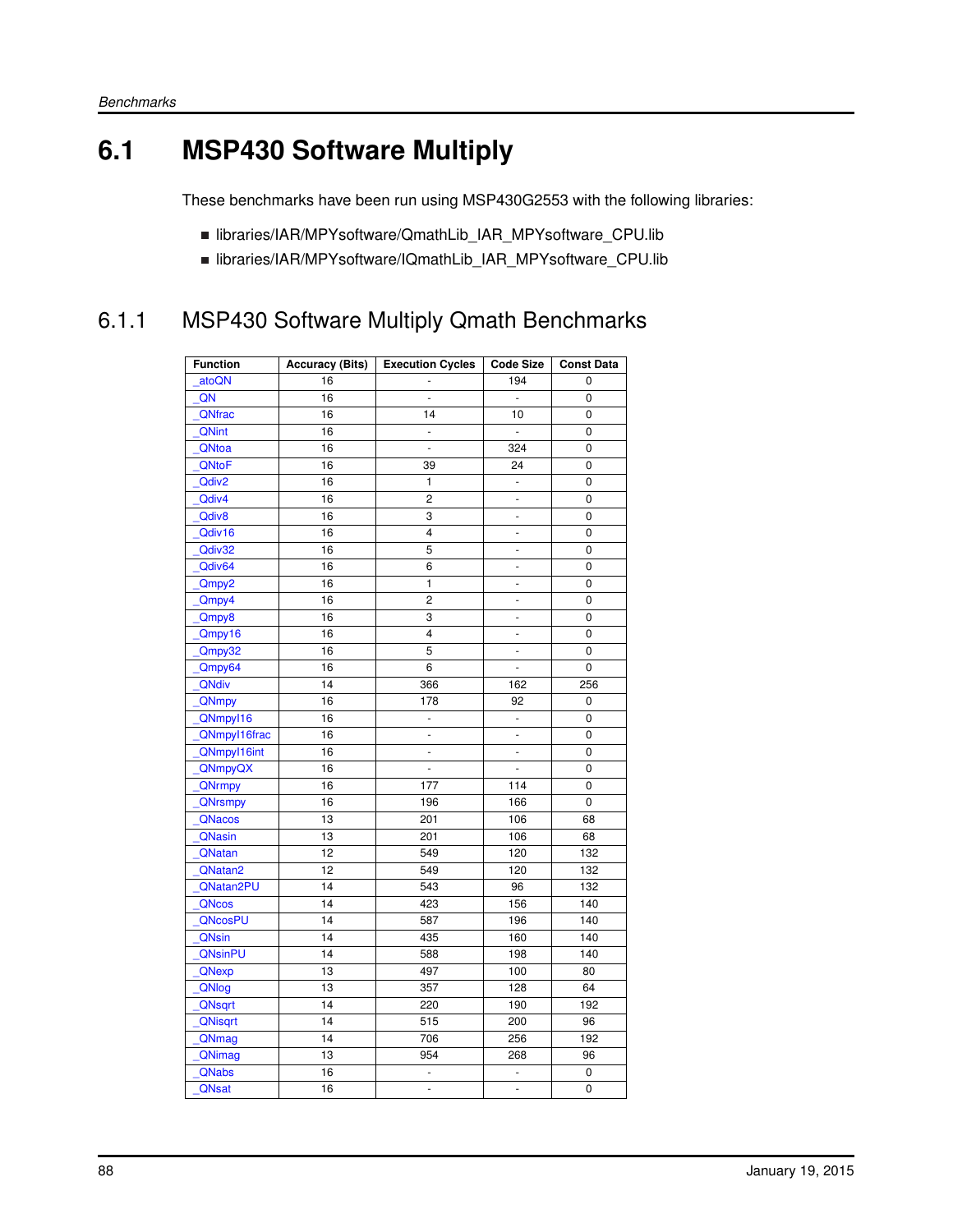## 6.1 MSP430 Software Multiply

These benchmarks have been run using MSP430G2553 with the following libraries:

- libraries/IAR/MPYsoftware/QmathLib_IAR_MPYsoftware_CPU.lib
- libraries/IAR/MPYsoftware/IQmathLib_IAR_MPYsoftware_CPU.lib

### 6.1.1 MSP430 Software Multiply Qmath Benchmarks

| Function | Accuracy (Bits) | Execution Cycles | Code Size | Const Data |
|---|---|---|---|---|
| _atoQN | 16 | - | 194 | 0 |
| _QN | 16 | - | - | 0 |
| _QNfrac | 16 | 14 | 10 | 0 |
| _QNint | 16 | - | - | 0 |
| _QNtoa | 16 | - | 324 | 0 |
| _QNtoF | 16 | 39 | 24 | 0 |
| _Qdiv2 | 16 | 1 | - | 0 |
| _Qdiv4 | 16 | 2 | - | 0 |
| _Qdiv8 | 16 | 3 | - | 0 |
| _Qdiv16 | 16 | 4 | - | 0 |
| _Qdiv32 | 16 | 5 | - | 0 |
| _Qdiv64 | 16 | 6 | - | 0 |
| _Qmpy2 | 16 | 1 | - | 0 |
| _Qmpy4 | 16 | 2 | - | 0 |
| _Qmpy8 | 16 | 3 | - | 0 |
| _Qmpy16 | 16 | 4 | - | 0 |
| _Qmpy32 | 16 | 5 | - | 0 |
| _Qmpy64 | 16 | 6 | - | 0 |
| _QNdiv | 14 | 366 | 162 | 256 |
| _QNmpy | 16 | 178 | 92 | 0 |
| _QNmpyI16 | 16 | - | - | 0 |
| _QNmpyI16frac | 16 | - | - | 0 |
| _QNmpyI16int | 16 | - | - | 0 |
| _QNmpyQX | 16 | - | - | 0 |
| _QNrmpy | 16 | 177 | 114 | 0 |
| _QNrsmpy | 16 | 196 | 166 | 0 |
| _QNacos | 13 | 201 | 106 | 68 |
| _QNasin | 13 | 201 | 106 | 68 |
| _QNatan | 12 | 549 | 120 | 132 |
| _QNatan2 | 12 | 549 | 120 | 132 |
| _QNatan2PU | 14 | 543 | 96 | 132 |
| _QNcos | 14 | 423 | 156 | 140 |
| _QNcosPU | 14 | 587 | 196 | 140 |
| _QNsin | 14 | 435 | 160 | 140 |
| _QNsinPU | 14 | 588 | 198 | 140 |
| _QNexp | 13 | 497 | 100 | 80 |
| _QNlog | 13 | 357 | 128 | 64 |
| _QNsqrt | 14 | 220 | 190 | 192 |
| _QNisqrt | 14 | 515 | 200 | 96 |
| _QNmag | 14 | 706 | 256 | 192 |
| _QNimag | 13 | 954 | 268 | 96 |
| _QNabs | 16 | - | - | 0 |
| _QNsat | 16 | - | - | 0 |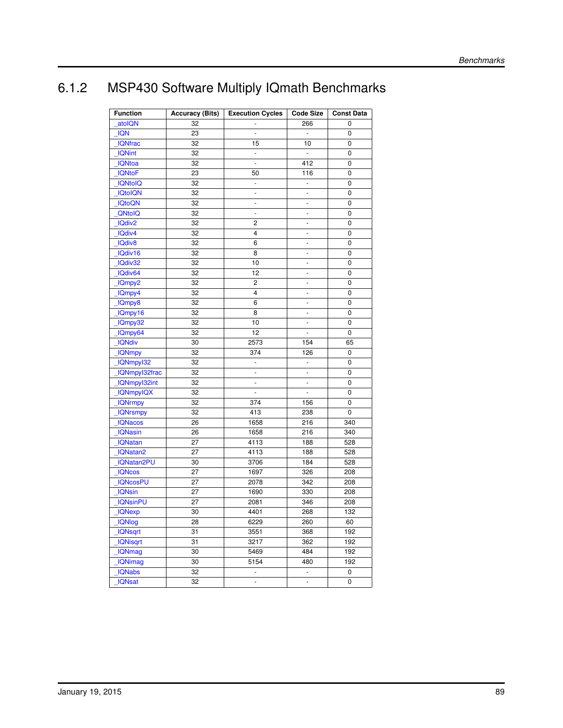## 6.1.2 MSP430 Software Multiply IQmath Benchmarks

| Function | Accuracy (Bits) | Execution Cycles | Code Size | Const Data |
|---|---|---|---|---|
| _atoIQN | 32 | - | 266 | 0 |
| _IQN | 23 | - | - | 0 |
| _IQNfrac | 32 | 15 | 10 | 0 |
| _IQNint | 32 | - | - | 0 |
| _IQNtoa | 32 | - | 412 | 0 |
| _IQNtoF | 23 | 50 | 116 | 0 |
| _IQNtoIQ | 32 | - | - | 0 |
| _IQtoIQN | 32 | - | - | 0 |
| _IQtoQN | 32 | - | - | 0 |
| _QNtoIQ | 32 | - | - | 0 |
| _IQdiv2 | 32 | 2 | - | 0 |
| _IQdiv4 | 32 | 4 | - | 0 |
| _IQdiv8 | 32 | 6 | - | 0 |
| _IQdiv16 | 32 | 8 | - | 0 |
| _IQdiv32 | 32 | 10 | - | 0 |
| _IQdiv64 | 32 | 12 | - | 0 |
| _IQmpy2 | 32 | 2 | - | 0 |
| _IQmpy4 | 32 | 4 | - | 0 |
| _IQmpy8 | 32 | 6 | - | 0 |
| _IQmpy16 | 32 | 8 | - | 0 |
| _IQmpy32 | 32 | 10 | - | 0 |
| _IQmpy64 | 32 | 12 | - | 0 |
| _IQNdiv | 30 | 2573 | 154 | 65 |
| _IQNmpy | 32 | 374 | 126 | 0 |
| _IQNmpyI32 | 32 | - | - | 0 |
| _IQNmpyI32frac | 32 | - | - | 0 |
| _IQNmpyI32int | 32 | - | - | 0 |
| _IQNmpyIQX | 32 | - | - | 0 |
| _IQNrmpy | 32 | 374 | 156 | 0 |
| _IQNrsmpy | 32 | 413 | 238 | 0 |
| _IQNacos | 26 | 1658 | 216 | 340 |
| _IQNasin | 26 | 1658 | 216 | 340 |
| _IQNatan | 27 | 4113 | 188 | 528 |
| _IQNatan2 | 27 | 4113 | 188 | 528 |
| _IQNatan2PU | 30 | 3706 | 184 | 528 |
| _IQNcos | 27 | 1697 | 326 | 208 |
| _IQNcosPU | 27 | 2078 | 342 | 208 |
| _IQNsin | 27 | 1690 | 330 | 208 |
| _IQNsinPU | 27 | 2081 | 346 | 208 |
| _IQNexp | 30 | 4401 | 268 | 132 |
| _IQNlog | 28 | 6229 | 260 | 60 |
| _IQNsqrt | 31 | 3551 | 368 | 192 |
| _IQNisqrt | 31 | 3217 | 362 | 192 |
| _IQNmag | 30 | 5469 | 484 | 192 |
| _IQNimag | 30 | 5154 | 480 | 192 |
| _IQNabs | 32 | - | - | 0 |
| _IQNsat | 32 | - | - | 0 |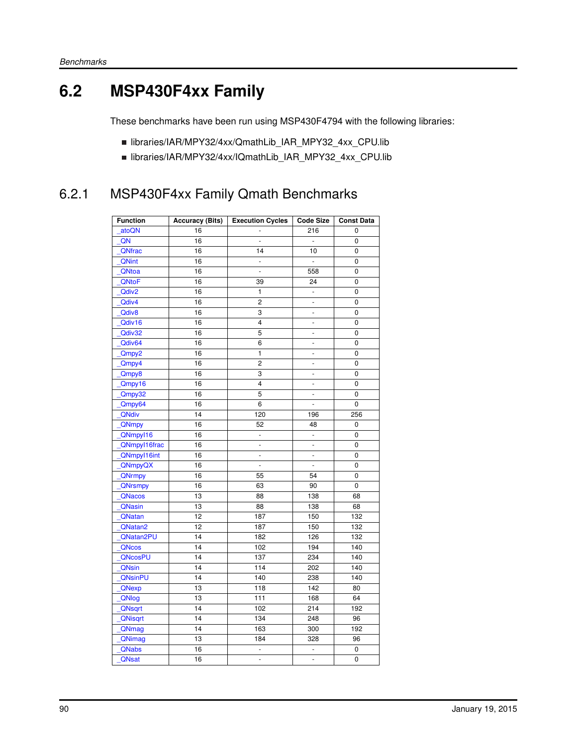# 6.2 MSP430F4xx Family

These benchmarks have been run using MSP430F4794 with the following libraries:

- libraries/IAR/MPY32/4xx/QmathLib_IAR_MPY32_4xx_CPU.lib
- libraries/IAR/MPY32/4xx/IQmathLib_IAR_MPY32_4xx_CPU.lib

## 6.2.1 MSP430F4xx Family Qmath Benchmarks

| Function | Accuracy (Bits) | Execution Cycles | Code Size | Const Data |
|---|---|---|---|---|
| _atoQN | 16 | - | 216 | 0 |
| _QN | 16 | - | - | 0 |
| _QNfrac | 16 | 14 | 10 | 0 |
| _QNint | 16 | - | - | 0 |
| _QNtoa | 16 | - | 558 | 0 |
| _QNtoF | 16 | 39 | 24 | 0 |
| _Qdiv2 | 16 | 1 | - | 0 |
| _Qdiv4 | 16 | 2 | - | 0 |
| _Qdiv8 | 16 | 3 | - | 0 |
| _Qdiv16 | 16 | 4 | - | 0 |
| _Qdiv32 | 16 | 5 | - | 0 |
| _Qdiv64 | 16 | 6 | - | 0 |
| _Qmpy2 | 16 | 1 | - | 0 |
| _Qmpy4 | 16 | 2 | - | 0 |
| _Qmpy8 | 16 | 3 | - | 0 |
| _Qmpy16 | 16 | 4 | - | 0 |
| _Qmpy32 | 16 | 5 | - | 0 |
| _Qmpy64 | 16 | 6 | - | 0 |
| _QNdiv | 14 | 120 | 196 | 256 |
| _QNmpy | 16 | 52 | 48 | 0 |
| _QNmpyI16 | 16 | - | - | 0 |
| _QNmpyI16frac | 16 | - | - | 0 |
| _QNmpyI16int | 16 | - | - | 0 |
| _QNmpyQX | 16 | - | - | 0 |
| _QNrmpy | 16 | 55 | 54 | 0 |
| _QNrsmpy | 16 | 63 | 90 | 0 |
| _QNacos | 13 | 88 | 138 | 68 |
| _QNasin | 13 | 88 | 138 | 68 |
| _QNatan | 12 | 187 | 150 | 132 |
| _QNatan2 | 12 | 187 | 150 | 132 |
| _QNatan2PU | 14 | 182 | 126 | 132 |
| _QNcos | 14 | 102 | 194 | 140 |
| _QNcosPU | 14 | 137 | 234 | 140 |
| _QNsin | 14 | 114 | 202 | 140 |
| _QNsinPU | 14 | 140 | 238 | 140 |
| _QNexp | 13 | 118 | 142 | 80 |
| _QNlog | 13 | 111 | 168 | 64 |
| _QNsqrt | 14 | 102 | 214 | 192 |
| _QNisqrt | 14 | 134 | 248 | 96 |
| _QNmag | 14 | 163 | 300 | 192 |
| _QNimag | 13 | 184 | 328 | 96 |
| _QNabs | 16 | - | - | 0 |
| _QNsat | 16 | - | - | 0 |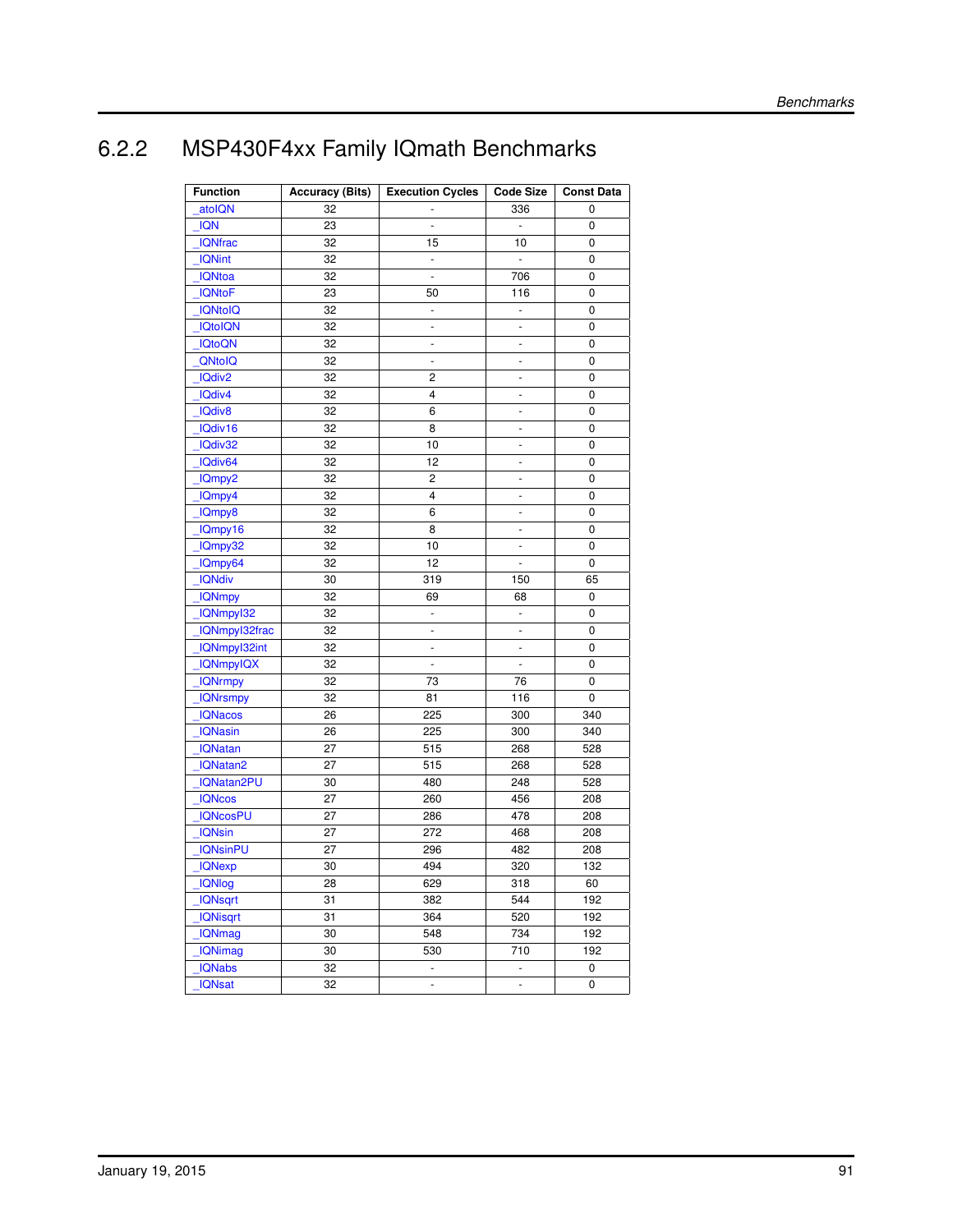### 6.2.2 MSP430F4xx Family IQmath Benchmarks

| Function | Accuracy (Bits) | Execution Cycles | Code Size | Const Data |
|---|---|---|---|---|
| _atoIQN | 32 | - | 336 | 0 |
| _IQN | 23 | - | - | 0 |
| _IQNfrac | 32 | 15 | 10 | 0 |
| _IQNint | 32 | - | - | 0 |
| _IQNtoa | 32 | - | 706 | 0 |
| _IQNtoF | 23 | 50 | 116 | 0 |
| _IQNtoIQ | 32 | - | - | 0 |
| _IQtoIQN | 32 | - | - | 0 |
| _IQtoQN | 32 | - | - | 0 |
| _QNtoIQ | 32 | - | - | 0 |
| _IQdiv2 | 32 | 2 | - | 0 |
| _IQdiv4 | 32 | 4 | - | 0 |
| _IQdiv8 | 32 | 6 | - | 0 |
| _IQdiv16 | 32 | 8 | - | 0 |
| _IQdiv32 | 32 | 10 | - | 0 |
| _IQdiv64 | 32 | 12 | - | 0 |
| _IQmpy2 | 32 | 2 | - | 0 |
| _IQmpy4 | 32 | 4 | - | 0 |
| _IQmpy8 | 32 | 6 | - | 0 |
| _IQmpy16 | 32 | 8 | - | 0 |
| _IQmpy32 | 32 | 10 | - | 0 |
| _IQmpy64 | 32 | 12 | - | 0 |
| _IQNdiv | 30 | 319 | 150 | 65 |
| _IQNmpy | 32 | 69 | 68 | 0 |
| _IQNmpyI32 | 32 | - | - | 0 |
| _IQNmpyI32frac | 32 | - | - | 0 |
| _IQNmpyI32int | 32 | - | - | 0 |
| _IQNmpyIQX | 32 | - | - | 0 |
| _IQNrmpy | 32 | 73 | 76 | 0 |
| _IQNrsmpy | 32 | 81 | 116 | 0 |
| _IQNacos | 26 | 225 | 300 | 340 |
| _IQNasin | 26 | 225 | 300 | 340 |
| _IQNatan | 27 | 515 | 268 | 528 |
| _IQNatan2 | 27 | 515 | 268 | 528 |
| _IQNatan2PU | 30 | 480 | 248 | 528 |
| _IQNcos | 27 | 260 | 456 | 208 |
| _IQNcosPU | 27 | 286 | 478 | 208 |
| _IQNsin | 27 | 272 | 468 | 208 |
| _IQNsinPU | 27 | 296 | 482 | 208 |
| _IQNexp | 30 | 494 | 320 | 132 |
| _IQNlog | 28 | 629 | 318 | 60 |
| _IQNsqrt | 31 | 382 | 544 | 192 |
| _IQNisqrt | 31 | 364 | 520 | 192 |
| _IQNmag | 30 | 548 | 734 | 192 |
| _IQNimag | 30 | 530 | 710 | 192 |
| _IQNabs | 32 | - | - | 0 |
| _IQNsat | 32 | - | - | 0 |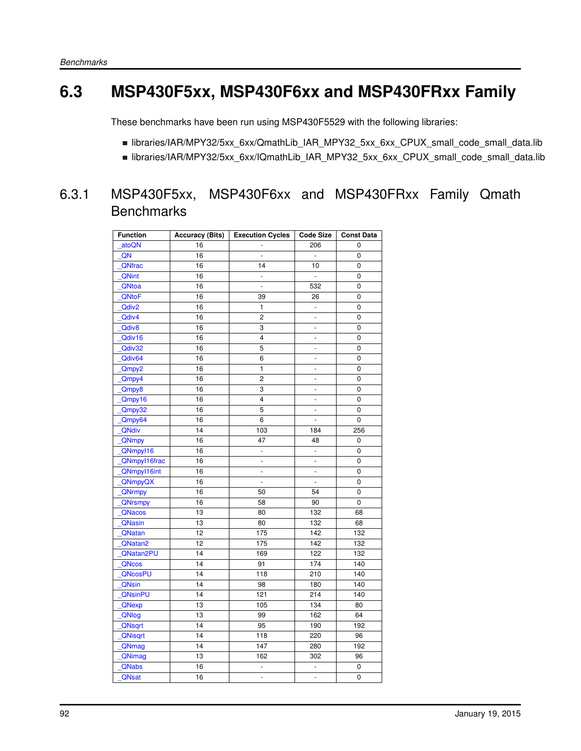## 6.3 MSP430F5xx, MSP430F6xx and MSP430FRxx Family

These benchmarks have been run using MSP430F5529 with the following libraries:

- libraries/IAR/MPY32/5xx_6xx/QmathLib_IAR_MPY32_5xx_6xx_CPUX_small_code_small_data.lib
- libraries/IAR/MPY32/5xx_6xx/IQmathLib_IAR_MPY32_5xx_6xx_CPUX_small_code_small_data.lib

### 6.3.1 MSP430F5xx, MSP430F6xx and MSP430FRxx Family Qmath Benchmarks

| Function | Accuracy (Bits) | Execution Cycles | Code Size | Const Data |
|---|---|---|---|---|
| _atoQN | 16 | - | 206 | 0 |
| _QN | 16 | - | - | 0 |
| _QNfrac | 16 | 14 | 10 | 0 |
| _QNint | 16 | - | - | 0 |
| _QNtoa | 16 | - | 532 | 0 |
| _QNtoF | 16 | 39 | 26 | 0 |
| _Qdiv2 | 16 | 1 | - | 0 |
| _Qdiv4 | 16 | 2 | - | 0 |
| _Qdiv8 | 16 | 3 | - | 0 |
| _Qdiv16 | 16 | 4 | - | 0 |
| _Qdiv32 | 16 | 5 | - | 0 |
| _Qdiv64 | 16 | 6 | - | 0 |
| _Qmpy2 | 16 | 1 | - | 0 |
| _Qmpy4 | 16 | 2 | - | 0 |
| _Qmpy8 | 16 | 3 | - | 0 |
| _Qmpy16 | 16 | 4 | - | 0 |
| _Qmpy32 | 16 | 5 | - | 0 |
| _Qmpy64 | 16 | 6 | - | 0 |
| _QNdiv | 14 | 103 | 184 | 256 |
| _QNmpy | 16 | 47 | 48 | 0 |
| _QNmpyI16 | 16 | - | - | 0 |
| _QNmpyI16frac | 16 | - | - | 0 |
| _QNmpyI16int | 16 | - | - | 0 |
| _QNmpyQX | 16 | - | - | 0 |
| _QNrmpy | 16 | 50 | 54 | 0 |
| _QNrsmpy | 16 | 58 | 90 | 0 |
| _QNacos | 13 | 80 | 132 | 68 |
| _QNasin | 13 | 80 | 132 | 68 |
| _QNatan | 12 | 175 | 142 | 132 |
| _QNatan2 | 12 | 175 | 142 | 132 |
| _QNatan2PU | 14 | 169 | 122 | 132 |
| _QNcos | 14 | 91 | 174 | 140 |
| _QNcosPU | 14 | 118 | 210 | 140 |
| _QNsin | 14 | 98 | 180 | 140 |
| _QNsinPU | 14 | 121 | 214 | 140 |
| _QNexp | 13 | 105 | 134 | 80 |
| _QNlog | 13 | 99 | 162 | 64 |
| _QNsqrt | 14 | 95 | 190 | 192 |
| _QNisqrt | 14 | 118 | 220 | 96 |
| _QNmag | 14 | 147 | 280 | 192 |
| _QNimag | 13 | 162 | 302 | 96 |
| _QNabs | 16 | - | - | 0 |
| _QNsat | 16 | - | - | 0 |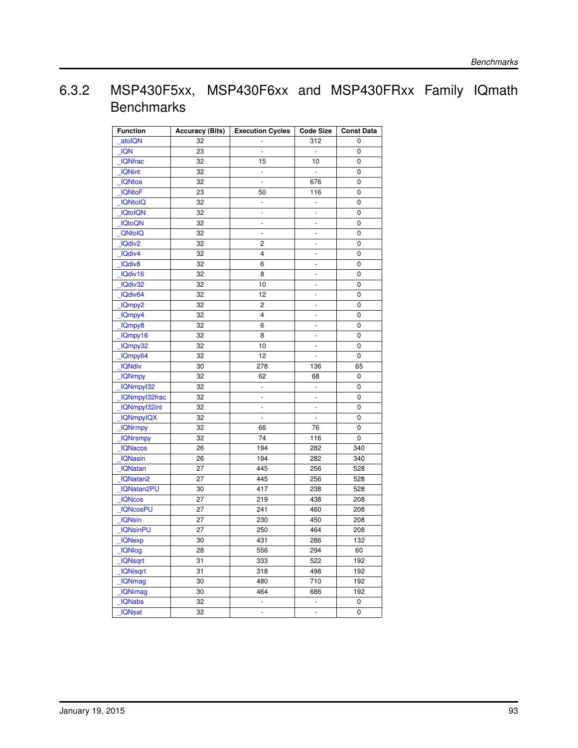### 6.3.2 MSP430F5xx, MSP430F6xx and MSP430FRxx Family IQmath Benchmarks

| Function | Accuracy (Bits) | Execution Cycles | Code Size | Const Data |
|---|---|---|---|---|
| _atoIQN | 32 | - | 312 | 0 |
| _IQN | 23 | - | - | 0 |
| _IQNfrac | 32 | 15 | 10 | 0 |
| _IQNint | 32 | - | - | 0 |
| _IQNtoa | 32 | - | 676 | 0 |
| _IQNtoF | 23 | 50 | 116 | 0 |
| _IQNtoIQ | 32 | - | - | 0 |
| _IQtoIQN | 32 | - | - | 0 |
| _IQtoQN | 32 | - | - | 0 |
| _QNtoIQ | 32 | - | - | 0 |
| _IQdiv2 | 32 | 2 | - | 0 |
| _IQdiv4 | 32 | 4 | - | 0 |
| _IQdiv8 | 32 | 6 | - | 0 |
| _IQdiv16 | 32 | 8 | - | 0 |
| _IQdiv32 | 32 | 10 | - | 0 |
| _IQdiv64 | 32 | 12 | - | 0 |
| _IQmpy2 | 32 | 2 | - | 0 |
| _IQmpy4 | 32 | 4 | - | 0 |
| _IQmpy8 | 32 | 6 | - | 0 |
| _IQmpy16 | 32 | 8 | - | 0 |
| _IQmpy32 | 32 | 10 | - | 0 |
| _IQmpy64 | 32 | 12 | - | 0 |
| _IQNdiv | 30 | 278 | 136 | 65 |
| _IQNmpy | 32 | 62 | 68 | 0 |
| _IQNmpyI32 | 32 | - | - | 0 |
| _IQNmpyI32frac | 32 | - | - | 0 |
| _IQNmpyI32int | 32 | - | - | 0 |
| _IQNmpyIQX | 32 | - | - | 0 |
| _IQNrmpy | 32 | 66 | 76 | 0 |
| _IQNrsmpy | 32 | 74 | 116 | 0 |
| _IQNacos | 26 | 194 | 282 | 340 |
| _IQNasin | 26 | 194 | 282 | 340 |
| _IQNatan | 27 | 445 | 256 | 528 |
| _IQNatan2 | 27 | 445 | 256 | 528 |
| _IQNatan2PU | 30 | 417 | 238 | 528 |
| _IQNcos | 27 | 219 | 438 | 208 |
| _IQNcosPU | 27 | 241 | 460 | 208 |
| _IQNsin | 27 | 230 | 450 | 208 |
| _IQNsinPU | 27 | 250 | 464 | 208 |
| _IQNexp | 30 | 431 | 286 | 132 |
| _IQNlog | 28 | 556 | 294 | 60 |
| _IQNsqrt | 31 | 333 | 522 | 192 |
| _IQNisqrt | 31 | 318 | 498 | 192 |
| _IQNmag | 30 | 480 | 710 | 192 |
| _IQNimag | 30 | 464 | 686 | 192 |
| _IQNabs | 32 | - | - | 0 |
| _IQNsat | 32 | - | - | 0 |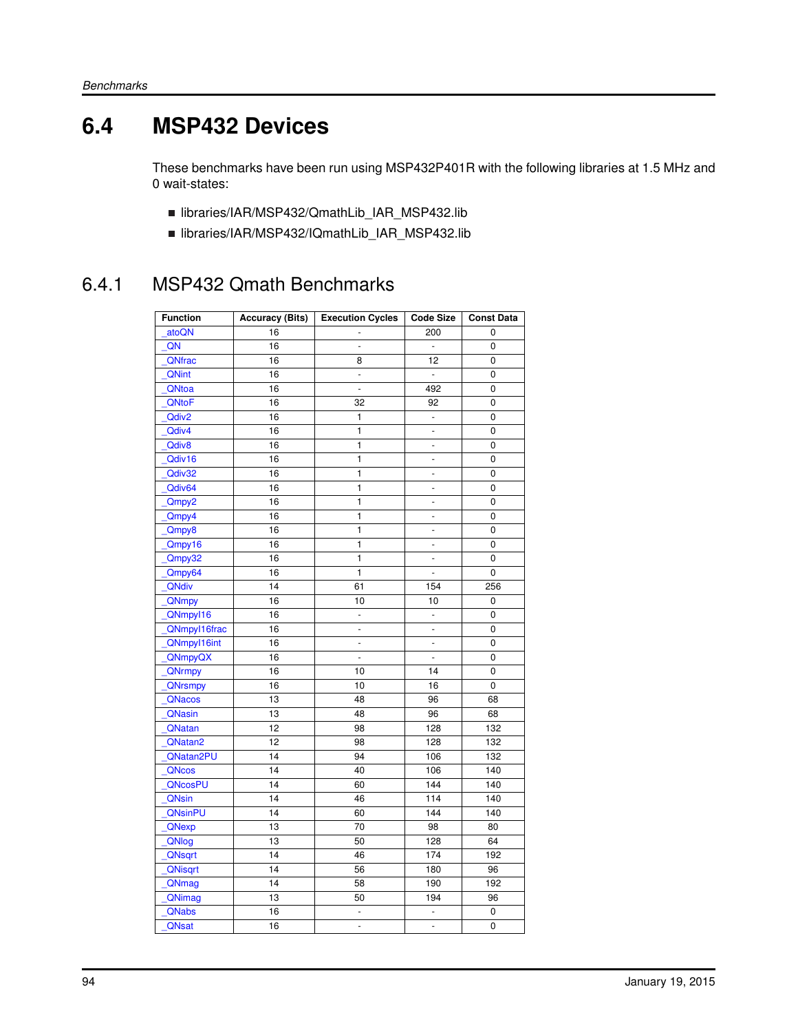# 6.4 MSP432 Devices

These benchmarks have been run using MSP432P401R with the following libraries at 1.5 MHz and 0 wait-states:

- libraries/IAR/MSP432/QmathLib_IAR_MSP432.lib
- libraries/IAR/MSP432/IQmathLib_IAR_MSP432.lib

## 6.4.1 MSP432 Qmath Benchmarks

| Function | Accuracy (Bits) | Execution Cycles | Code Size | Const Data |
|---|---|---|---|---|
| _atoQN | 16 | - | 200 | 0 |
| _QN | 16 | - | - | 0 |
| _QNfrac | 16 | 8 | 12 | 0 |
| _QNint | 16 | - | - | 0 |
| _QNtoa | 16 | - | 492 | 0 |
| _QNtoF | 16 | 32 | 92 | 0 |
| _Qdiv2 | 16 | 1 | - | 0 |
| _Qdiv4 | 16 | 1 | - | 0 |
| _Qdiv8 | 16 | 1 | - | 0 |
| _Qdiv16 | 16 | 1 | - | 0 |
| _Qdiv32 | 16 | 1 | - | 0 |
| _Qdiv64 | 16 | 1 | - | 0 |
| _Qmpy2 | 16 | 1 | - | 0 |
| _Qmpy4 | 16 | 1 | - | 0 |
| _Qmpy8 | 16 | 1 | - | 0 |
| _Qmpy16 | 16 | 1 | - | 0 |
| _Qmpy32 | 16 | 1 | - | 0 |
| _Qmpy64 | 16 | 1 | - | 0 |
| _QNdiv | 14 | 61 | 154 | 256 |
| _QNmpy | 16 | 10 | 10 | 0 |
| _QNmpyI16 | 16 | - | - | 0 |
| _QNmpyI16frac | 16 | - | - | 0 |
| _QNmpyI16int | 16 | - | - | 0 |
| _QNmpyQX | 16 | - | - | 0 |
| _QNrmpy | 16 | 10 | 14 | 0 |
| _QNrsmpy | 16 | 10 | 16 | 0 |
| _QNacos | 13 | 48 | 96 | 68 |
| _QNasin | 13 | 48 | 96 | 68 |
| _QNatan | 12 | 98 | 128 | 132 |
| _QNatan2 | 12 | 98 | 128 | 132 |
| _QNatan2PU | 14 | 94 | 106 | 132 |
| _QNcos | 14 | 40 | 106 | 140 |
| _QNcosPU | 14 | 60 | 144 | 140 |
| _QNsin | 14 | 46 | 114 | 140 |
| _QNsinPU | 14 | 60 | 144 | 140 |
| _QNexp | 13 | 70 | 98 | 80 |
| _QNlog | 13 | 50 | 128 | 64 |
| _QNsqrt | 14 | 46 | 174 | 192 |
| _QNisqrt | 14 | 56 | 180 | 96 |
| _QNmag | 14 | 58 | 190 | 192 |
| _QNimag | 13 | 50 | 194 | 96 |
| _QNabs | 16 | - | - | 0 |
| _QNsat | 16 | - | - | 0 |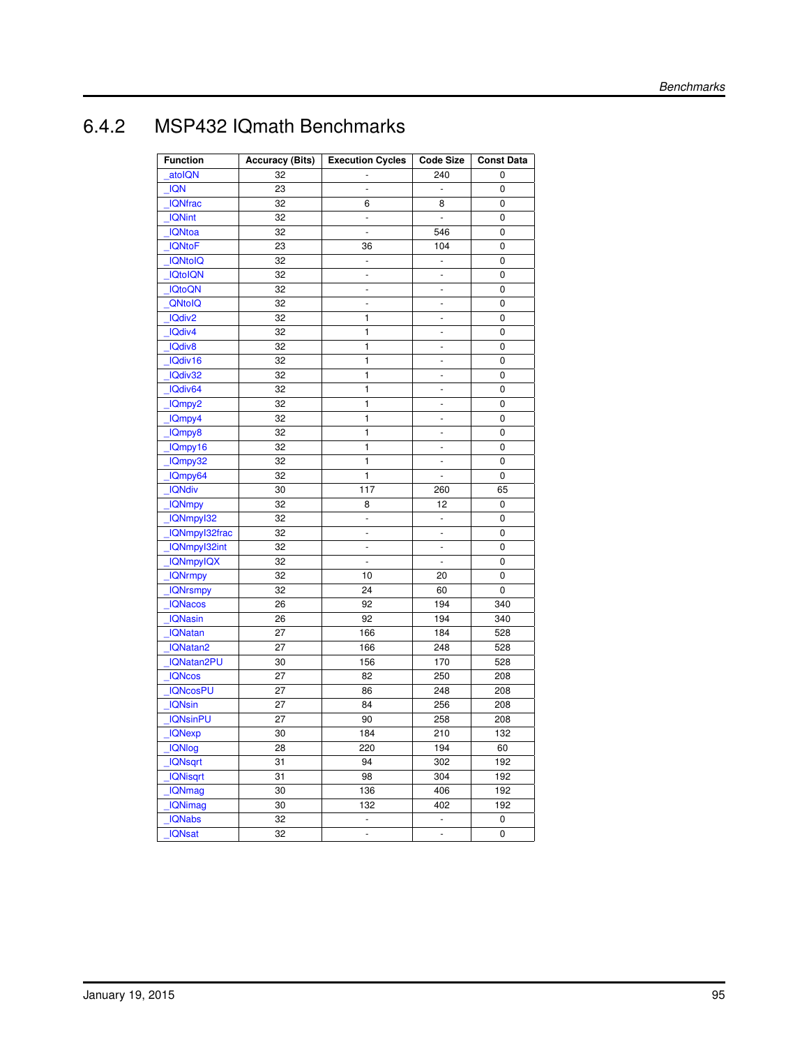### 6.4.2 MSP432 IQmath Benchmarks

| Function | Accuracy (Bits) | Execution Cycles | Code Size | Const Data |
|---|---|---|---|---|
| _atoIQN | 32 | - | 240 | 0 |
| _IQN | 23 | - | - | 0 |
| _IQNfrac | 32 | 6 | 8 | 0 |
| _IQNint | 32 | - | - | 0 |
| _IQNtoa | 32 | - | 546 | 0 |
| _IQNtoF | 23 | 36 | 104 | 0 |
| _IQNtoIQ | 32 | - | - | 0 |
| _IQtoIQN | 32 | - | - | 0 |
| _IQtoQN | 32 | - | - | 0 |
| _QNtoIQ | 32 | - | - | 0 |
| _IQdiv2 | 32 | 1 | - | 0 |
| _IQdiv4 | 32 | 1 | - | 0 |
| _IQdiv8 | 32 | 1 | - | 0 |
| _IQdiv16 | 32 | 1 | - | 0 |
| _IQdiv32 | 32 | 1 | - | 0 |
| _IQdiv64 | 32 | 1 | - | 0 |
| _IQmpy2 | 32 | 1 | - | 0 |
| _IQmpy4 | 32 | 1 | - | 0 |
| _IQmpy8 | 32 | 1 | - | 0 |
| _IQmpy16 | 32 | 1 | - | 0 |
| _IQmpy32 | 32 | 1 | - | 0 |
| _IQmpy64 | 32 | 1 | - | 0 |
| _IQNdiv | 30 | 117 | 260 | 65 |
| _IQNmpy | 32 | 8 | 12 | 0 |
| _IQNmpyI32 | 32 | - | - | 0 |
| _IQNmpyI32frac | 32 | - | - | 0 |
| _IQNmpyI32int | 32 | - | - | 0 |
| _IQNmpyIQX | 32 | - | - | 0 |
| _IQNrmpy | 32 | 10 | 20 | 0 |
| _IQNrsmpy | 32 | 24 | 60 | 0 |
| _IQNacos | 26 | 92 | 194 | 340 |
| _IQNasin | 26 | 92 | 194 | 340 |
| _IQNatan | 27 | 166 | 184 | 528 |
| _IQNatan2 | 27 | 166 | 248 | 528 |
| _IQNatan2PU | 30 | 156 | 170 | 528 |
| _IQNcos | 27 | 82 | 250 | 208 |
| _IQNcosPU | 27 | 86 | 248 | 208 |
| _IQNsin | 27 | 84 | 256 | 208 |
| _IQNsinPU | 27 | 90 | 258 | 208 |
| _IQNexp | 30 | 184 | 210 | 132 |
| _IQNlog | 28 | 220 | 194 | 60 |
| _IQNsqrt | 31 | 94 | 302 | 192 |
| _IQNisqrt | 31 | 98 | 304 | 192 |
| _IQNmag | 30 | 136 | 406 | 192 |
| _IQNimag | 30 | 132 | 402 | 192 |
| _IQNabs | 32 | - | - | 0 |
| _IQNsat | 32 | - | - | 0 |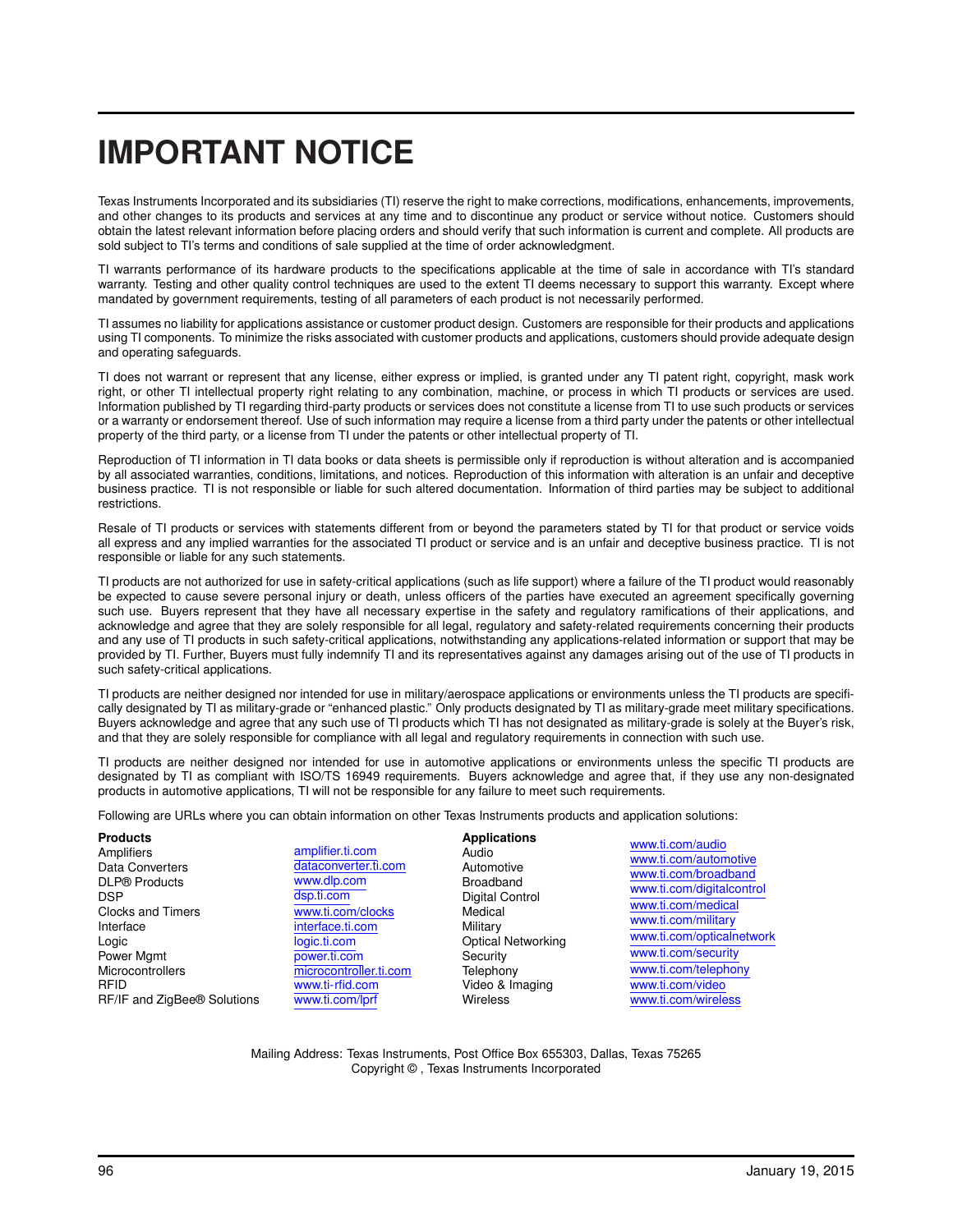# IMPORTANT NOTICE

Texas Instruments Incorporated and its subsidiaries (TI) reserve the right to make corrections, modifications, enhancements, improvements, and other changes to its products and services at any time and to discontinue any product or service without notice. Customers should obtain the latest relevant information before placing orders and should verify that such information is current and complete. All products are sold subject to TI's terms and conditions of sale supplied at the time of order acknowledgment.

TI warrants performance of its hardware products to the specifications applicable at the time of sale in accordance with TI's standard warranty. Testing and other quality control techniques are used to the extent TI deems necessary to support this warranty. Except where mandated by government requirements, testing of all parameters of each product is not necessarily performed.

TI assumes no liability for applications assistance or customer product design. Customers are responsible for their products and applications using TI components. To minimize the risks associated with customer products and applications, customers should provide adequate design and operating safeguards.

TI does not warrant or represent that any license, either express or implied, is granted under any TI patent right, copyright, mask work right, or other TI intellectual property right relating to any combination, machine, or process in which TI products or services are used. Information published by TI regarding third-party products or services does not constitute a license from TI to use such products or services or a warranty or endorsement thereof. Use of such information may require a license from a third party under the patents or other intellectual property of the third party, or a license from TI under the patents or other intellectual property of TI.

Reproduction of TI information in TI data books or data sheets is permissible only if reproduction is without alteration and is accompanied by all associated warranties, conditions, limitations, and notices. Reproduction of this information with alteration is an unfair and deceptive business practice. TI is not responsible or liable for such altered documentation. Information of third parties may be subject to additional restrictions.

Resale of TI products or services with statements different from or beyond the parameters stated by TI for that product or service voids all express and any implied warranties for the associated TI product or service and is an unfair and deceptive business practice. TI is not responsible or liable for any such statements.

TI products are not authorized for use in safety-critical applications (such as life support) where a failure of the TI product would reasonably be expected to cause severe personal injury or death, unless officers of the parties have executed an agreement specifically governing such use. Buyers represent that they have all necessary expertise in the safety and regulatory ramifications of their applications, and acknowledge and agree that they are solely responsible for all legal, regulatory and safety-related requirements concerning their products and any use of TI products in such safety-critical applications, notwithstanding any applications-related information or support that may be provided by TI. Further, Buyers must fully indemnify TI and its representatives against any damages arising out of the use of TI products in such safety-critical applications.

TI products are neither designed nor intended for use in military/aerospace applications or environments unless the TI products are specifically designated by TI as military-grade or "enhanced plastic." Only products designated by TI as military-grade meet military specifications. Buyers acknowledge and agree that any such use of TI products which TI has not designated as military-grade is solely at the Buyer's risk, and that they are solely responsible for compliance with all legal and regulatory requirements in connection with such use.

TI products are neither designed nor intended for use in automotive applications or environments unless the specific TI products are designated by TI as compliant with ISO/TS 16949 requirements. Buyers acknowledge and agree that, if they use any non-designated products in automotive applications, TI will not be responsible for any failure to meet such requirements.

Following are URLs where you can obtain information on other Texas Instruments products and application solutions:

| **Products** | | **Applications** | |
|---|---|---|---|
| Amplifiers | amplifier.ti.com | Audio | www.ti.com/audio |
| Data Converters | dataconverter.ti.com | Automotive | www.ti.com/automotive |
| DLP® Products | www.dlp.com | Broadband | www.ti.com/broadband |
| DSP | dsp.ti.com | Digital Control | www.ti.com/digitalcontrol |
| Clocks and Timers | www.ti.com/clocks | Medical | www.ti.com/medical |
| Interface | interface.ti.com | Military | www.ti.com/military |
| Logic | logic.ti.com | Optical Networking | www.ti.com/opticalnetwork |
| Power Mgmt | power.ti.com | Security | www.ti.com/security |
| Microcontrollers | microcontroller.ti.com | Telephony | www.ti.com/telephony |
| RFID | www.ti-rfid.com | Video & Imaging | www.ti.com/video |
| RF/IF and ZigBee® Solutions | www.ti.com/lprf | Wireless | www.ti.com/wireless |

Mailing Address: Texas Instruments, Post Office Box 655303, Dallas, Texas 75265
Copyright © , Texas Instruments Incorporated